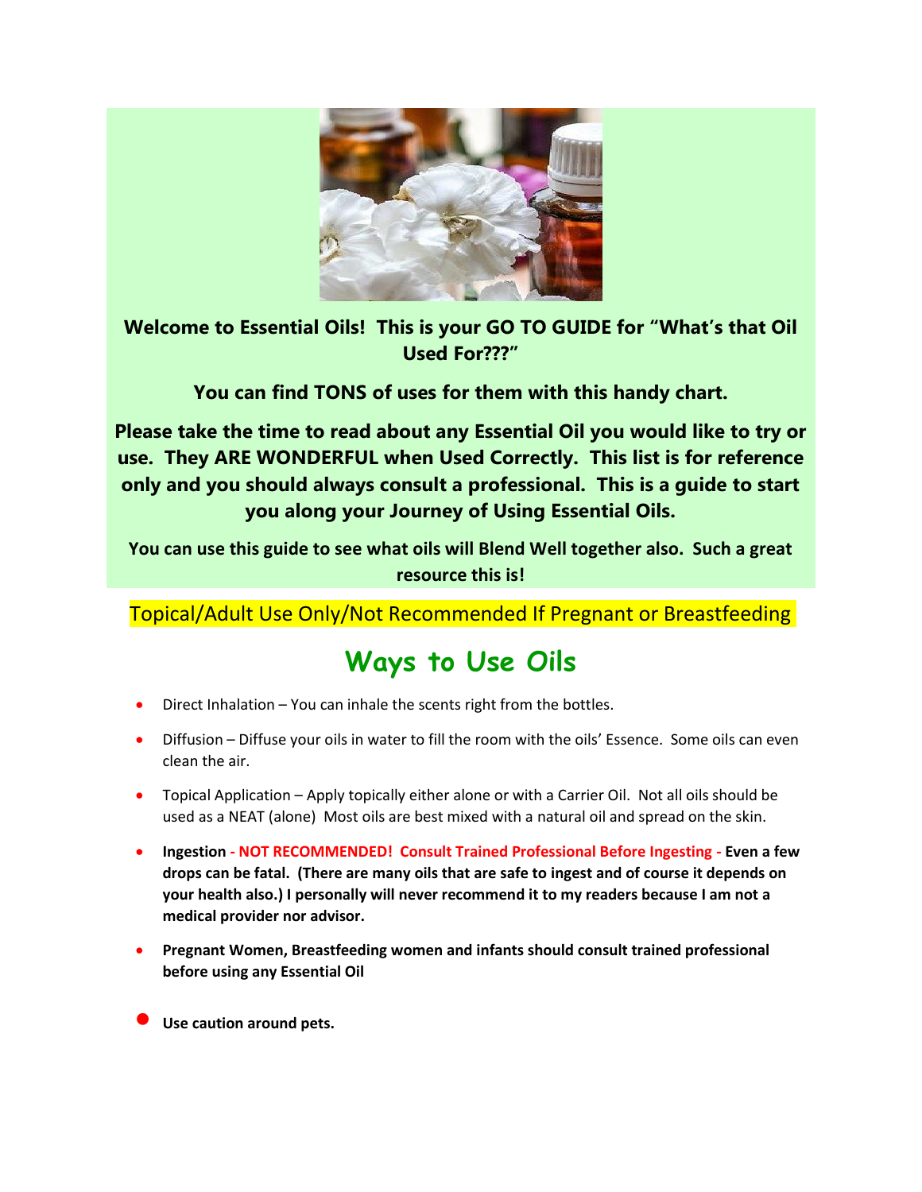**Welcome to Essential Oils! This is your GO TO GUIDE for "What's that Oil Used For???"**

**You can find TONS of uses for them with this handy chart.**

**Please take the time to read about any Essential Oil you would like to try or use. They ARE WONDERFUL when Used Correctly. This list is for reference only and you should always consult a professional. This is a guide to start you along your Journey of Using Essential Oils.**

**You can use this guide to see what oils will Blend Well together also. Such a great resource this is!**

Topical/Adult Use Only/Not Recommended If Pregnant or Breastfeeding

# Ways to Use Oils

- Direct Inhalation – You can inhale the scents right from the bottles.
- Diffusion – Diffuse your oils in water to fill the room with the oils' Essence. Some oils can even clean the air.
- Topical Application – Apply topically either alone or with a Carrier Oil. Not all oils should be used as a NEAT (alone) Most oils are best mixed with a natural oil and spread on the skin.
- **Ingestion - NOT RECOMMENDED! Consult Trained Professional Before Ingesting - Even a few drops can be fatal. (There are many oils that are safe to ingest and of course it depends on your health also.) I personally will never recommend it to my readers because I am not a medical provider nor advisor.**
- **Pregnant Women, Breastfeeding women and infants should consult trained professional before using any Essential Oil**
- **Use caution around pets.**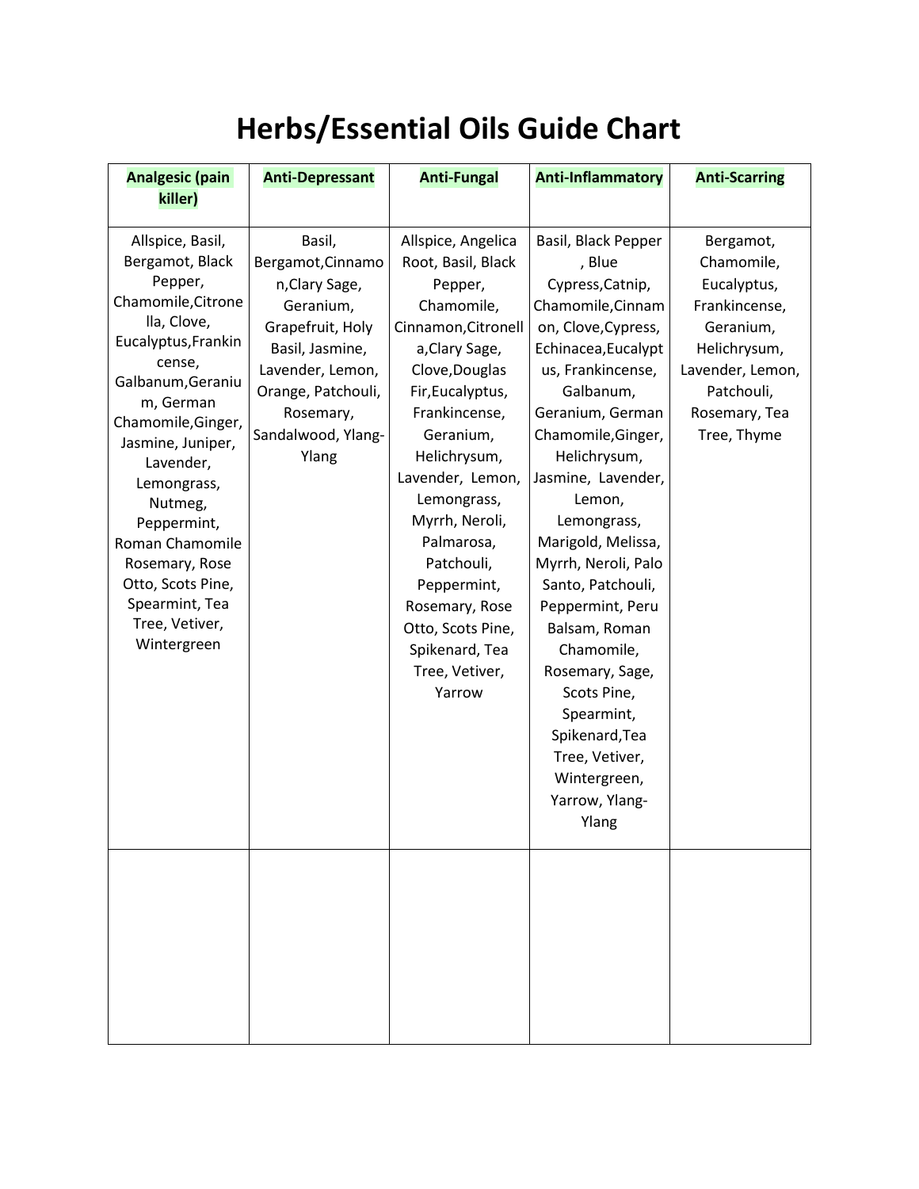# Herbs/Essential Oils Guide Chart

| Analgesic (pain killer) | Anti-Depressant | Anti-Fungal | Anti-Inflammatory | Anti-Scarring |
|---|---|---|---|---|
| Allspice, Basil, Bergamot, Black Pepper, Chamomile,Citronella, Clove, Eucalyptus,Frankincense, Galbanum,Geranium, German Chamomile,Ginger, Jasmine, Juniper, Lavender, Lemongrass, Nutmeg, Peppermint, Roman Chamomile Rosemary, Rose Otto, Scots Pine, Spearmint, Tea Tree, Vetiver, Wintergreen | Basil, Bergamot,Cinnamon,Clary Sage, Geranium, Grapefruit, Holy Basil, Jasmine, Lavender, Lemon, Orange, Patchouli, Rosemary, Sandalwood, Ylang-Ylang | Allspice, Angelica Root, Basil, Black Pepper, Chamomile, Cinnamon,Citronella,Clary Sage, Clove,Douglas Fir,Eucalyptus, Frankincense, Geranium, Helichrysum, Lavender, Lemon, Lemongrass, Myrrh, Neroli, Palmarosa, Patchouli, Peppermint, Rosemary, Rose Otto, Scots Pine, Spikenard, Tea Tree, Vetiver, Yarrow | Basil, Black Pepper, Blue Cypress,Catnip, Chamomile,Cinnamon, Clove,Cypress, Echinacea,Eucalyptus, Frankincense, Galbanum, Geranium, German Chamomile,Ginger, Helichrysum, Jasmine, Lavender, Lemon, Lemongrass, Marigold, Melissa, Myrrh, Neroli, Palo Santo, Patchouli, Peppermint, Peru Balsam, Roman Chamomile, Rosemary, Sage, Scots Pine, Spearmint, Spikenard,Tea Tree, Vetiver, Wintergreen, Yarrow, Ylang-Ylang | Bergamot, Chamomile, Eucalyptus, Frankincense, Geranium, Helichrysum, Lavender, Lemon, Patchouli, Rosemary, Tea Tree, Thyme |
| | | | | |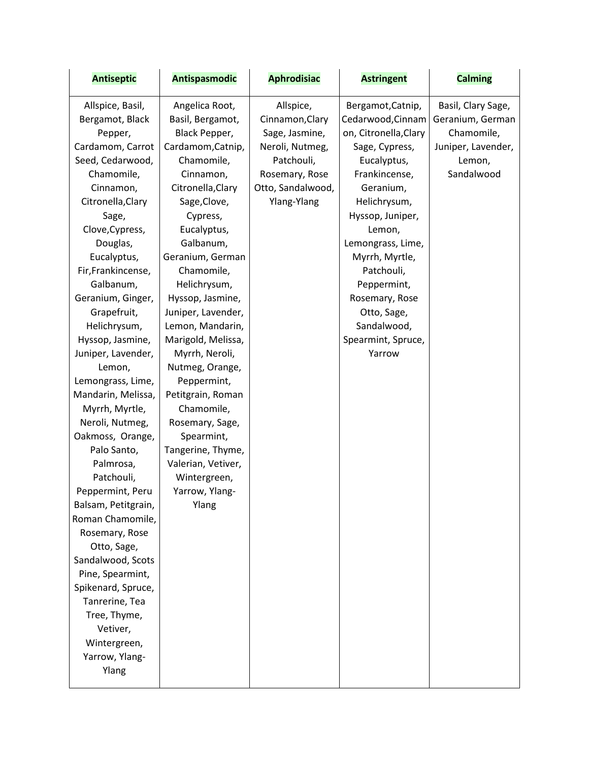| **Antiseptic** | **Antispasmodic** | **Aphrodisiac** | **Astringent** | **Calming** |
|---|---|---|---|---|
| Allspice, Basil, Bergamot, Black Pepper, Cardamom, Carrot Seed, Cedarwood, Chamomile, Cinnamon, Citronella,Clary Sage, Clove,Cypress, Douglas, Eucalyptus, Fir,Frankincense, Galbanum, Geranium, Ginger, Grapefruit, Helichrysum, Hyssop, Jasmine, Juniper, Lavender, Lemon, Lemongrass, Lime, Mandarin, Melissa, Myrrh, Myrtle, Neroli, Nutmeg, Oakmoss, Orange, Palo Santo, Palmrosa, Patchouli, Peppermint, Peru Balsam, Petitgrain, Roman Chamomile, Rosemary, Rose Otto, Sage, Sandalwood, Scots Pine, Spearmint, Spikenard, Spruce, Tanrerine, Tea Tree, Thyme, Vetiver, Wintergreen, Yarrow, Ylang-Ylang | Angelica Root, Basil, Bergamot, Black Pepper, Cardamom,Catnip, Chamomile, Cinnamon, Citronella,Clary Sage,Clove, Cypress, Eucalyptus, Galbanum, Geranium, German Chamomile, Helichrysum, Hyssop, Jasmine, Juniper, Lavender, Lemon, Mandarin, Marigold, Melissa, Myrrh, Neroli, Nutmeg, Orange, Peppermint, Petitgrain, Roman Chamomile, Rosemary, Sage, Spearmint, Tangerine, Thyme, Valerian, Vetiver, Wintergreen, Yarrow, Ylang-Ylang | Allspice, Cinnamon,Clary Sage, Jasmine, Neroli, Nutmeg, Patchouli, Rosemary, Rose Otto, Sandalwood, Ylang-Ylang | Bergamot,Catnip, Cedarwood,Cinnamon, Citronella,Clary Sage, Cypress, Eucalyptus, Frankincense, Geranium, Helichrysum, Hyssop, Juniper, Lemon, Lemongrass, Lime, Myrrh, Myrtle, Patchouli, Peppermint, Rosemary, Rose Otto, Sage, Sandalwood, Spearmint, Spruce, Yarrow | Basil, Clary Sage, Geranium, German Chamomile, Juniper, Lavender, Lemon, Sandalwood |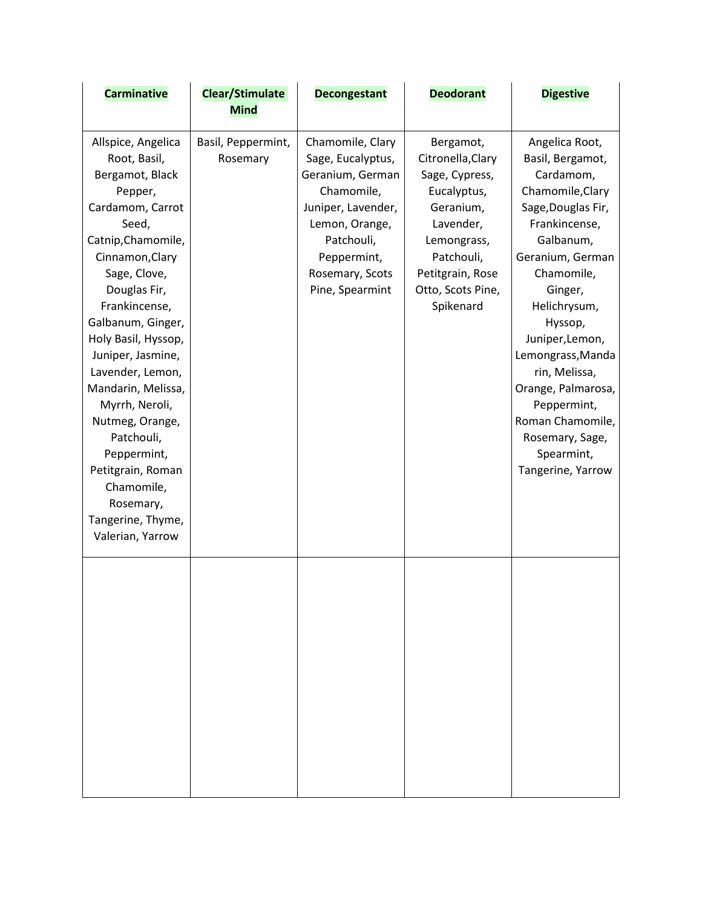| Carminative | Clear/Stimulate Mind | Decongestant | Deodorant | Digestive |
|---|---|---|---|---|
| Allspice, Angelica Root, Basil, Bergamot, Black Pepper, Cardamom, Carrot Seed, Catnip,Chamomile, Cinnamon,Clary Sage, Clove, Douglas Fir, Frankincense, Galbanum, Ginger, Holy Basil, Hyssop, Juniper, Jasmine, Lavender, Lemon, Mandarin, Melissa, Myrrh, Neroli, Nutmeg, Orange, Patchouli, Peppermint, Petitgrain, Roman Chamomile, Rosemary, Tangerine, Thyme, Valerian, Yarrow | Basil, Peppermint, Rosemary | Chamomile, Clary Sage, Eucalyptus, Geranium, German Chamomile, Juniper, Lavender, Lemon, Orange, Patchouli, Peppermint, Rosemary, Scots Pine, Spearmint | Bergamot, Citronella,Clary Sage, Cypress, Eucalyptus, Geranium, Lavender, Lemongrass, Patchouli, Petitgrain, Rose Otto, Scots Pine, Spikenard | Angelica Root, Basil, Bergamot, Cardamom, Chamomile,Clary Sage,Douglas Fir, Frankincense, Galbanum, Geranium, German Chamomile, Ginger, Helichrysum, Hyssop, Juniper,Lemon, Lemongrass,Mandarin, Melissa, Orange, Palmarosa, Peppermint, Roman Chamomile, Rosemary, Sage, Spearmint, Tangerine, Yarrow |
| | | | | |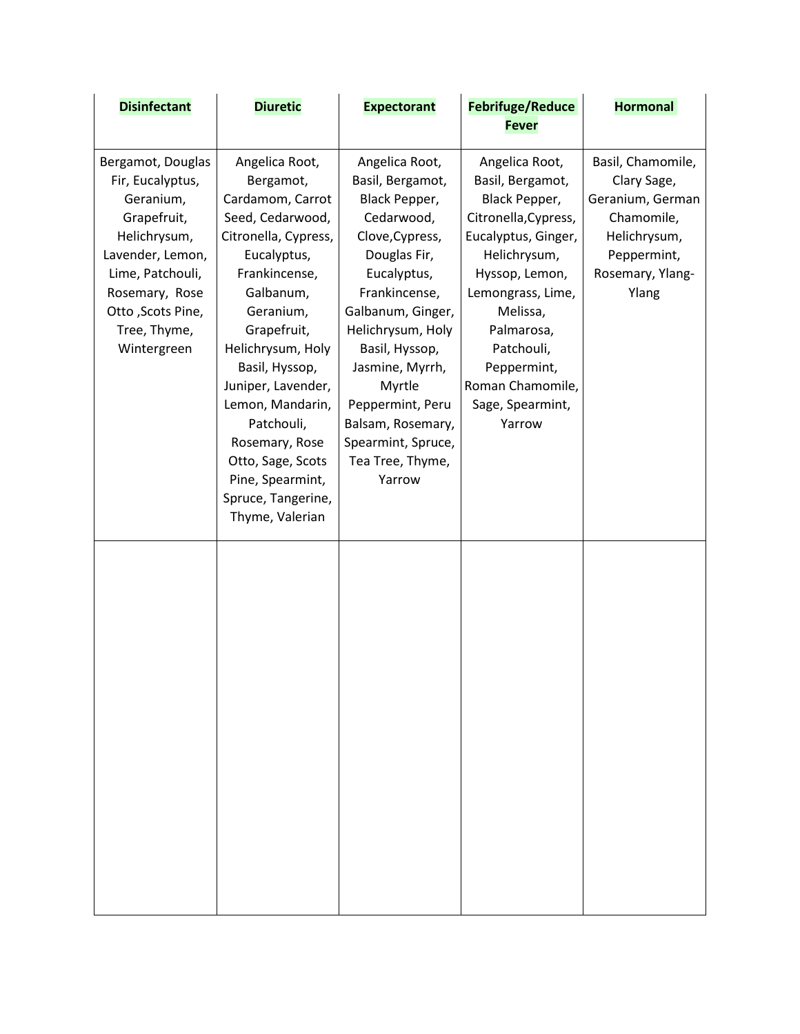| Disinfectant | Diuretic | Expectorant | Febrifuge/Reduce Fever | Hormonal |
|---|---|---|---|---|
| Bergamot, Douglas Fir, Eucalyptus, Geranium, Grapefruit, Helichrysum, Lavender, Lemon, Lime, Patchouli, Rosemary, Rose Otto ,Scots Pine, Tree, Thyme, Wintergreen | Angelica Root, Bergamot, Cardamom, Carrot Seed, Cedarwood, Citronella, Cypress, Eucalyptus, Frankincense, Galbanum, Geranium, Grapefruit, Helichrysum, Holy Basil, Hyssop, Juniper, Lavender, Lemon, Mandarin, Patchouli, Rosemary, Rose Otto, Sage, Scots Pine, Spearmint, Spruce, Tangerine, Thyme, Valerian | Angelica Root, Basil, Bergamot, Black Pepper, Cedarwood, Clove,Cypress, Douglas Fir, Eucalyptus, Frankincense, Galbanum, Ginger, Helichrysum, Holy Basil, Hyssop, Jasmine, Myrrh, Myrtle Peppermint, Peru Balsam, Rosemary, Spearmint, Spruce, Tea Tree, Thyme, Yarrow | Angelica Root, Basil, Bergamot, Black Pepper, Citronella,Cypress, Eucalyptus, Ginger, Helichrysum, Hyssop, Lemon, Lemongrass, Lime, Melissa, Palmarosa, Patchouli, Peppermint, Roman Chamomile, Sage, Spearmint, Yarrow | Basil, Chamomile, Clary Sage, Geranium, German Chamomile, Helichrysum, Peppermint, Rosemary, Ylang-Ylang |
| | | | | |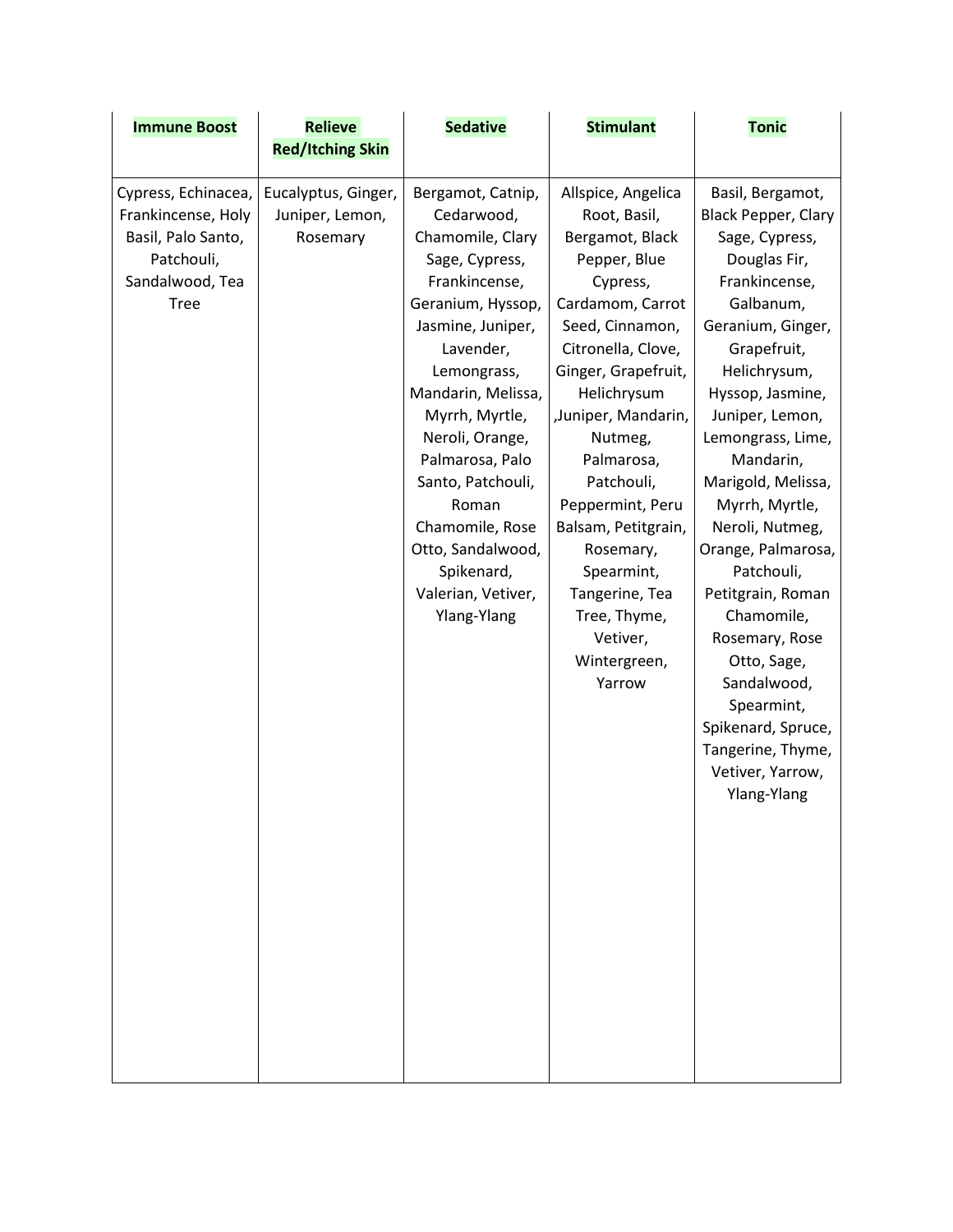| Immune Boost | Relieve Red/Itching Skin | Sedative | Stimulant | Tonic |
|---|---|---|---|---|
| Cypress, Echinacea, Frankincense, Holy Basil, Palo Santo, Patchouli, Sandalwood, Tea Tree | Eucalyptus, Ginger, Juniper, Lemon, Rosemary | Bergamot, Catnip, Cedarwood, Chamomile, Clary Sage, Cypress, Frankincense, Geranium, Hyssop, Jasmine, Juniper, Lavender, Lemongrass, Mandarin, Melissa, Myrrh, Myrtle, Neroli, Orange, Palmarosa, Palo Santo, Patchouli, Roman Chamomile, Rose Otto, Sandalwood, Spikenard, Valerian, Vetiver, Ylang-Ylang | Allspice, Angelica Root, Basil, Bergamot, Black Pepper, Blue Cypress, Cardamom, Carrot Seed, Cinnamon, Citronella, Clove, Ginger, Grapefruit, Helichrysum ,Juniper, Mandarin, Nutmeg, Palmarosa, Patchouli, Peppermint, Peru Balsam, Petitgrain, Rosemary, Spearmint, Tangerine, Tea Tree, Thyme, Vetiver, Wintergreen, Yarrow | Basil, Bergamot, Black Pepper, Clary Sage, Cypress, Douglas Fir, Frankincense, Galbanum, Geranium, Ginger, Grapefruit, Helichrysum, Hyssop, Jasmine, Juniper, Lemon, Lemongrass, Lime, Mandarin, Marigold, Melissa, Myrrh, Myrtle, Neroli, Nutmeg, Orange, Palmarosa, Patchouli, Petitgrain, Roman Chamomile, Rosemary, Rose Otto, Sage, Sandalwood, Spearmint, Spikenard, Spruce, Tangerine, Thyme, Vetiver, Yarrow, Ylang-Ylang |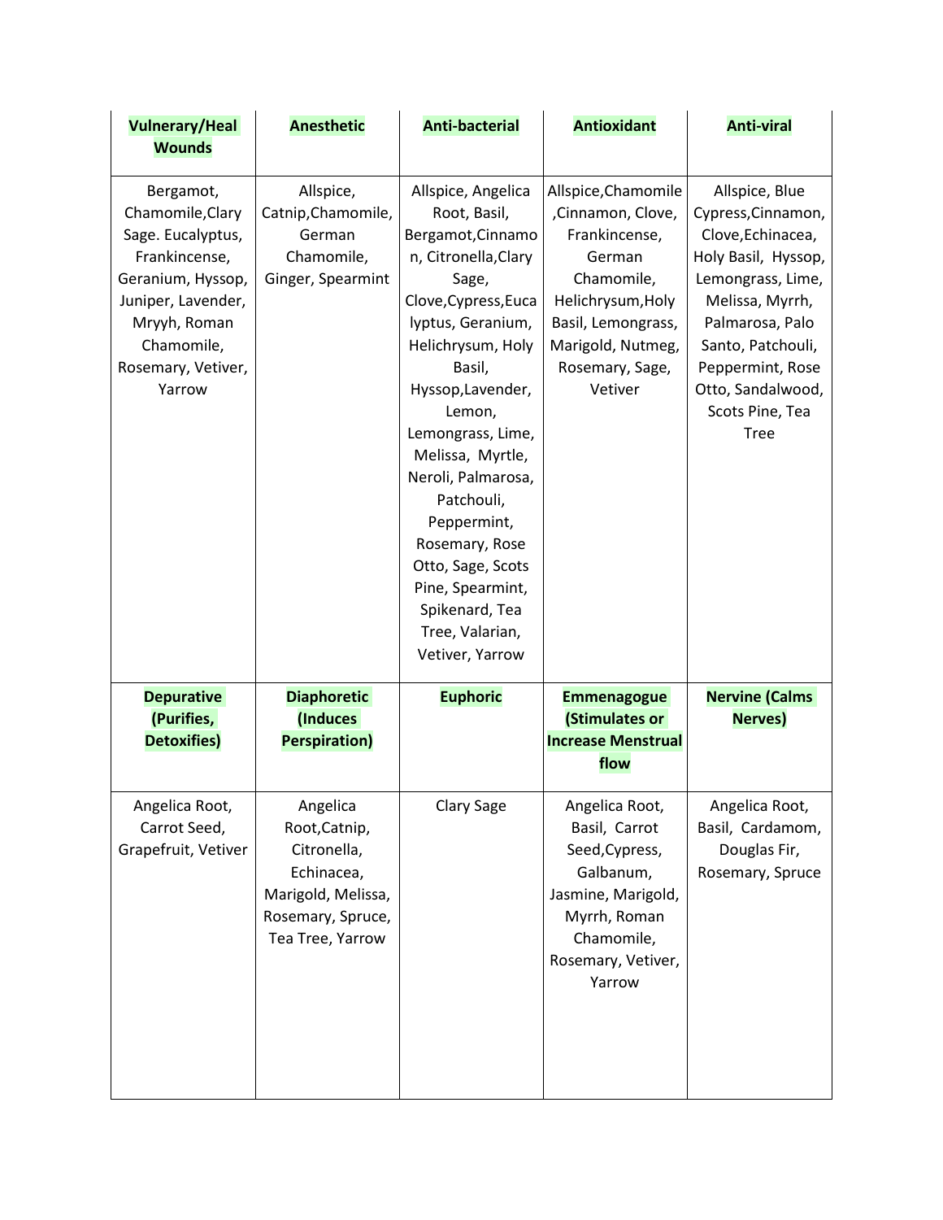| **Vulnerary/Heal Wounds** | **Anesthetic** | **Anti-bacterial** | **Antioxidant** | **Anti-viral** |
| --- | --- | --- | --- | --- |
| Bergamot, Chamomile,Clary Sage. Eucalyptus, Frankincense, Geranium, Hyssop, Juniper, Lavender, Mryyh, Roman Chamomile, Rosemary, Vetiver, Yarrow | Allspice, Catnip,Chamomile, German Chamomile, Ginger, Spearmint | Allspice, Angelica Root, Basil, Bergamot,Cinnamon, Citronella,Clary Sage, Clove,Cypress,Eucalyptus, Geranium, Helichrysum, Holy Basil, Hyssop,Lavender, Lemon, Lemongrass, Lime, Melissa, Myrtle, Neroli, Palmarosa, Patchouli, Peppermint, Rosemary, Rose Otto, Sage, Scots Pine, Spearmint, Spikenard, Tea Tree, Valarian, Vetiver, Yarrow | Allspice,Chamomile ,Cinnamon, Clove, Frankincense, German Chamomile, Helichrysum,Holy Basil, Lemongrass, Marigold, Nutmeg, Rosemary, Sage, Vetiver | Allspice, Blue Cypress,Cinnamon, Clove,Echinacea, Holy Basil, Hyssop, Lemongrass, Lime, Melissa, Myrrh, Palmarosa, Palo Santo, Patchouli, Peppermint, Rose Otto, Sandalwood, Scots Pine, Tea Tree |
| **Depurative (Purifies, Detoxifies)** | **Diaphoretic (Induces Perspiration)** | **Euphoric** | **Emmenagogue (Stimulates or Increase Menstrual flow** | **Nervine (Calms Nerves)** |
| Angelica Root, Carrot Seed, Grapefruit, Vetiver | Angelica Root,Catnip, Citronella, Echinacea, Marigold, Melissa, Rosemary, Spruce, Tea Tree, Yarrow | Clary Sage | Angelica Root, Basil, Carrot Seed,Cypress, Galbanum, Jasmine, Marigold, Myrrh, Roman Chamomile, Rosemary, Vetiver, Yarrow | Angelica Root, Basil, Cardamom, Douglas Fir, Rosemary, Spruce |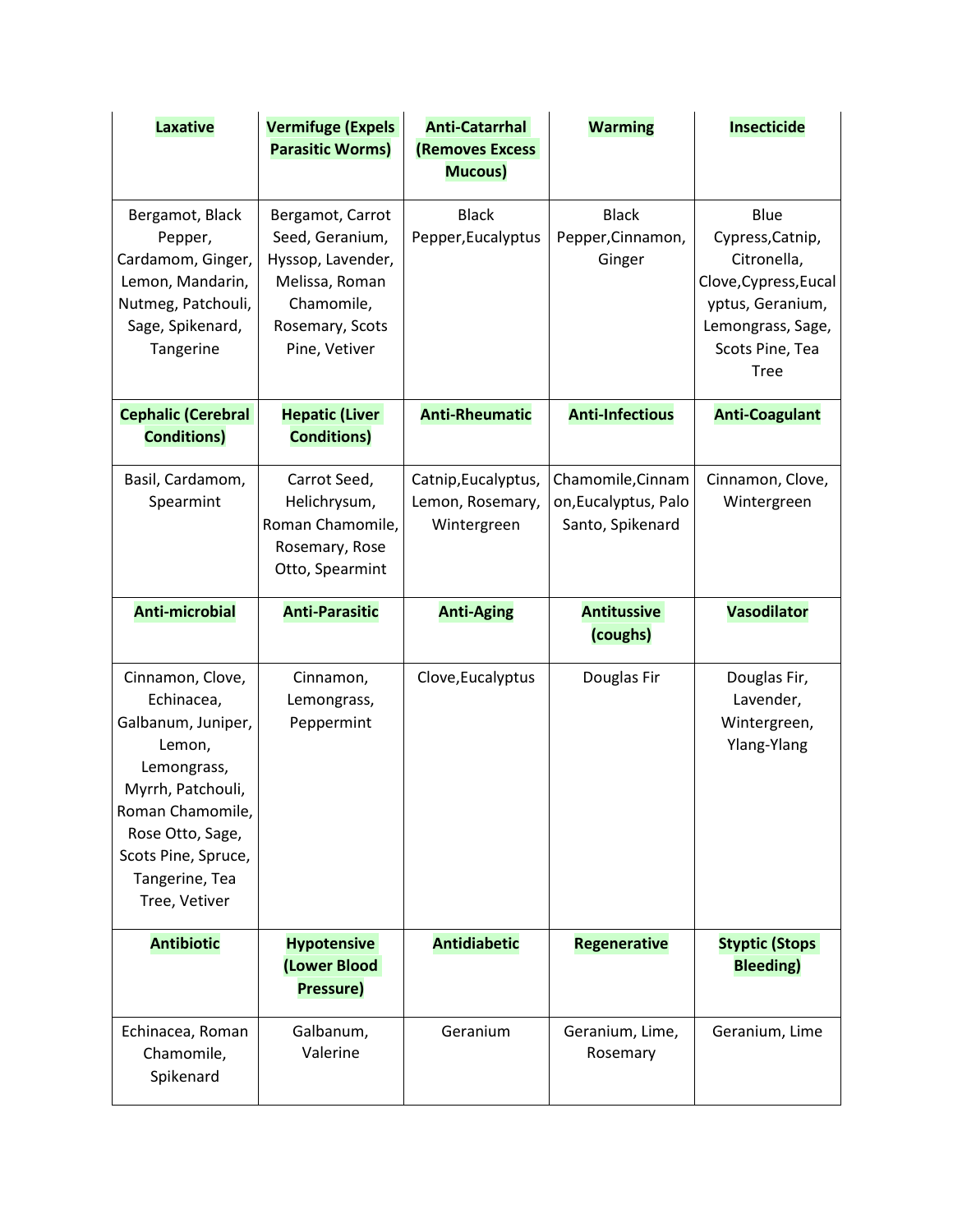| **Laxative** | **Vermifuge (Expels Parasitic Worms)** | **Anti-Catarrhal (Removes Excess Mucous)** | **Warming** | **Insecticide** |
|---|---|---|---|---|
| Bergamot, Black Pepper, Cardamom, Ginger, Lemon, Mandarin, Nutmeg, Patchouli, Sage, Spikenard, Tangerine | Bergamot, Carrot Seed, Geranium, Hyssop, Lavender, Melissa, Roman Chamomile, Rosemary, Scots Pine, Vetiver | Black Pepper,Eucalyptus | Black Pepper,Cinnamon, Ginger | Blue Cypress,Catnip, Citronella, Clove,Cypress,Eucalyptus, Geranium, Lemongrass, Sage, Scots Pine, Tea Tree |
| **Cephalic (Cerebral Conditions)** | **Hepatic (Liver Conditions)** | **Anti-Rheumatic** | **Anti-Infectious** | **Anti-Coagulant** |
| Basil, Cardamom, Spearmint | Carrot Seed, Helichrysum, Roman Chamomile, Rosemary, Rose Otto, Spearmint | Catnip,Eucalyptus, Lemon, Rosemary, Wintergreen | Chamomile,Cinnamon,Eucalyptus, Palo Santo, Spikenard | Cinnamon, Clove, Wintergreen |
| **Anti-microbial** | **Anti-Parasitic** | **Anti-Aging** | **Antitussive (coughs)** | **Vasodilator** |
| Cinnamon, Clove, Echinacea, Galbanum, Juniper, Lemon, Lemongrass, Myrrh, Patchouli, Roman Chamomile, Rose Otto, Sage, Scots Pine, Spruce, Tangerine, Tea Tree, Vetiver | Cinnamon, Lemongrass, Peppermint | Clove,Eucalyptus | Douglas Fir | Douglas Fir, Lavender, Wintergreen, Ylang-Ylang |
| **Antibiotic** | **Hypotensive (Lower Blood Pressure)** | **Antidiabetic** | **Regenerative** | **Styptic (Stops Bleeding)** |
| Echinacea, Roman Chamomile, Spikenard | Galbanum, Valerine | Geranium | Geranium, Lime, Rosemary | Geranium, Lime |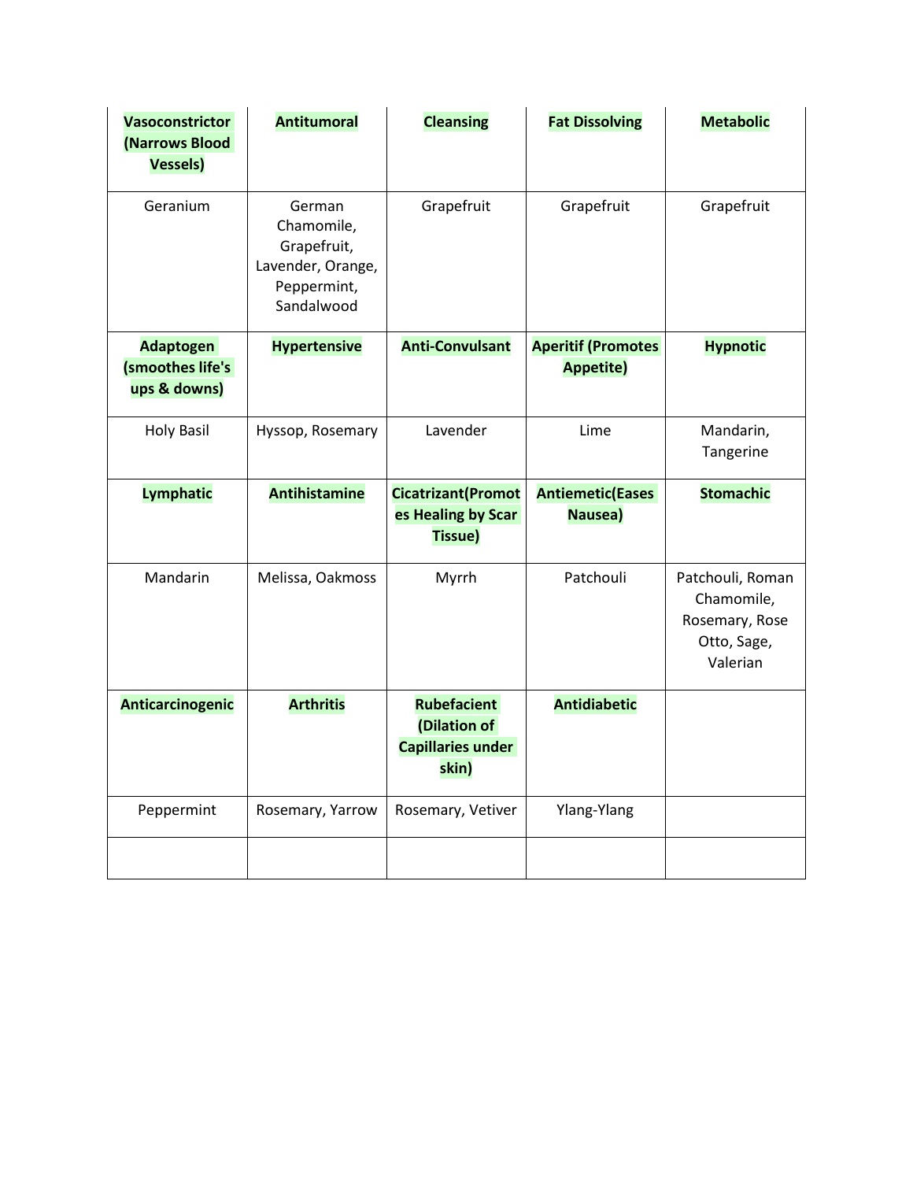| **Vasoconstrictor (Narrows Blood Vessels)** | **Antitumoral** | **Cleansing** | **Fat Dissolving** | **Metabolic** |
|---|---|---|---|---|
| Geranium | German Chamomile, Grapefruit, Lavender, Orange, Peppermint, Sandalwood | Grapefruit | Grapefruit | Grapefruit |
| **Adaptogen (smoothes life's ups & downs)** | **Hypertensive** | **Anti-Convulsant** | **Aperitif (Promotes Appetite)** | **Hypnotic** |
| Holy Basil | Hyssop, Rosemary | Lavender | Lime | Mandarin, Tangerine |
| **Lymphatic** | **Antihistamine** | **Cicatrizant(Promotes Healing by Scar Tissue)** | **Antiemetic(Eases Nausea)** | **Stomachic** |
| Mandarin | Melissa, Oakmoss | Myrrh | Patchouli | Patchouli, Roman Chamomile, Rosemary, Rose Otto, Sage, Valerian |
| **Anticarcinogenic** | **Arthritis** | **Rubefacient (Dilation of Capillaries under skin)** | **Antidiabetic** | |
| Peppermint | Rosemary, Yarrow | Rosemary, Vetiver | Ylang-Ylang | |
| | | | | |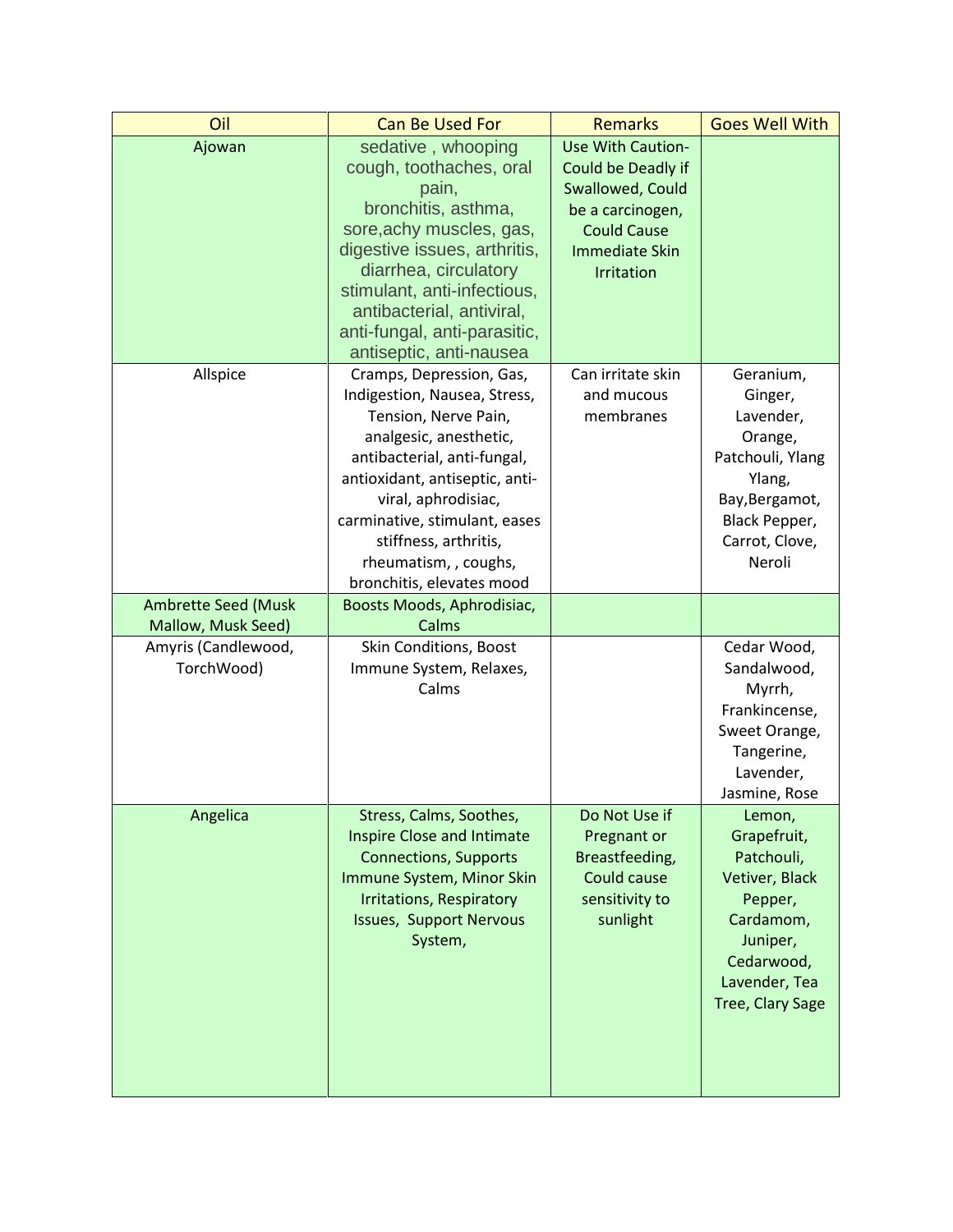| Oil | Can Be Used For | Remarks | Goes Well With |
| --- | --- | --- | --- |
| Ajowan | sedative , whooping cough, toothaches, oral pain, bronchitis, asthma, sore,achy muscles, gas, digestive issues, arthritis, diarrhea, circulatory stimulant, anti-infectious, antibacterial, antiviral, anti-fungal, anti-parasitic, antiseptic, anti-nausea | Use With Caution- Could be Deadly if Swallowed, Could be a carcinogen, Could Cause Immediate Skin Irritation | |
| Allspice | Cramps, Depression, Gas, Indigestion, Nausea, Stress, Tension, Nerve Pain, analgesic, anesthetic, antibacterial, anti-fungal, antioxidant, antiseptic, anti-viral, aphrodisiac, carminative, stimulant, eases stiffness, arthritis, rheumatism, , coughs, bronchitis, elevates mood | Can irritate skin and mucous membranes | Geranium, Ginger, Lavender, Orange, Patchouli, Ylang Ylang, Bay,Bergamot, Black Pepper, Carrot, Clove, Neroli |
| Ambrette Seed (Musk Mallow, Musk Seed) | Boosts Moods, Aphrodisiac, Calms | | |
| Amyris (Candlewood, TorchWood) | Skin Conditions, Boost Immune System, Relaxes, Calms | | Cedar Wood, Sandalwood, Myrrh, Frankincense, Sweet Orange, Tangerine, Lavender, Jasmine, Rose |
| Angelica | Stress, Calms, Soothes, Inspire Close and Intimate Connections, Supports Immune System, Minor Skin Irritations, Respiratory Issues, Support Nervous System, | Do Not Use if Pregnant or Breastfeeding, Could cause sensitivity to sunlight | Lemon, Grapefruit, Patchouli, Vetiver, Black Pepper, Cardamom, Juniper, Cedarwood, Lavender, Tea Tree, Clary Sage |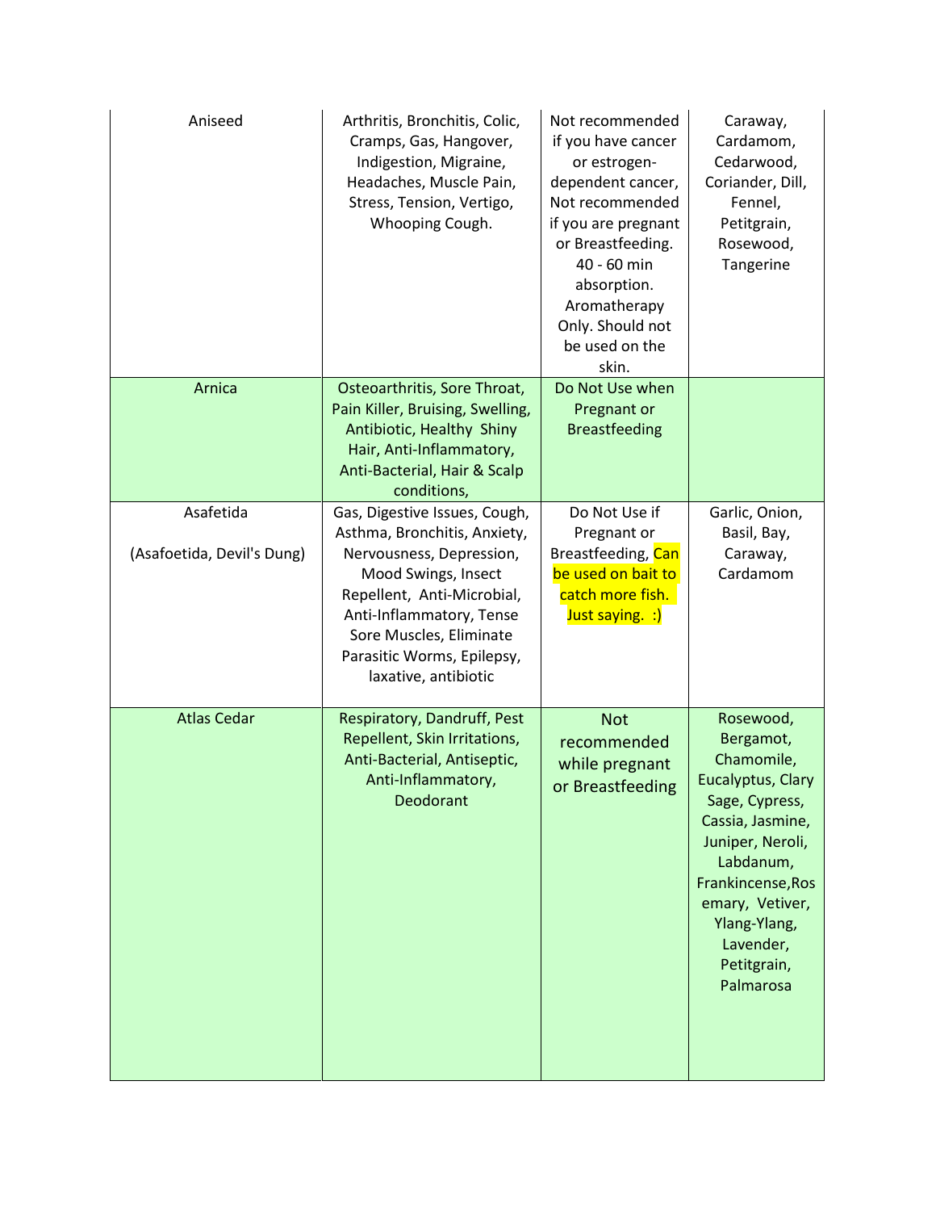| Aniseed | Arthritis, Bronchitis, Colic, Cramps, Gas, Hangover, Indigestion, Migraine, Headaches, Muscle Pain, Stress, Tension, Vertigo, Whooping Cough. | Not recommended if you have cancer or estrogen-dependent cancer, Not recommended if you are pregnant or Breastfeeding. 40 - 60 min absorption. Aromatherapy Only. Should not be used on the skin. | Caraway, Cardamom, Cedarwood, Coriander, Dill, Fennel, Petitgrain, Rosewood, Tangerine |
|---|---|---|---|
| Arnica | Osteoarthritis, Sore Throat, Pain Killer, Bruising, Swelling, Antibiotic, Healthy Shiny Hair, Anti-Inflammatory, Anti-Bacterial, Hair & Scalp conditions, | Do Not Use when Pregnant or Breastfeeding | |
| Asafetida (Asafoetida, Devil's Dung) | Gas, Digestive Issues, Cough, Asthma, Bronchitis, Anxiety, Nervousness, Depression, Mood Swings, Insect Repellent, Anti-Microbial, Anti-Inflammatory, Tense Sore Muscles, Eliminate Parasitic Worms, Epilepsy, laxative, antibiotic | Do Not Use if Pregnant or Breastfeeding, Can be used on bait to catch more fish. Just saying. :) | Garlic, Onion, Basil, Bay, Caraway, Cardamom |
| Atlas Cedar | Respiratory, Dandruff, Pest Repellent, Skin Irritations, Anti-Bacterial, Antiseptic, Anti-Inflammatory, Deodorant | Not recommended while pregnant or Breastfeeding | Rosewood, Bergamot, Chamomile, Eucalyptus, Clary Sage, Cypress, Cassia, Jasmine, Juniper, Neroli, Labdanum, Frankincense,Rosemary, Vetiver, Ylang-Ylang, Lavender, Petitgrain, Palmarosa |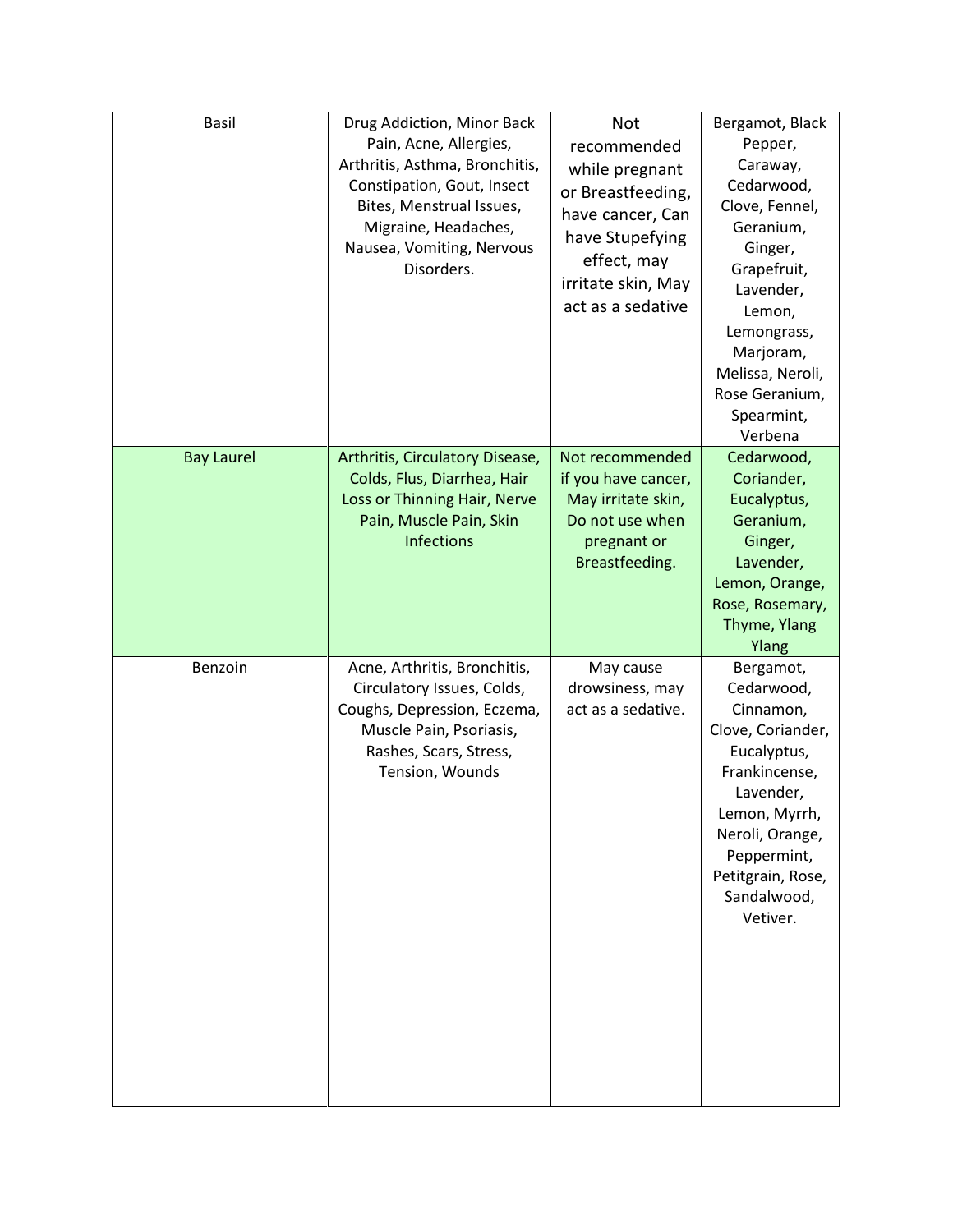| | | | |
|---|---|---|---|
| Basil | Drug Addiction, Minor Back Pain, Acne, Allergies, Arthritis, Asthma, Bronchitis, Constipation, Gout, Insect Bites, Menstrual Issues, Migraine, Headaches, Nausea, Vomiting, Nervous Disorders. | Not recommended while pregnant or Breastfeeding, have cancer, Can have Stupefying effect, may irritate skin, May act as a sedative | Bergamot, Black Pepper, Caraway, Cedarwood, Clove, Fennel, Geranium, Ginger, Grapefruit, Lavender, Lemon, Lemongrass, Marjoram, Melissa, Neroli, Rose Geranium, Spearmint, Verbena |
| Bay Laurel | Arthritis, Circulatory Disease, Colds, Flus, Diarrhea, Hair Loss or Thinning Hair, Nerve Pain, Muscle Pain, Skin Infections | Not recommended if you have cancer, May irritate skin, Do not use when pregnant or Breastfeeding. | Cedarwood, Coriander, Eucalyptus, Geranium, Ginger, Lavender, Lemon, Orange, Rose, Rosemary, Thyme, Ylang Ylang |
| Benzoin | Acne, Arthritis, Bronchitis, Circulatory Issues, Colds, Coughs, Depression, Eczema, Muscle Pain, Psoriasis, Rashes, Scars, Stress, Tension, Wounds | May cause drowsiness, may act as a sedative. | Bergamot, Cedarwood, Cinnamon, Clove, Coriander, Eucalyptus, Frankincense, Lavender, Lemon, Myrrh, Neroli, Orange, Peppermint, Petitgrain, Rose, Sandalwood, Vetiver. |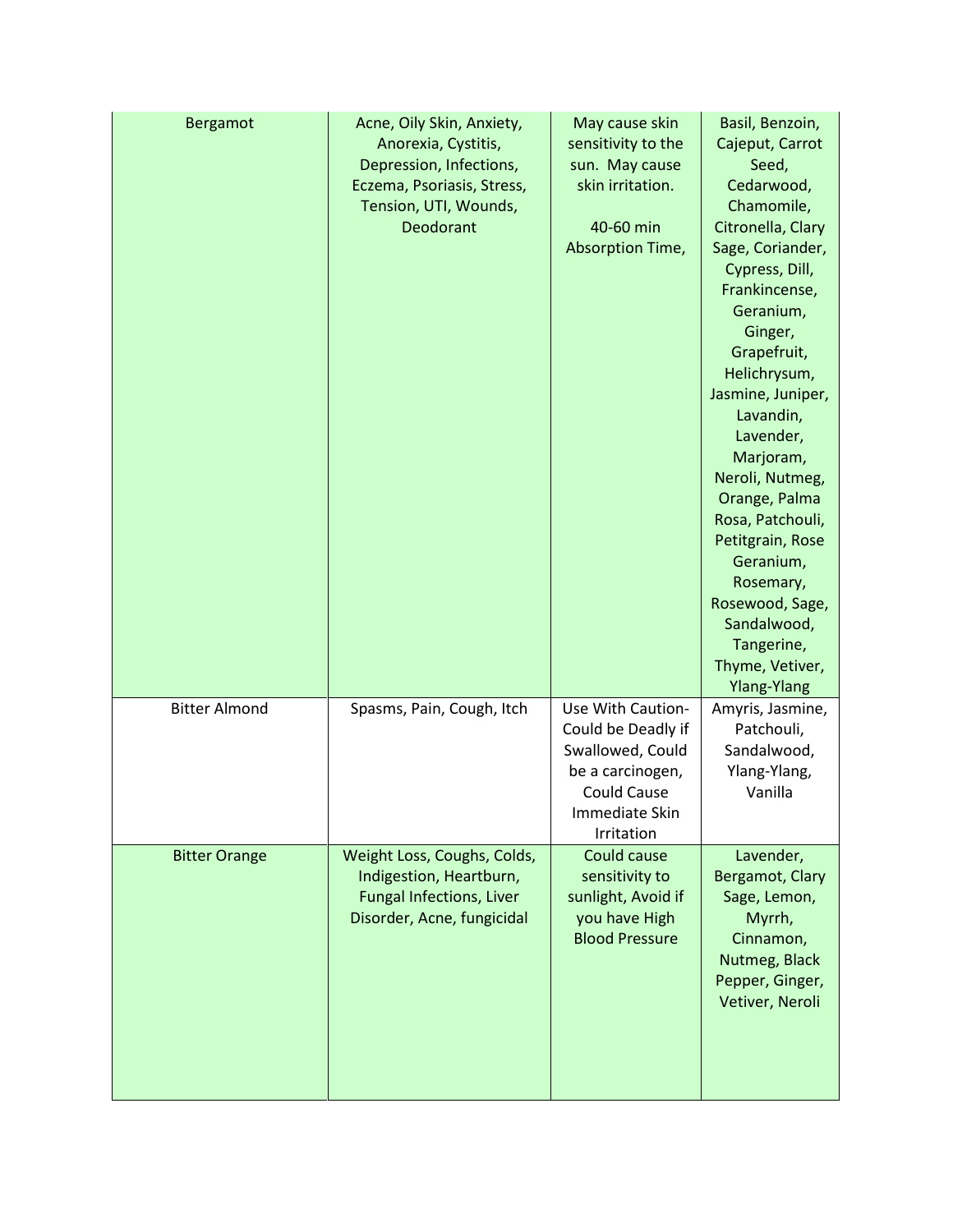| | | | |
|---|---|---|---|
| Bergamot | Acne, Oily Skin, Anxiety, Anorexia, Cystitis, Depression, Infections, Eczema, Psoriasis, Stress, Tension, UTI, Wounds, Deodorant | May cause skin sensitivity to the sun. May cause skin irritation.<br><br>40-60 min Absorption Time, | Basil, Benzoin, Cajeput, Carrot Seed, Cedarwood, Chamomile, Citronella, Clary Sage, Coriander, Cypress, Dill, Frankincense, Geranium, Ginger, Grapefruit, Helichrysum, Jasmine, Juniper, Lavandin, Lavender, Marjoram, Neroli, Nutmeg, Orange, Palma Rosa, Patchouli, Petitgrain, Rose Geranium, Rosemary, Rosewood, Sage, Sandalwood, Tangerine, Thyme, Vetiver, Ylang-Ylang |
| Bitter Almond | Spasms, Pain, Cough, Itch | Use With Caution-Could be Deadly if Swallowed, Could be a carcinogen, Could Cause Immediate Skin Irritation | Amyris, Jasmine, Patchouli, Sandalwood, Ylang-Ylang, Vanilla |
| Bitter Orange | Weight Loss, Coughs, Colds, Indigestion, Heartburn, Fungal Infections, Liver Disorder, Acne, fungicidal | Could cause sensitivity to sunlight, Avoid if you have High Blood Pressure | Lavender, Bergamot, Clary Sage, Lemon, Myrrh, Cinnamon, Nutmeg, Black Pepper, Ginger, Vetiver, Neroli |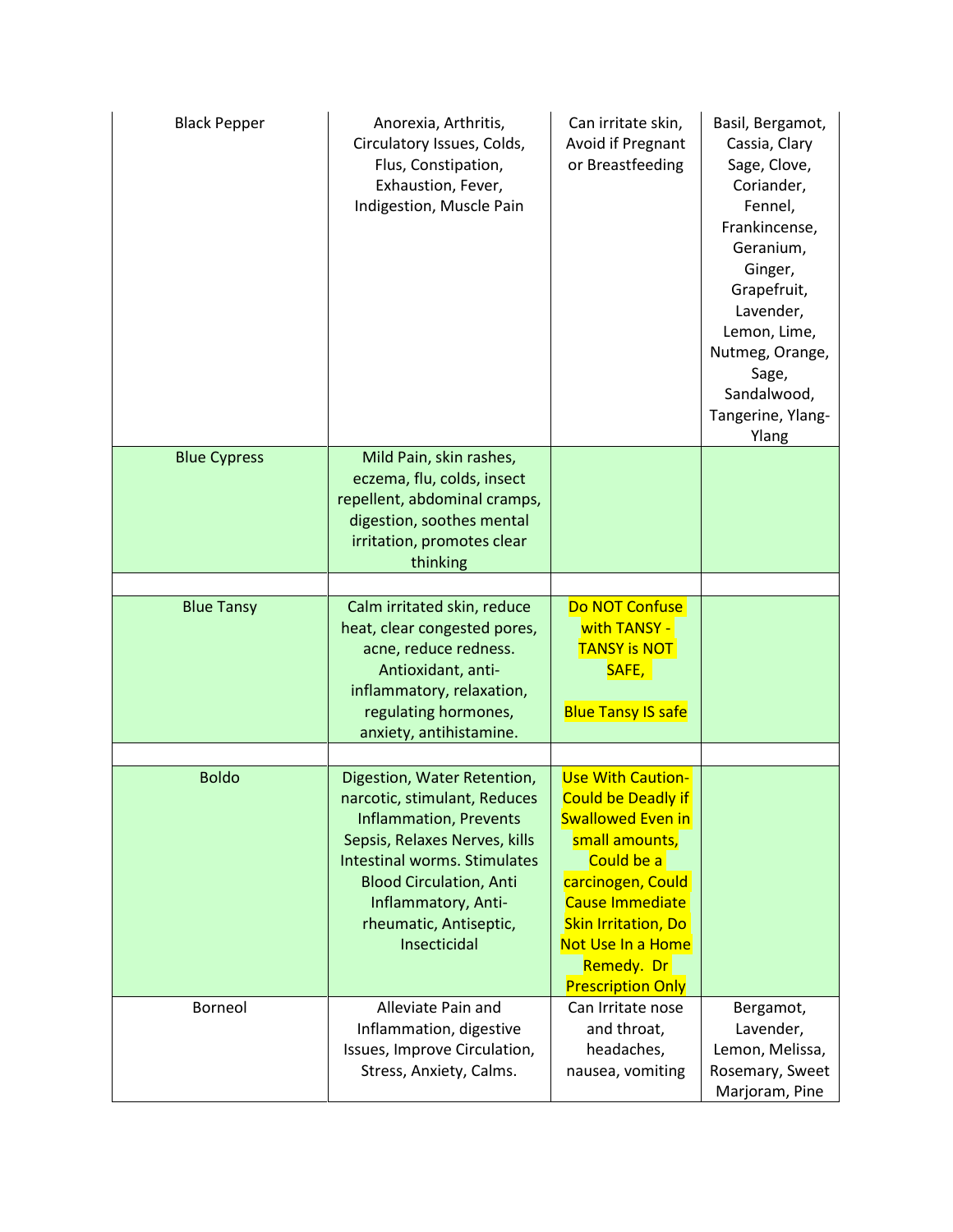| | | | |
|---|---|---|---|
| Black Pepper | Anorexia, Arthritis, Circulatory Issues, Colds, Flus, Constipation, Exhaustion, Fever, Indigestion, Muscle Pain | Can irritate skin, Avoid if Pregnant or Breastfeeding | Basil, Bergamot, Cassia, Clary Sage, Clove, Coriander, Fennel, Frankincense, Geranium, Ginger, Grapefruit, Lavender, Lemon, Lime, Nutmeg, Orange, Sage, Sandalwood, Tangerine, Ylang-Ylang |
| Blue Cypress | Mild Pain, skin rashes, eczema, flu, colds, insect repellent, abdominal cramps, digestion, soothes mental irritation, promotes clear thinking | | |
| | | | |
| Blue Tansy | Calm irritated skin, reduce heat, clear congested pores, acne, reduce redness. Antioxidant, anti-inflammatory, relaxation, regulating hormones, anxiety, antihistamine. | Do NOT Confuse with TANSY - TANSY is NOT SAFE, Blue Tansy IS safe | |
| | | | |
| Boldo | Digestion, Water Retention, narcotic, stimulant, Reduces Inflammation, Prevents Sepsis, Relaxes Nerves, kills Intestinal worms. Stimulates Blood Circulation, Anti Inflammatory, Anti-rheumatic, Antiseptic, Insecticidal | Use With Caution- Could be Deadly if Swallowed Even in small amounts, Could be a carcinogen, Could Cause Immediate Skin Irritation, Do Not Use In a Home Remedy. Dr Prescription Only | |
| Borneol | Alleviate Pain and Inflammation, digestive Issues, Improve Circulation, Stress, Anxiety, Calms. | Can Irritate nose and throat, headaches, nausea, vomiting | Bergamot, Lavender, Lemon, Melissa, Rosemary, Sweet Marjoram, Pine |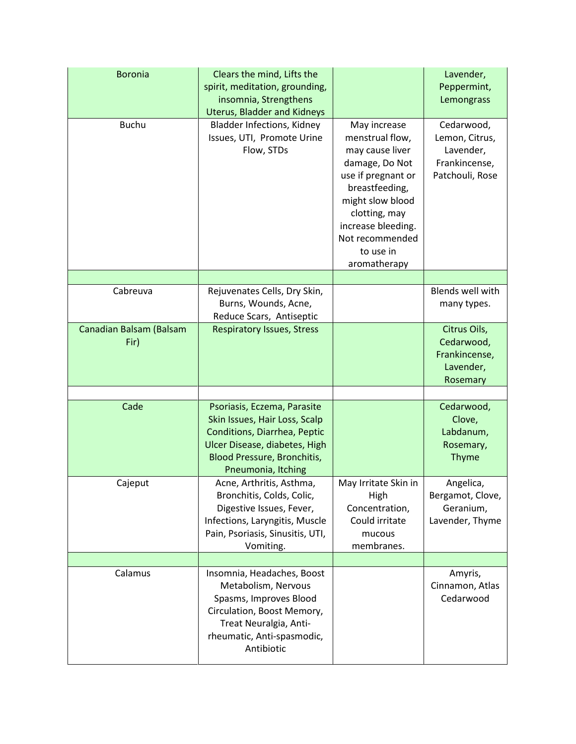| | | | |
|---|---|---|---|
| Boronia | Clears the mind, Lifts the spirit, meditation, grounding, insomnia, Strengthens Uterus, Bladder and Kidneys | | Lavender, Peppermint, Lemongrass |
| Buchu | Bladder Infections, Kidney Issues, UTI, Promote Urine Flow, STDs | May increase menstrual flow, may cause liver damage, Do Not use if pregnant or breastfeeding, might slow blood clotting, may increase bleeding. Not recommended to use in aromatherapy | Cedarwood, Lemon, Citrus, Lavender, Frankincense, Patchouli, Rose |
| | | | |
| Cabreuva | Rejuvenates Cells, Dry Skin, Burns, Wounds, Acne, Reduce Scars, Antiseptic | | Blends well with many types. |
| Canadian Balsam (Balsam Fir) | Respiratory Issues, Stress | | Citrus Oils, Cedarwood, Frankincense, Lavender, Rosemary |
| | | | |
| Cade | Psoriasis, Eczema, Parasite Skin Issues, Hair Loss, Scalp Conditions, Diarrhea, Peptic Ulcer Disease, diabetes, High Blood Pressure, Bronchitis, Pneumonia, Itching | | Cedarwood, Clove, Labdanum, Rosemary, Thyme |
| Cajeput | Acne, Arthritis, Asthma, Bronchitis, Colds, Colic, Digestive Issues, Fever, Infections, Laryngitis, Muscle Pain, Psoriasis, Sinusitis, UTI, Vomiting. | May Irritate Skin in High Concentration, Could irritate mucous membranes. | Angelica, Bergamot, Clove, Geranium, Lavender, Thyme |
| | | | |
| Calamus | Insomnia, Headaches, Boost Metabolism, Nervous Spasms, Improves Blood Circulation, Boost Memory, Treat Neuralgia, Anti-rheumatic, Anti-spasmodic, Antibiotic | | Amyris, Cinnamon, Atlas Cedarwood |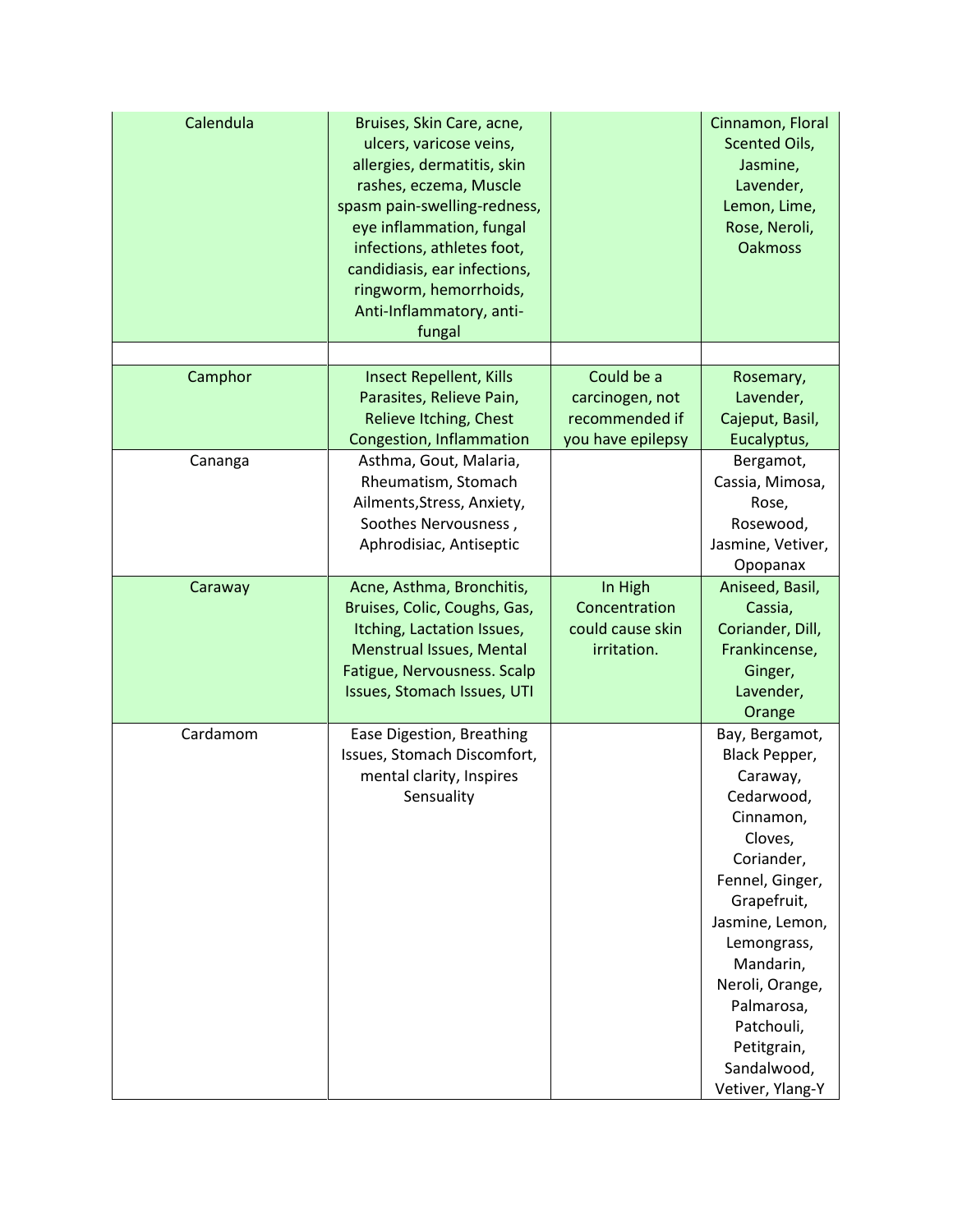| | | | |
|---|---|---|---|
| Calendula | Bruises, Skin Care, acne, ulcers, varicose veins, allergies, dermatitis, skin rashes, eczema, Muscle spasm pain-swelling-redness, eye inflammation, fungal infections, athletes foot, candidiasis, ear infections, ringworm, hemorrhoids, Anti-Inflammatory, anti-fungal | | Cinnamon, Floral Scented Oils, Jasmine, Lavender, Lemon, Lime, Rose, Neroli, Oakmoss |
| | | | |
| Camphor | Insect Repellent, Kills Parasites, Relieve Pain, Relieve Itching, Chest Congestion, Inflammation | Could be a carcinogen, not recommended if you have epilepsy | Rosemary, Lavender, Cajeput, Basil, Eucalyptus, |
| Cananga | Asthma, Gout, Malaria, Rheumatism, Stomach Ailments,Stress, Anxiety, Soothes Nervousness , Aphrodisiac, Antiseptic | | Bergamot, Cassia, Mimosa, Rose, Rosewood, Jasmine, Vetiver, Opopanax |
| Caraway | Acne, Asthma, Bronchitis, Bruises, Colic, Coughs, Gas, Itching, Lactation Issues, Menstrual Issues, Mental Fatigue, Nervousness. Scalp Issues, Stomach Issues, UTI | In High Concentration could cause skin irritation. | Aniseed, Basil, Cassia, Coriander, Dill, Frankincense, Ginger, Lavender, Orange |
| Cardamom | Ease Digestion, Breathing Issues, Stomach Discomfort, mental clarity, Inspires Sensuality | | Bay, Bergamot, Black Pepper, Caraway, Cedarwood, Cinnamon, Cloves, Coriander, Fennel, Ginger, Grapefruit, Jasmine, Lemon, Lemongrass, Mandarin, Neroli, Orange, Palmarosa, Patchouli, Petitgrain, Sandalwood, Vetiver, Ylang-Y |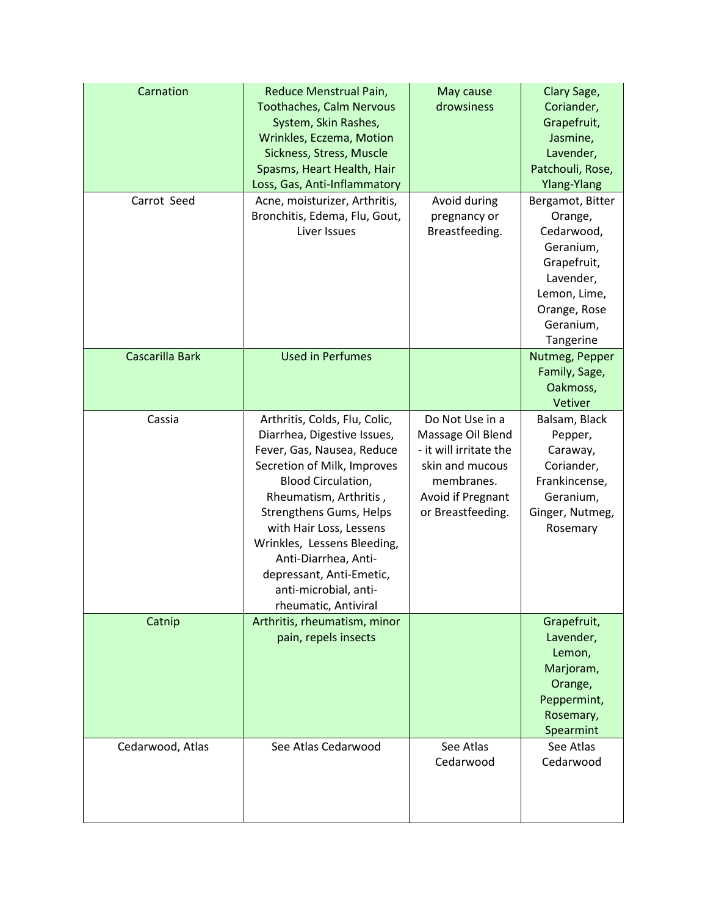| | | | |
|---|---|---|---|
| Carnation | Reduce Menstrual Pain, Toothaches, Calm Nervous System, Skin Rashes, Wrinkles, Eczema, Motion Sickness, Stress, Muscle Spasms, Heart Health, Hair Loss, Gas, Anti-Inflammatory | May cause drowsiness | Clary Sage, Coriander, Grapefruit, Jasmine, Lavender, Patchouli, Rose, Ylang-Ylang |
| Carrot Seed | Acne, moisturizer, Arthritis, Bronchitis, Edema, Flu, Gout, Liver Issues | Avoid during pregnancy or Breastfeeding. | Bergamot, Bitter Orange, Cedarwood, Geranium, Grapefruit, Lavender, Lemon, Lime, Orange, Rose Geranium, Tangerine |
| Cascarilla Bark | Used in Perfumes | | Nutmeg, Pepper Family, Sage, Oakmoss, Vetiver |
| Cassia | Arthritis, Colds, Flu, Colic, Diarrhea, Digestive Issues, Fever, Gas, Nausea, Reduce Secretion of Milk, Improves Blood Circulation, Rheumatism, Arthritis , Strengthens Gums, Helps with Hair Loss, Lessens Wrinkles, Lessens Bleeding, Anti-Diarrhea, Anti-depressant, Anti-Emetic, anti-microbial, anti-rheumatic, Antiviral | Do Not Use in a Massage Oil Blend - it will irritate the skin and mucous membranes. Avoid if Pregnant or Breastfeeding. | Balsam, Black Pepper, Caraway, Coriander, Frankincense, Geranium, Ginger, Nutmeg, Rosemary |
| Catnip | Arthritis, rheumatism, minor pain, repels insects | | Grapefruit, Lavender, Lemon, Marjoram, Orange, Peppermint, Rosemary, Spearmint |
| Cedarwood, Atlas | See Atlas Cedarwood | See Atlas Cedarwood | See Atlas Cedarwood |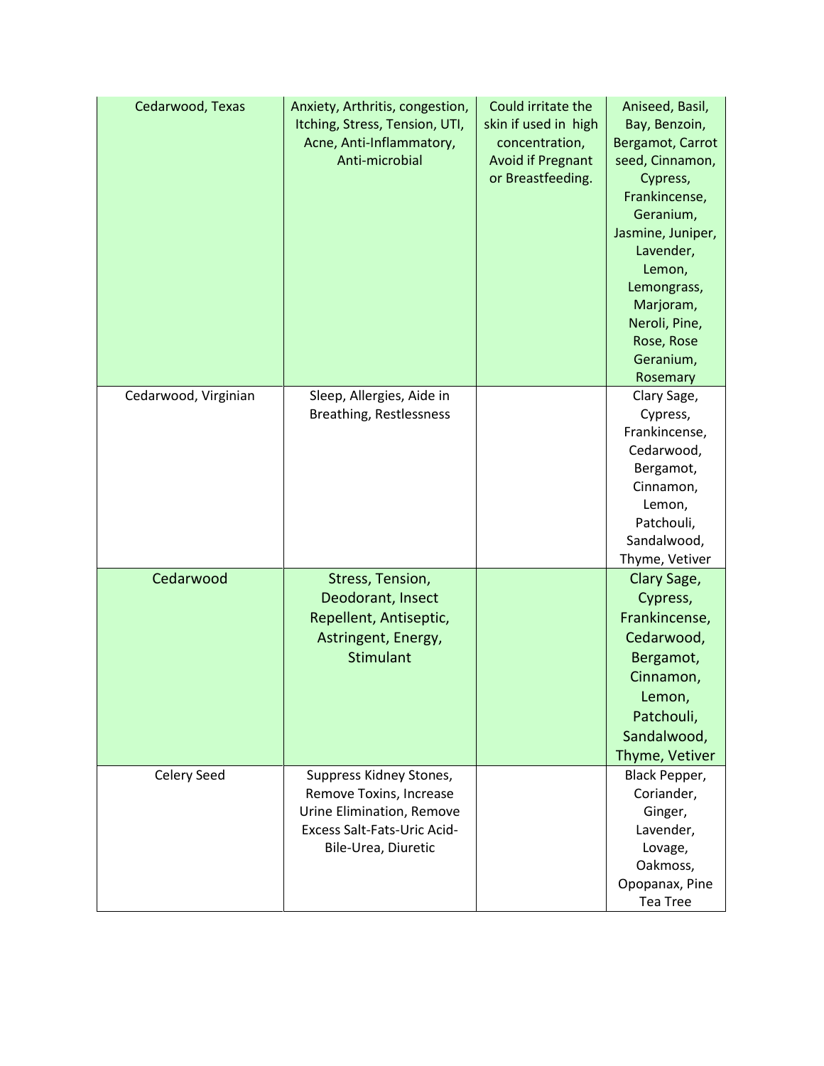| Cedarwood, Texas | Anxiety, Arthritis, congestion, Itching, Stress, Tension, UTI, Acne, Anti-Inflammatory, Anti-microbial | Could irritate the skin if used in high concentration, Avoid if Pregnant or Breastfeeding. | Aniseed, Basil, Bay, Benzoin, Bergamot, Carrot seed, Cinnamon, Cypress, Frankincense, Geranium, Jasmine, Juniper, Lavender, Lemon, Lemongrass, Marjoram, Neroli, Pine, Rose, Rose Geranium, Rosemary |
|---|---|---|---|
| Cedarwood, Virginian | Sleep, Allergies, Aide in Breathing, Restlessness | | Clary Sage, Cypress, Frankincense, Cedarwood, Bergamot, Cinnamon, Lemon, Patchouli, Sandalwood, Thyme, Vetiver |
| Cedarwood | Stress, Tension, Deodorant, Insect Repellent, Antiseptic, Astringent, Energy, Stimulant | | Clary Sage, Cypress, Frankincense, Cedarwood, Bergamot, Cinnamon, Lemon, Patchouli, Sandalwood, Thyme, Vetiver |
| Celery Seed | Suppress Kidney Stones, Remove Toxins, Increase Urine Elimination, Remove Excess Salt-Fats-Uric Acid-Bile-Urea, Diuretic | | Black Pepper, Coriander, Ginger, Lavender, Lovage, Oakmoss, Opopanax, Pine Tea Tree |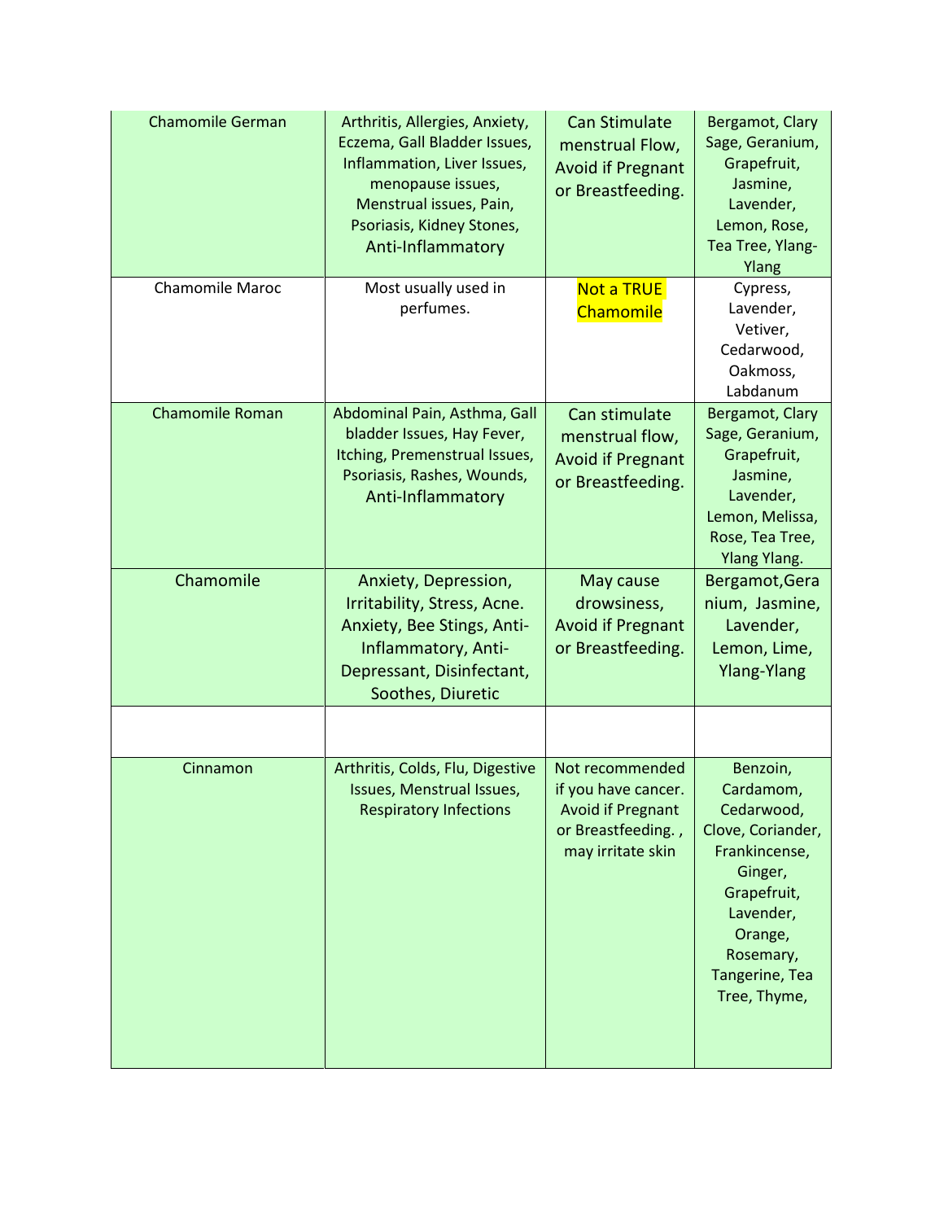| | | | |
|---|---|---|---|
| Chamomile German | Arthritis, Allergies, Anxiety, Eczema, Gall Bladder Issues, Inflammation, Liver Issues, menopause issues, Menstrual issues, Pain, Psoriasis, Kidney Stones, Anti-Inflammatory | Can Stimulate menstrual Flow, Avoid if Pregnant or Breastfeeding. | Bergamot, Clary Sage, Geranium, Grapefruit, Jasmine, Lavender, Lemon, Rose, Tea Tree, Ylang-Ylang |
| Chamomile Maroc | Most usually used in perfumes. | Not a TRUE Chamomile | Cypress, Lavender, Vetiver, Cedarwood, Oakmoss, Labdanum |
| Chamomile Roman | Abdominal Pain, Asthma, Gall bladder Issues, Hay Fever, Itching, Premenstrual Issues, Psoriasis, Rashes, Wounds, Anti-Inflammatory | Can stimulate menstrual flow, Avoid if Pregnant or Breastfeeding. | Bergamot, Clary Sage, Geranium, Grapefruit, Jasmine, Lavender, Lemon, Melissa, Rose, Tea Tree, Ylang Ylang. |
| Chamomile | Anxiety, Depression, Irritability, Stress, Acne. Anxiety, Bee Stings, Anti-Inflammatory, Anti-Depressant, Disinfectant, Soothes, Diuretic | May cause drowsiness, Avoid if Pregnant or Breastfeeding. | Bergamot,Geranium, Jasmine, Lavender, Lemon, Lime, Ylang-Ylang |
| | | | |
| Cinnamon | Arthritis, Colds, Flu, Digestive Issues, Menstrual Issues, Respiratory Infections | Not recommended if you have cancer. Avoid if Pregnant or Breastfeeding. , may irritate skin | Benzoin, Cardamom, Cedarwood, Clove, Coriander, Frankincense, Ginger, Grapefruit, Lavender, Orange, Rosemary, Tangerine, Tea Tree, Thyme, |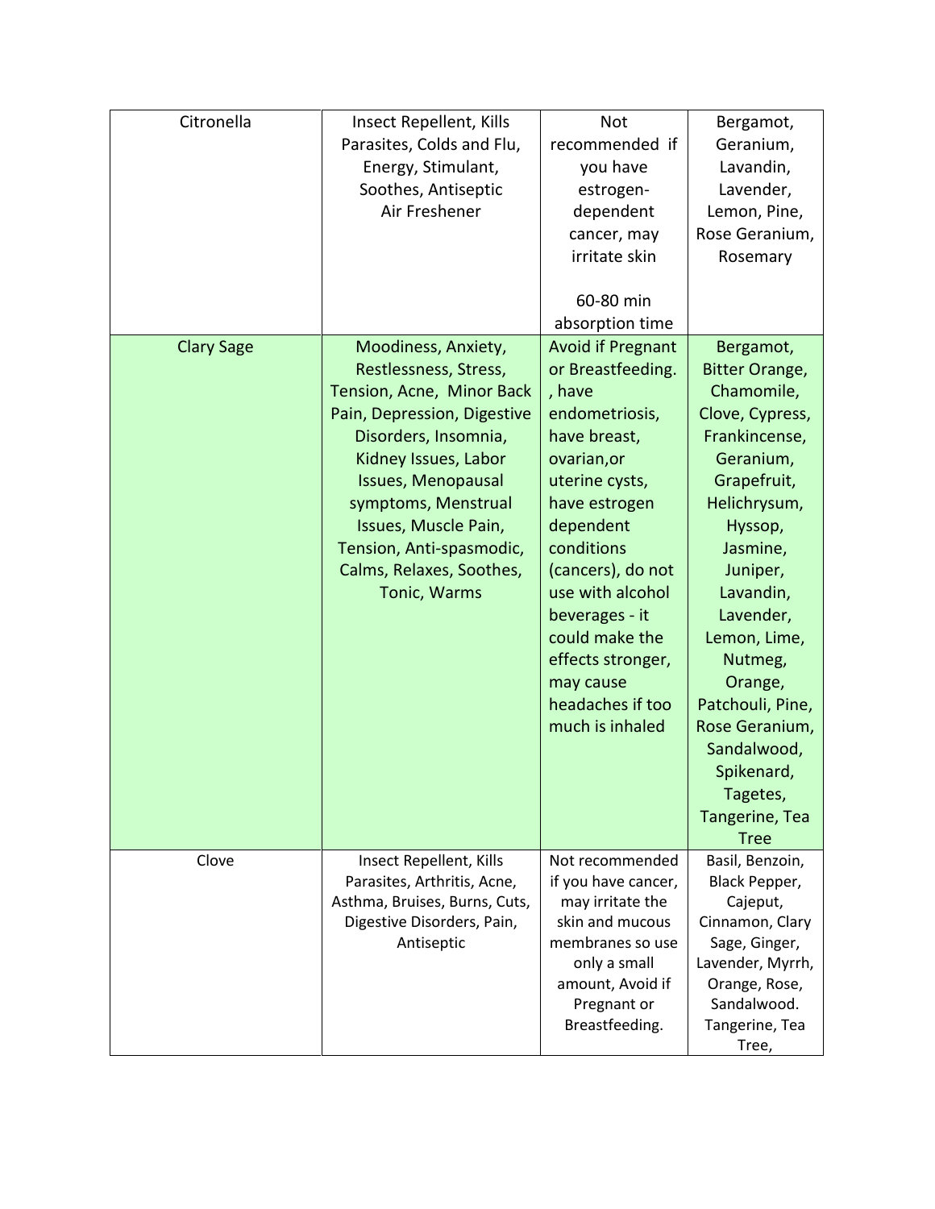| Citronella | Insect Repellent, Kills Parasites, Colds and Flu, Energy, Stimulant, Soothes, Antiseptic Air Freshener | Not recommended if you have estrogen-dependent cancer, may irritate skin<br><br>60-80 min absorption time | Bergamot, Geranium, Lavandin, Lavender, Lemon, Pine, Rose Geranium, Rosemary |
|---|---|---|---|
| Clary Sage | Moodiness, Anxiety, Restlessness, Stress, Tension, Acne, Minor Back Pain, Depression, Digestive Disorders, Insomnia, Kidney Issues, Labor Issues, Menopausal symptoms, Menstrual Issues, Muscle Pain, Tension, Anti-spasmodic, Calms, Relaxes, Soothes, Tonic, Warms | Avoid if Pregnant or Breastfeeding. , have endometriosis, have breast, ovarian,or uterine cysts, have estrogen dependent conditions (cancers), do not use with alcohol beverages - it could make the effects stronger, may cause headaches if too much is inhaled | Bergamot, Bitter Orange, Chamomile, Clove, Cypress, Frankincense, Geranium, Grapefruit, Helichrysum, Hyssop, Jasmine, Juniper, Lavandin, Lavender, Lemon, Lime, Nutmeg, Orange, Patchouli, Pine, Rose Geranium, Sandalwood, Spikenard, Tagetes, Tangerine, Tea Tree |
| Clove | Insect Repellent, Kills Parasites, Arthritis, Acne, Asthma, Bruises, Burns, Cuts, Digestive Disorders, Pain, Antiseptic | Not recommended if you have cancer, may irritate the skin and mucous membranes so use only a small amount, Avoid if Pregnant or Breastfeeding. | Basil, Benzoin, Black Pepper, Cajeput, Cinnamon, Clary Sage, Ginger, Lavender, Myrrh, Orange, Rose, Sandalwood. Tangerine, Tea Tree, |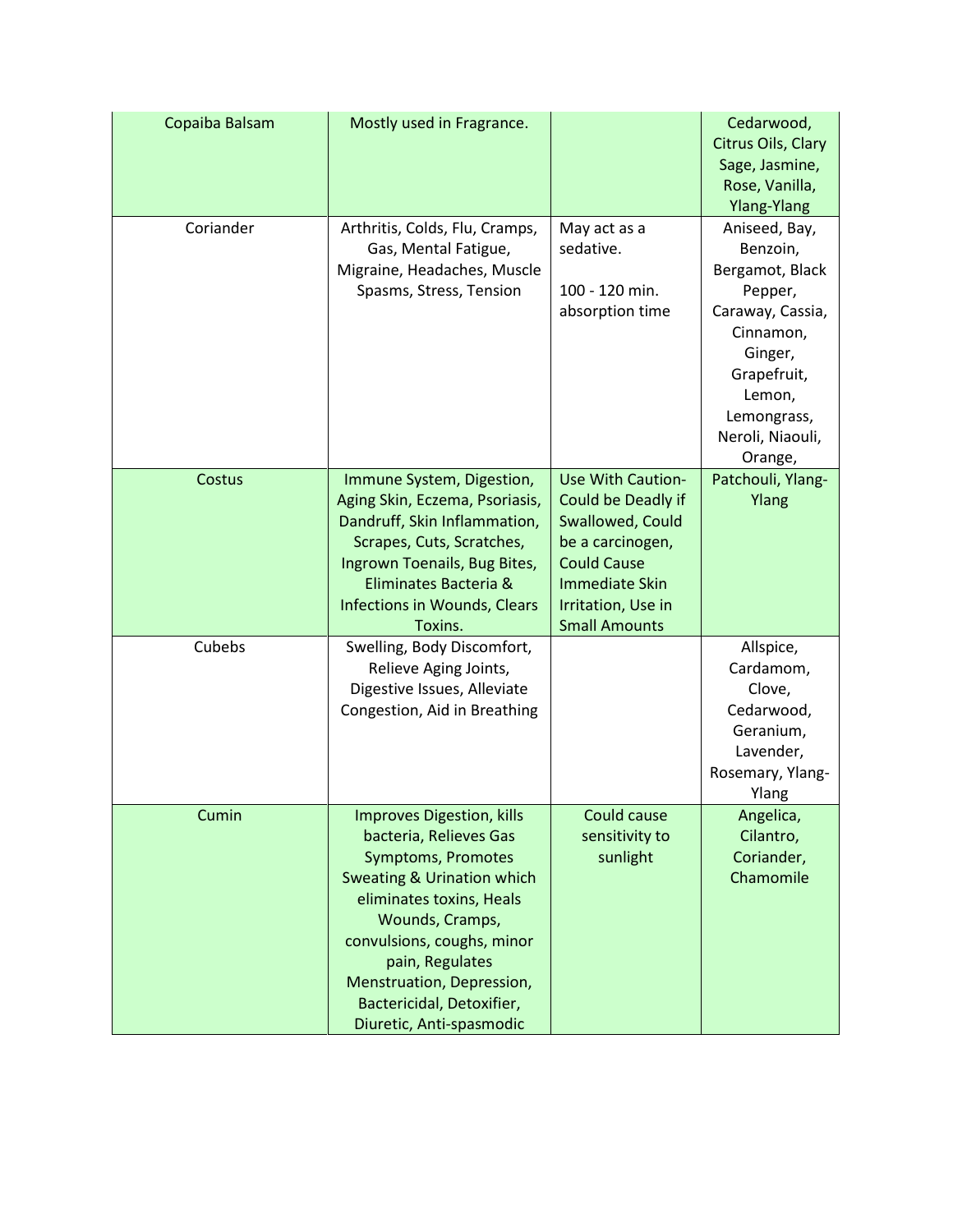| | | | |
|---|---|---|---|
| Copaiba Balsam | Mostly used in Fragrance. | | Cedarwood, Citrus Oils, Clary Sage, Jasmine, Rose, Vanilla, Ylang-Ylang |
| Coriander | Arthritis, Colds, Flu, Cramps, Gas, Mental Fatigue, Migraine, Headaches, Muscle Spasms, Stress, Tension | May act as a sedative.<br><br>100 - 120 min. absorption time | Aniseed, Bay, Benzoin, Bergamot, Black Pepper, Caraway, Cassia, Cinnamon, Ginger, Grapefruit, Lemon, Lemongrass, Neroli, Niaouli, Orange, |
| Costus | Immune System, Digestion, Aging Skin, Eczema, Psoriasis, Dandruff, Skin Inflammation, Scrapes, Cuts, Scratches, Ingrown Toenails, Bug Bites, Eliminates Bacteria & Infections in Wounds, Clears Toxins. | Use With Caution- Could be Deadly if Swallowed, Could be a carcinogen, Could Cause Immediate Skin Irritation, Use in Small Amounts | Patchouli, Ylang-Ylang |
| Cubebs | Swelling, Body Discomfort, Relieve Aging Joints, Digestive Issues, Alleviate Congestion, Aid in Breathing | | Allspice, Cardamom, Clove, Cedarwood, Geranium, Lavender, Rosemary, Ylang-Ylang |
| Cumin | Improves Digestion, kills bacteria, Relieves Gas Symptoms, Promotes Sweating & Urination which eliminates toxins, Heals Wounds, Cramps, convulsions, coughs, minor pain, Regulates Menstruation, Depression, Bactericidal, Detoxifier, Diuretic, Anti-spasmodic | Could cause sensitivity to sunlight | Angelica, Cilantro, Coriander, Chamomile |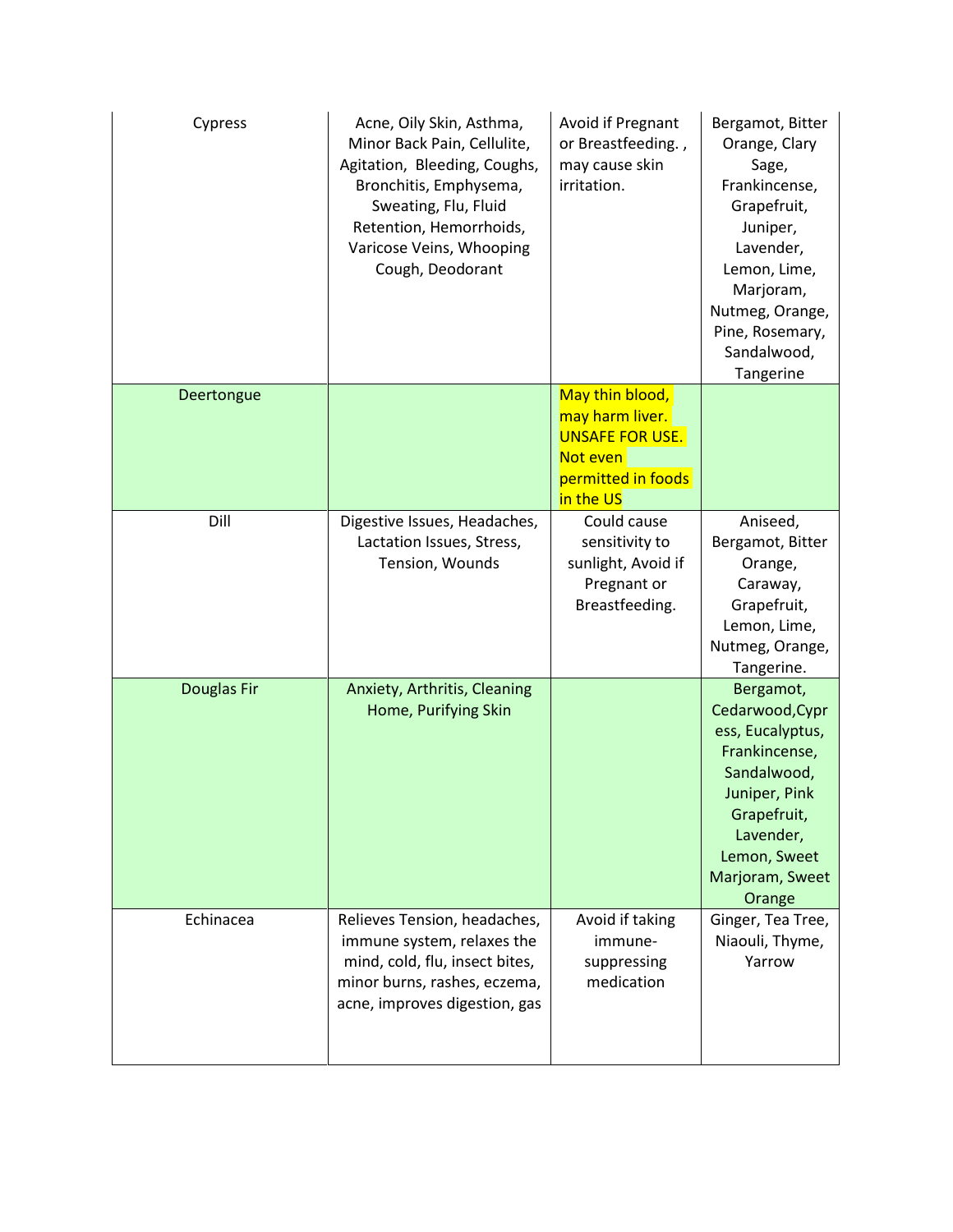| | | | |
|---|---|---|---|
| Cypress | Acne, Oily Skin, Asthma, Minor Back Pain, Cellulite, Agitation, Bleeding, Coughs, Bronchitis, Emphysema, Sweating, Flu, Fluid Retention, Hemorrhoids, Varicose Veins, Whooping Cough, Deodorant | Avoid if Pregnant or Breastfeeding. , may cause skin irritation. | Bergamot, Bitter Orange, Clary Sage, Frankincense, Grapefruit, Juniper, Lavender, Lemon, Lime, Marjoram, Nutmeg, Orange, Pine, Rosemary, Sandalwood, Tangerine |
| Deertongue | | May thin blood, may harm liver. UNSAFE FOR USE. Not even permitted in foods in the US | |
| Dill | Digestive Issues, Headaches, Lactation Issues, Stress, Tension, Wounds | Could cause sensitivity to sunlight, Avoid if Pregnant or Breastfeeding. | Aniseed, Bergamot, Bitter Orange, Caraway, Grapefruit, Lemon, Lime, Nutmeg, Orange, Tangerine. |
| Douglas Fir | Anxiety, Arthritis, Cleaning Home, Purifying Skin | | Bergamot, Cedarwood,Cypress, Eucalyptus, Frankincense, Sandalwood, Juniper, Pink Grapefruit, Lavender, Lemon, Sweet Marjoram, Sweet Orange |
| Echinacea | Relieves Tension, headaches, immune system, relaxes the mind, cold, flu, insect bites, minor burns, rashes, eczema, acne, improves digestion, gas | Avoid if taking immune-suppressing medication | Ginger, Tea Tree, Niaouli, Thyme, Yarrow |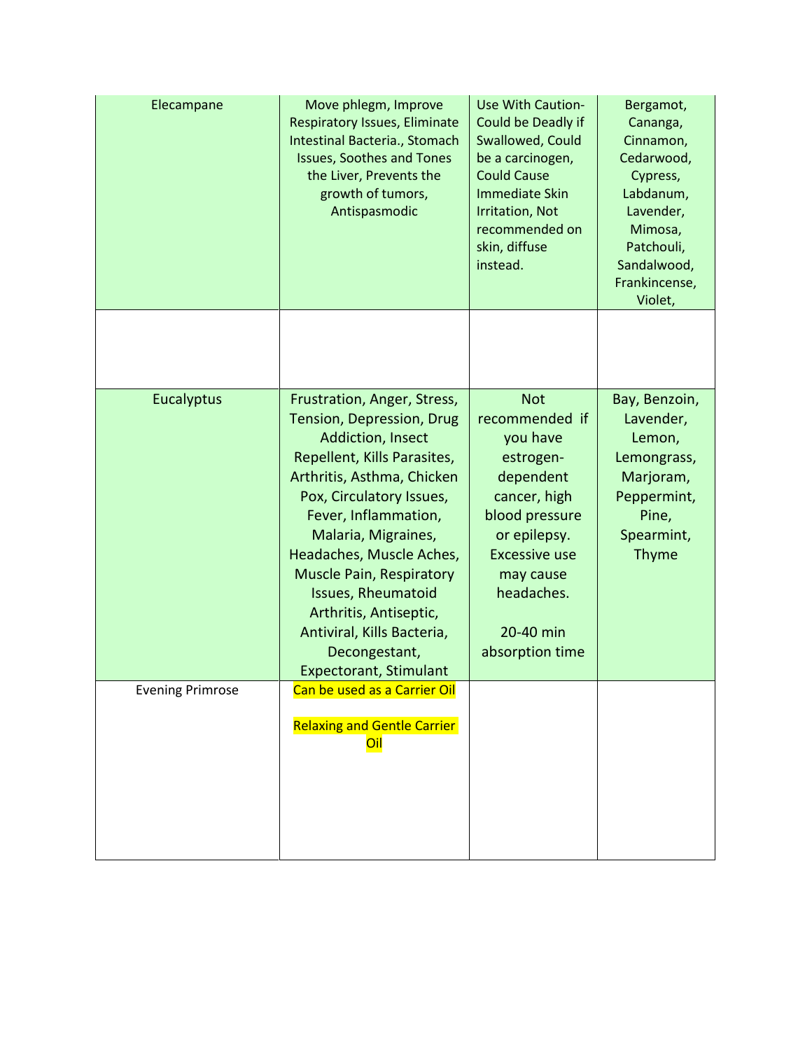| | | | |
|---|---|---|---|
| Elecampane | Move phlegm, Improve Respiratory Issues, Eliminate Intestinal Bacteria., Stomach Issues, Soothes and Tones the Liver, Prevents the growth of tumors, Antispasmodic | Use With Caution- Could be Deadly if Swallowed, Could be a carcinogen, Could Cause Immediate Skin Irritation, Not recommended on skin, diffuse instead. | Bergamot, Cananga, Cinnamon, Cedarwood, Cypress, Labdanum, Lavender, Mimosa, Patchouli, Sandalwood, Frankincense, Violet, |
| | | | |
| Eucalyptus | Frustration, Anger, Stress, Tension, Depression, Drug Addiction, Insect Repellent, Kills Parasites, Arthritis, Asthma, Chicken Pox, Circulatory Issues, Fever, Inflammation, Malaria, Migraines, Headaches, Muscle Aches, Muscle Pain, Respiratory Issues, Rheumatoid Arthritis, Antiseptic, Antiviral, Kills Bacteria, Decongestant, Expectorant, Stimulant | Not recommended if you have estrogen-dependent cancer, high blood pressure or epilepsy. Excessive use may cause headaches.<br><br>20-40 min absorption time | Bay, Benzoin, Lavender, Lemon, Lemongrass, Marjoram, Peppermint, Pine, Spearmint, Thyme |
| Evening Primrose | Can be used as a Carrier Oil<br><br>Relaxing and Gentle Carrier Oil | | |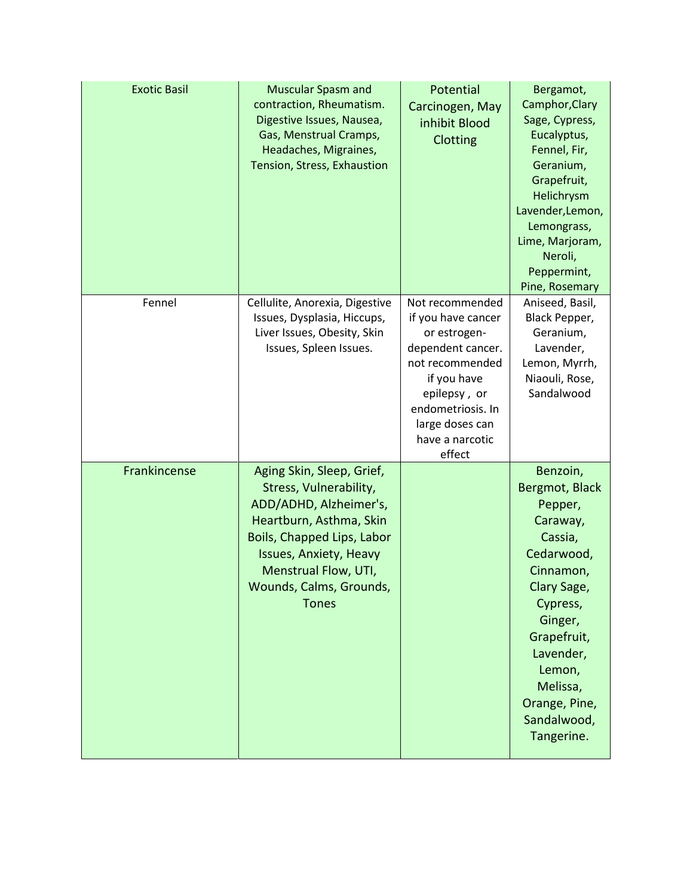| | | | |
|---|---|---|---|
| Exotic Basil | Muscular Spasm and contraction, Rheumatism. Digestive Issues, Nausea, Gas, Menstrual Cramps, Headaches, Migraines, Tension, Stress, Exhaustion | Potential Carcinogen, May inhibit Blood Clotting | Bergamot, Camphor,Clary Sage, Cypress, Eucalyptus, Fennel, Fir, Geranium, Grapefruit, Helichrysm Lavender,Lemon, Lemongrass, Lime, Marjoram, Neroli, Peppermint, Pine, Rosemary |
| Fennel | Cellulite, Anorexia, Digestive Issues, Dysplasia, Hiccups, Liver Issues, Obesity, Skin Issues, Spleen Issues. | Not recommended if you have cancer or estrogen-dependent cancer. not recommended if you have epilepsy , or endometriosis. In large doses can have a narcotic effect | Aniseed, Basil, Black Pepper, Geranium, Lavender, Lemon, Myrrh, Niaouli, Rose, Sandalwood |
| Frankincense | Aging Skin, Sleep, Grief, Stress, Vulnerability, ADD/ADHD, Alzheimer's, Heartburn, Asthma, Skin Boils, Chapped Lips, Labor Issues, Anxiety, Heavy Menstrual Flow, UTI, Wounds, Calms, Grounds, Tones | | Benzoin, Bergmot, Black Pepper, Caraway, Cassia, Cedarwood, Cinnamon, Clary Sage, Cypress, Ginger, Grapefruit, Lavender, Lemon, Melissa, Orange, Pine, Sandalwood, Tangerine. |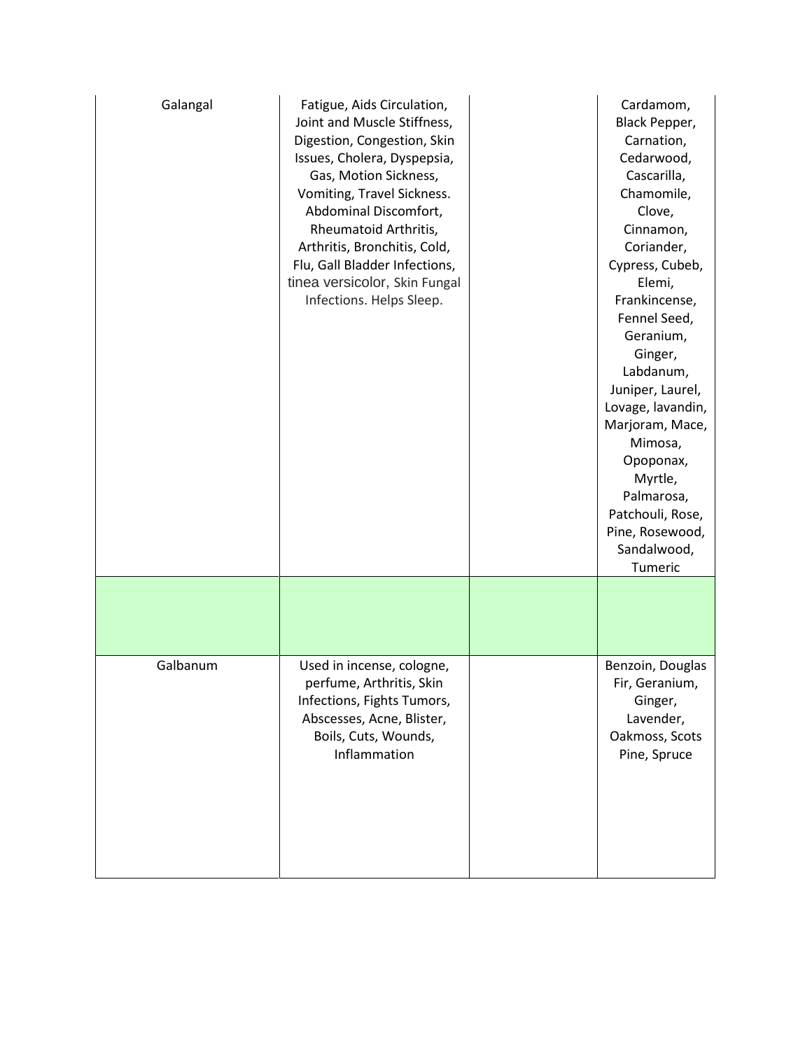| | | | |
|---|---|---|---|
| Galangal | Fatigue, Aids Circulation, Joint and Muscle Stiffness, Digestion, Congestion, Skin Issues, Cholera, Dyspepsia, Gas, Motion Sickness, Vomiting, Travel Sickness. Abdominal Discomfort, Rheumatoid Arthritis, Arthritis, Bronchitis, Cold, Flu, Gall Bladder Infections, tinea versicolor, Skin Fungal Infections. Helps Sleep. | | Cardamom, Black Pepper, Carnation, Cedarwood, Cascarilla, Chamomile, Clove, Cinnamon, Coriander, Cypress, Cubeb, Elemi, Frankincense, Fennel Seed, Geranium, Ginger, Labdanum, Juniper, Laurel, Lovage, lavandin, Marjoram, Mace, Mimosa, Opoponax, Myrtle, Palmarosa, Patchouli, Rose, Pine, Rosewood, Sandalwood, Tumeric |
| | | | |
| Galbanum | Used in incense, cologne, perfume, Arthritis, Skin Infections, Fights Tumors, Abscesses, Acne, Blister, Boils, Cuts, Wounds, Inflammation | | Benzoin, Douglas Fir, Geranium, Ginger, Lavender, Oakmoss, Scots Pine, Spruce |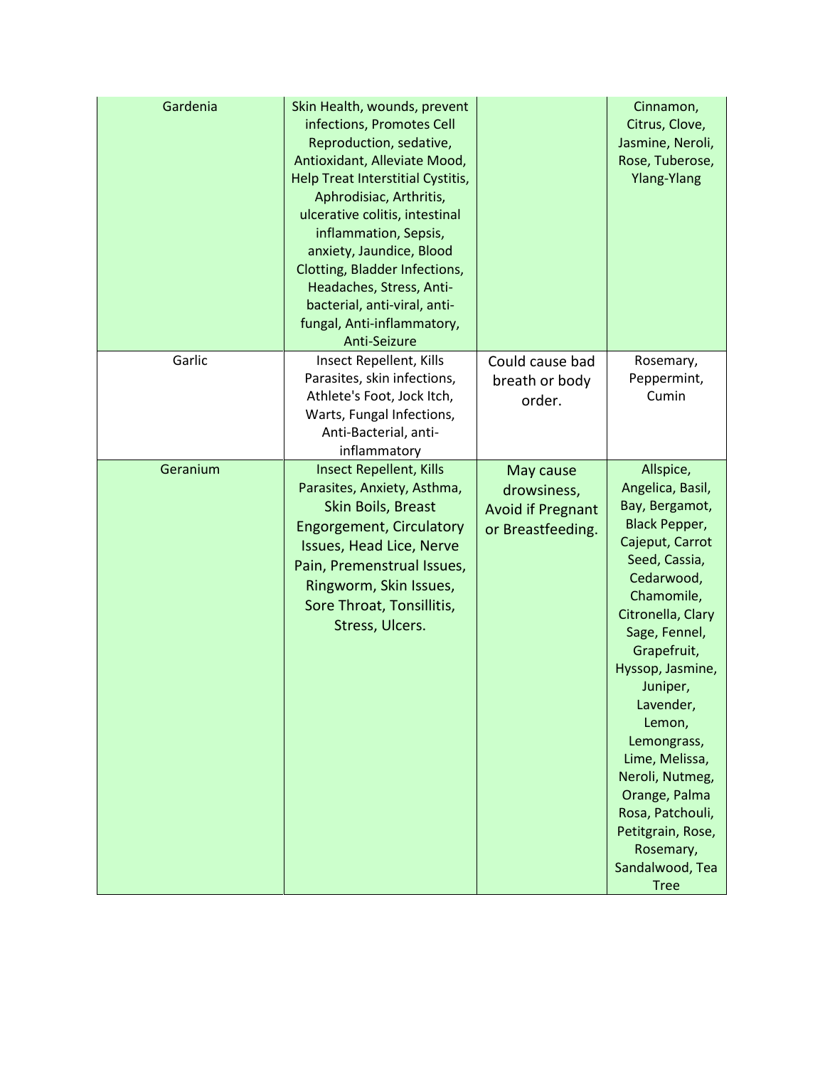| | | | |
|---|---|---|---|
| Gardenia | Skin Health, wounds, prevent infections, Promotes Cell Reproduction, sedative, Antioxidant, Alleviate Mood, Help Treat Interstitial Cystitis, Aphrodisiac, Arthritis, ulcerative colitis, intestinal inflammation, Sepsis, anxiety, Jaundice, Blood Clotting, Bladder Infections, Headaches, Stress, Anti-bacterial, anti-viral, anti-fungal, Anti-inflammatory, Anti-Seizure | | Cinnamon, Citrus, Clove, Jasmine, Neroli, Rose, Tuberose, Ylang-Ylang |
| Garlic | Insect Repellent, Kills Parasites, skin infections, Athlete's Foot, Jock Itch, Warts, Fungal Infections, Anti-Bacterial, anti-inflammatory | Could cause bad breath or body order. | Rosemary, Peppermint, Cumin |
| Geranium | Insect Repellent, Kills Parasites, Anxiety, Asthma, Skin Boils, Breast Engorgement, Circulatory Issues, Head Lice, Nerve Pain, Premenstrual Issues, Ringworm, Skin Issues, Sore Throat, Tonsillitis, Stress, Ulcers. | May cause drowsiness, Avoid if Pregnant or Breastfeeding. | Allspice, Angelica, Basil, Bay, Bergamot, Black Pepper, Cajeput, Carrot Seed, Cassia, Cedarwood, Chamomile, Citronella, Clary Sage, Fennel, Grapefruit, Hyssop, Jasmine, Juniper, Lavender, Lemon, Lemongrass, Lime, Melissa, Neroli, Nutmeg, Orange, Palma Rosa, Patchouli, Petitgrain, Rose, Rosemary, Sandalwood, Tea Tree |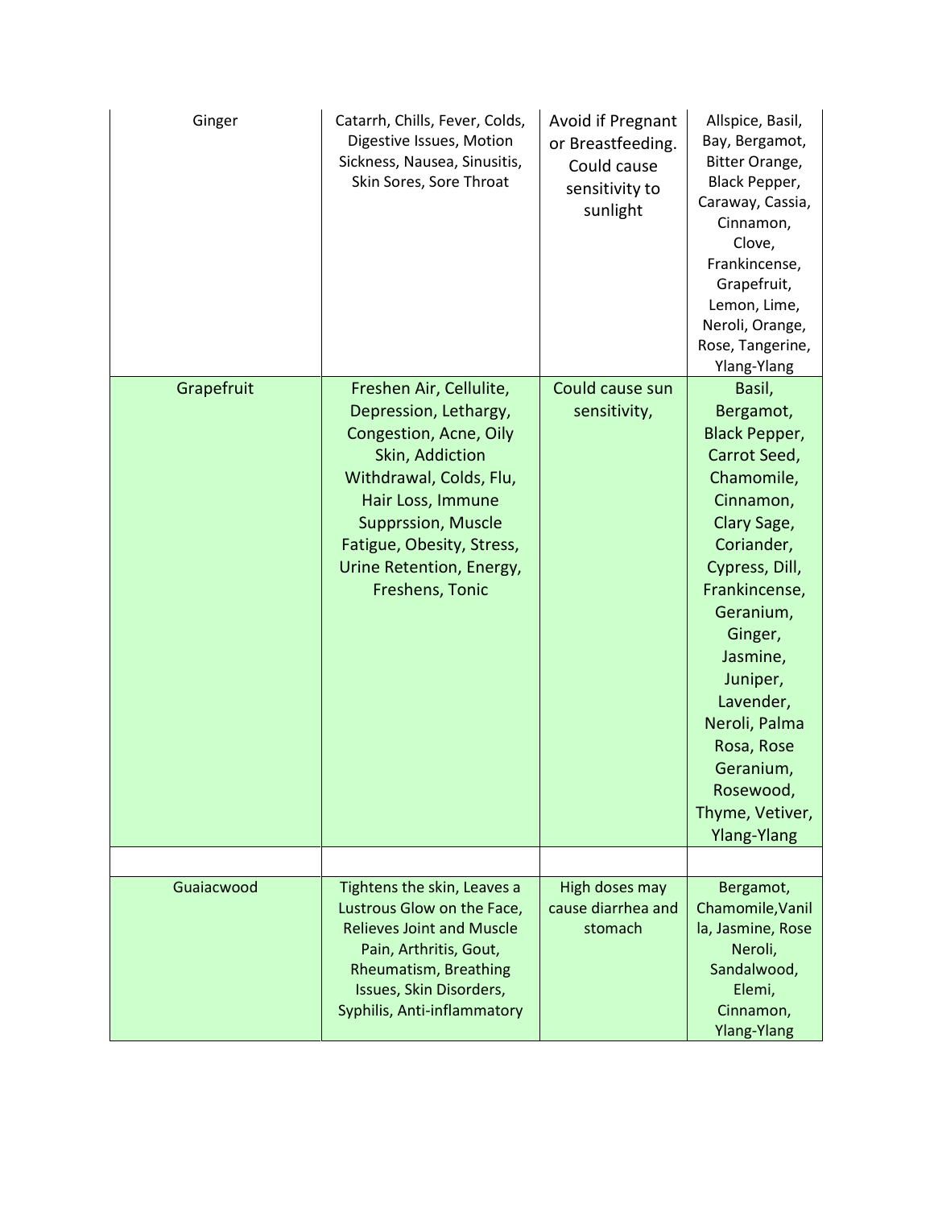| Ginger | Catarrh, Chills, Fever, Colds, Digestive Issues, Motion Sickness, Nausea, Sinusitis, Skin Sores, Sore Throat | Avoid if Pregnant or Breastfeeding. Could cause sensitivity to sunlight | Allspice, Basil, Bay, Bergamot, Bitter Orange, Black Pepper, Caraway, Cassia, Cinnamon, Clove, Frankincense, Grapefruit, Lemon, Lime, Neroli, Orange, Rose, Tangerine, Ylang-Ylang |
|---|---|---|---|
| Grapefruit | Freshen Air, Cellulite, Depression, Lethargy, Congestion, Acne, Oily Skin, Addiction Withdrawal, Colds, Flu, Hair Loss, Immune Supprssion, Muscle Fatigue, Obesity, Stress, Urine Retention, Energy, Freshens, Tonic | Could cause sun sensitivity, | Basil, Bergamot, Black Pepper, Carrot Seed, Chamomile, Cinnamon, Clary Sage, Coriander, Cypress, Dill, Frankincense, Geranium, Ginger, Jasmine, Juniper, Lavender, Neroli, Palma Rosa, Rose Geranium, Rosewood, Thyme, Vetiver, Ylang-Ylang |
| | | | |
| Guaiacwood | Tightens the skin, Leaves a Lustrous Glow on the Face, Relieves Joint and Muscle Pain, Arthritis, Gout, Rheumatism, Breathing Issues, Skin Disorders, Syphilis, Anti-inflammatory | High doses may cause diarrhea and stomach | Bergamot, Chamomile,Vanilla, Jasmine, Rose Neroli, Sandalwood, Elemi, Cinnamon, Ylang-Ylang |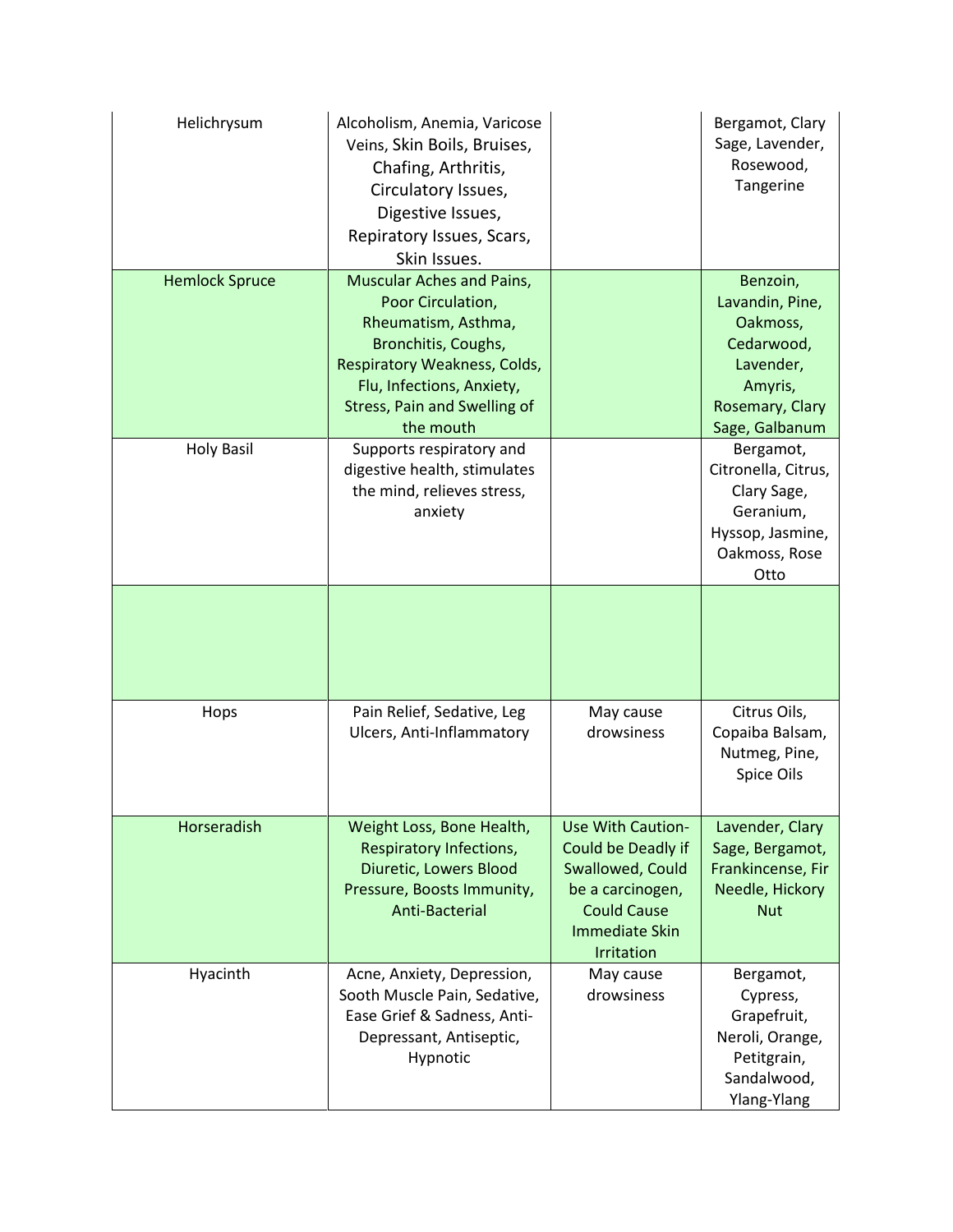| | | | |
|---|---|---|---|
| Helichrysum | Alcoholism, Anemia, Varicose Veins, Skin Boils, Bruises, Chafing, Arthritis, Circulatory Issues, Digestive Issues, Repiratory Issues, Scars, Skin Issues. | | Bergamot, Clary Sage, Lavender, Rosewood, Tangerine |
| Hemlock Spruce | Muscular Aches and Pains, Poor Circulation, Rheumatism, Asthma, Bronchitis, Coughs, Respiratory Weakness, Colds, Flu, Infections, Anxiety, Stress, Pain and Swelling of the mouth | | Benzoin, Lavandin, Pine, Oakmoss, Cedarwood, Lavender, Amyris, Rosemary, Clary Sage, Galbanum |
| Holy Basil | Supports respiratory and digestive health, stimulates the mind, relieves stress, anxiety | | Bergamot, Citronella, Citrus, Clary Sage, Geranium, Hyssop, Jasmine, Oakmoss, Rose Otto |
| | | | |
| Hops | Pain Relief, Sedative, Leg Ulcers, Anti-Inflammatory | May cause drowsiness | Citrus Oils, Copaiba Balsam, Nutmeg, Pine, Spice Oils |
| Horseradish | Weight Loss, Bone Health, Respiratory Infections, Diuretic, Lowers Blood Pressure, Boosts Immunity, Anti-Bacterial | Use With Caution- Could be Deadly if Swallowed, Could be a carcinogen, Could Cause Immediate Skin Irritation | Lavender, Clary Sage, Bergamot, Frankincense, Fir Needle, Hickory Nut |
| Hyacinth | Acne, Anxiety, Depression, Sooth Muscle Pain, Sedative, Ease Grief & Sadness, Anti-Depressant, Antiseptic, Hypnotic | May cause drowsiness | Bergamot, Cypress, Grapefruit, Neroli, Orange, Petitgrain, Sandalwood, Ylang-Ylang |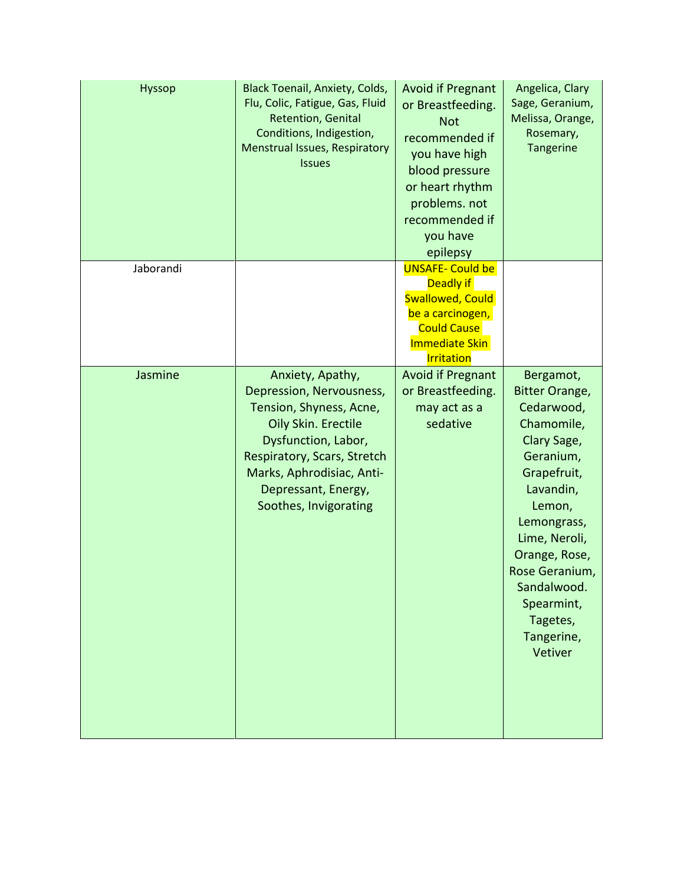| Hyssop | Black Toenail, Anxiety, Colds, Flu, Colic, Fatigue, Gas, Fluid Retention, Genital Conditions, Indigestion, Menstrual Issues, Respiratory Issues | Avoid if Pregnant or Breastfeeding. Not recommended if you have high blood pressure or heart rhythm problems. not recommended if you have epilepsy | Angelica, Clary Sage, Geranium, Melissa, Orange, Rosemary, Tangerine |
|---|---|---|---|
| Jaborandi | | UNSAFE- Could be Deadly if Swallowed, Could be a carcinogen, Could Cause Immediate Skin Irritation | |
| Jasmine | Anxiety, Apathy, Depression, Nervousness, Tension, Shyness, Acne, Oily Skin. Erectile Dysfunction, Labor, Respiratory, Scars, Stretch Marks, Aphrodisiac, Anti-Depressant, Energy, Soothes, Invigorating | Avoid if Pregnant or Breastfeeding. may act as a sedative | Bergamot, Bitter Orange, Cedarwood, Chamomile, Clary Sage, Geranium, Grapefruit, Lavandin, Lemon, Lemongrass, Lime, Neroli, Orange, Rose, Rose Geranium, Sandalwood. Spearmint, Tagetes, Tangerine, Vetiver |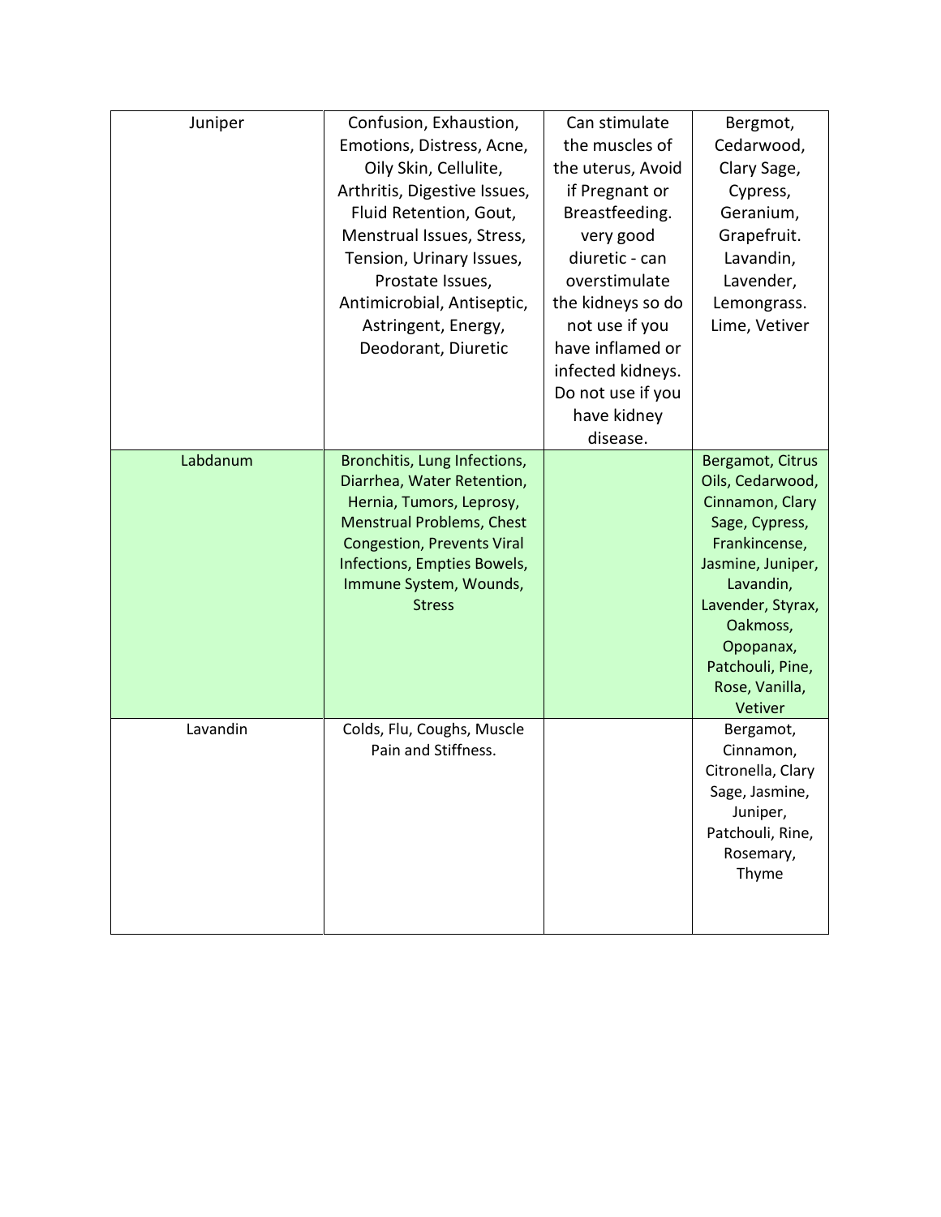| | | | |
|---|---|---|---|
| Juniper | Confusion, Exhaustion, Emotions, Distress, Acne, Oily Skin, Cellulite, Arthritis, Digestive Issues, Fluid Retention, Gout, Menstrual Issues, Stress, Tension, Urinary Issues, Prostate Issues, Antimicrobial, Antiseptic, Astringent, Energy, Deodorant, Diuretic | Can stimulate the muscles of the uterus, Avoid if Pregnant or Breastfeeding. very good diuretic - can overstimulate the kidneys so do not use if you have inflamed or infected kidneys. Do not use if you have kidney disease. | Bergmot, Cedarwood, Clary Sage, Cypress, Geranium, Grapefruit. Lavandin, Lavender, Lemongrass. Lime, Vetiver |
| Labdanum | Bronchitis, Lung Infections, Diarrhea, Water Retention, Hernia, Tumors, Leprosy, Menstrual Problems, Chest Congestion, Prevents Viral Infections, Empties Bowels, Immune System, Wounds, Stress | | Bergamot, Citrus Oils, Cedarwood, Cinnamon, Clary Sage, Cypress, Frankincense, Jasmine, Juniper, Lavandin, Lavender, Styrax, Oakmoss, Opopanax, Patchouli, Pine, Rose, Vanilla, Vetiver |
| Lavandin | Colds, Flu, Coughs, Muscle Pain and Stiffness. | | Bergamot, Cinnamon, Citronella, Clary Sage, Jasmine, Juniper, Patchouli, Rine, Rosemary, Thyme |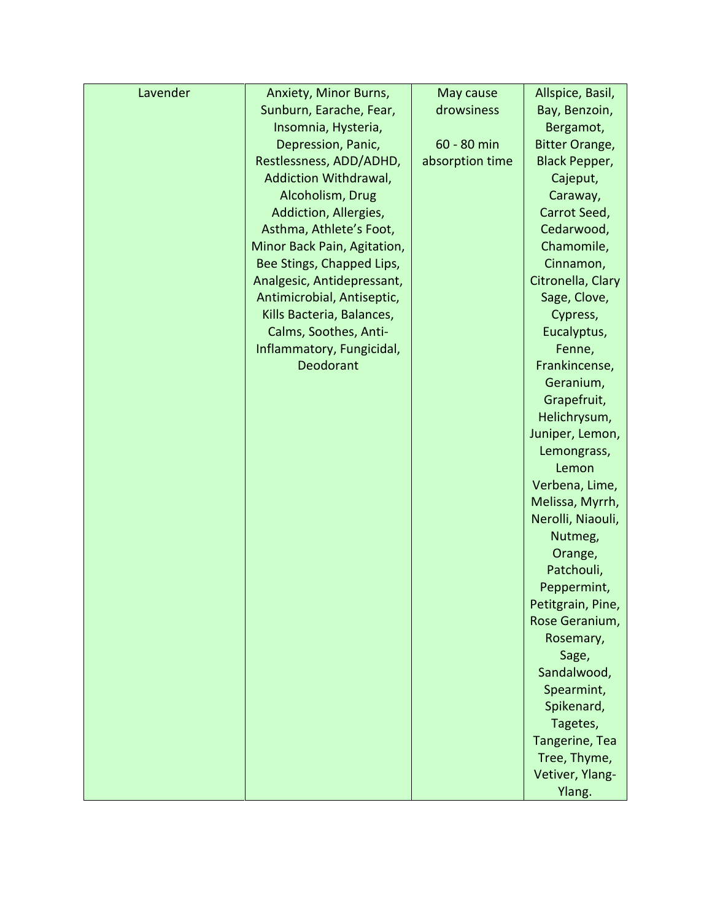| Lavender | Anxiety, Minor Burns, Sunburn, Earache, Fear, Insomnia, Hysteria, Depression, Panic, Restlessness, ADD/ADHD, Addiction Withdrawal, Alcoholism, Drug Addiction, Allergies, Asthma, Athlete's Foot, Minor Back Pain, Agitation, Bee Stings, Chapped Lips, Analgesic, Antidepressant, Antimicrobial, Antiseptic, Kills Bacteria, Balances, Calms, Soothes, Anti-Inflammatory, Fungicidal, Deodorant | May cause drowsiness<br><br>60 - 80 min absorption time | Allspice, Basil, Bay, Benzoin, Bergamot, Bitter Orange, Black Pepper, Cajeput, Caraway, Carrot Seed, Cedarwood, Chamomile, Cinnamon, Citronella, Clary Sage, Clove, Cypress, Eucalyptus, Fenne, Frankincense, Geranium, Grapefruit, Helichrysum, Juniper, Lemon, Lemongrass, Lemon Verbena, Lime, Melissa, Myrrh, Nerolli, Niaouli, Nutmeg, Orange, Patchouli, Peppermint, Petitgrain, Pine, Rose Geranium, Rosemary, Sage, Sandalwood, Spearmint, Spikenard, Tagetes, Tangerine, Tea Tree, Thyme, Vetiver, Ylang-Ylang. |
|---|---|---|---|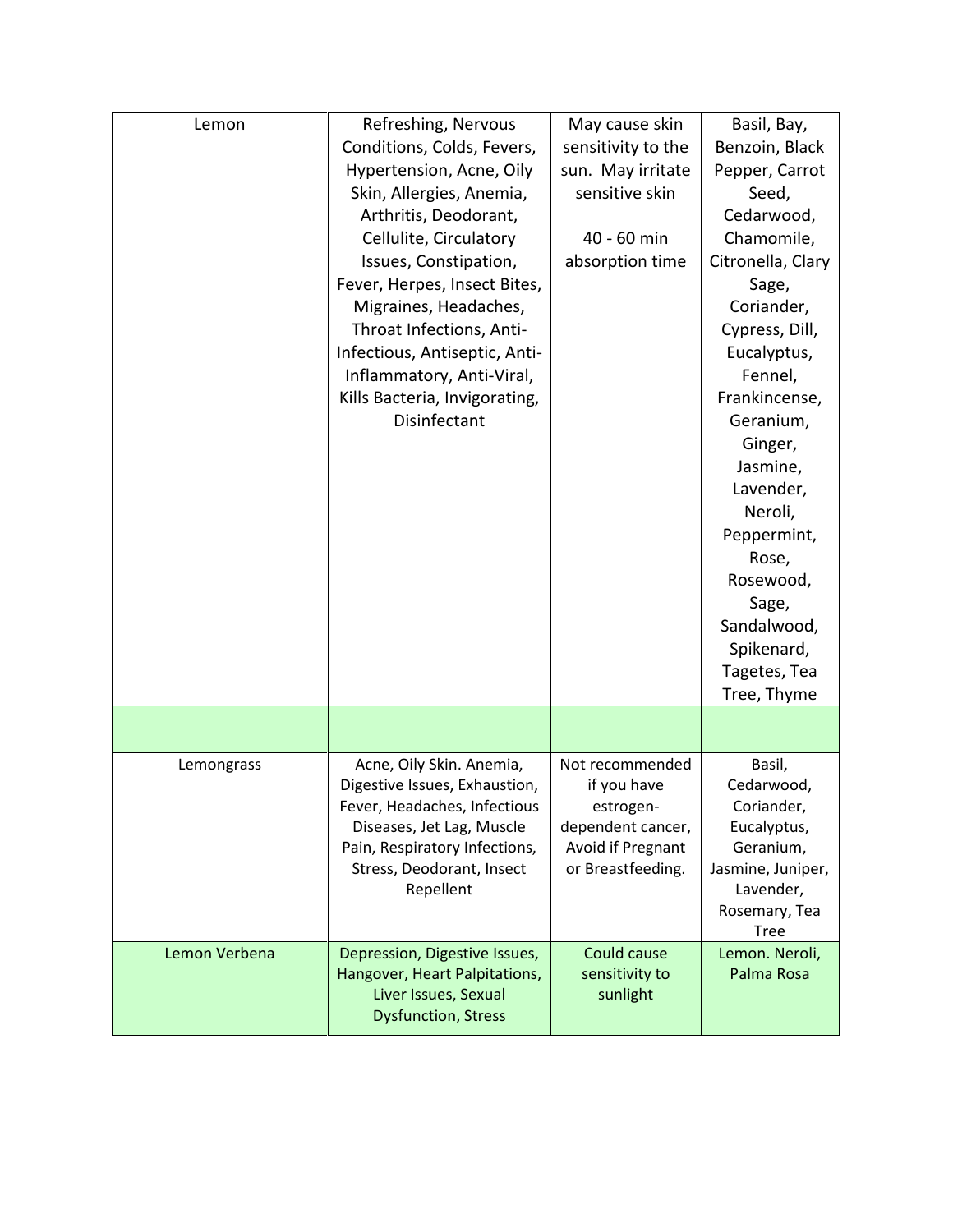| Lemon | Refreshing, Nervous Conditions, Colds, Fevers, Hypertension, Acne, Oily Skin, Allergies, Anemia, Arthritis, Deodorant, Cellulite, Circulatory Issues, Constipation, Fever, Herpes, Insect Bites, Migraines, Headaches, Throat Infections, Anti-Infectious, Antiseptic, Anti-Inflammatory, Anti-Viral, Kills Bacteria, Invigorating, Disinfectant | May cause skin sensitivity to the sun. May irritate sensitive skin<br><br>40 - 60 min absorption time | Basil, Bay, Benzoin, Black Pepper, Carrot Seed, Cedarwood, Chamomile, Citronella, Clary Sage, Coriander, Cypress, Dill, Eucalyptus, Fennel, Frankincense, Geranium, Ginger, Jasmine, Lavender, Neroli, Peppermint, Rose, Rosewood, Sage, Sandalwood, Spikenard, Tagetes, Tea Tree, Thyme |
|---|---|---|---|
| | | | |
| Lemongrass | Acne, Oily Skin. Anemia, Digestive Issues, Exhaustion, Fever, Headaches, Infectious Diseases, Jet Lag, Muscle Pain, Respiratory Infections, Stress, Deodorant, Insect Repellent | Not recommended if you have estrogen-dependent cancer, Avoid if Pregnant or Breastfeeding. | Basil, Cedarwood, Coriander, Eucalyptus, Geranium, Jasmine, Juniper, Lavender, Rosemary, Tea Tree |
| Lemon Verbena | Depression, Digestive Issues, Hangover, Heart Palpitations, Liver Issues, Sexual Dysfunction, Stress | Could cause sensitivity to sunlight | Lemon. Neroli, Palma Rosa |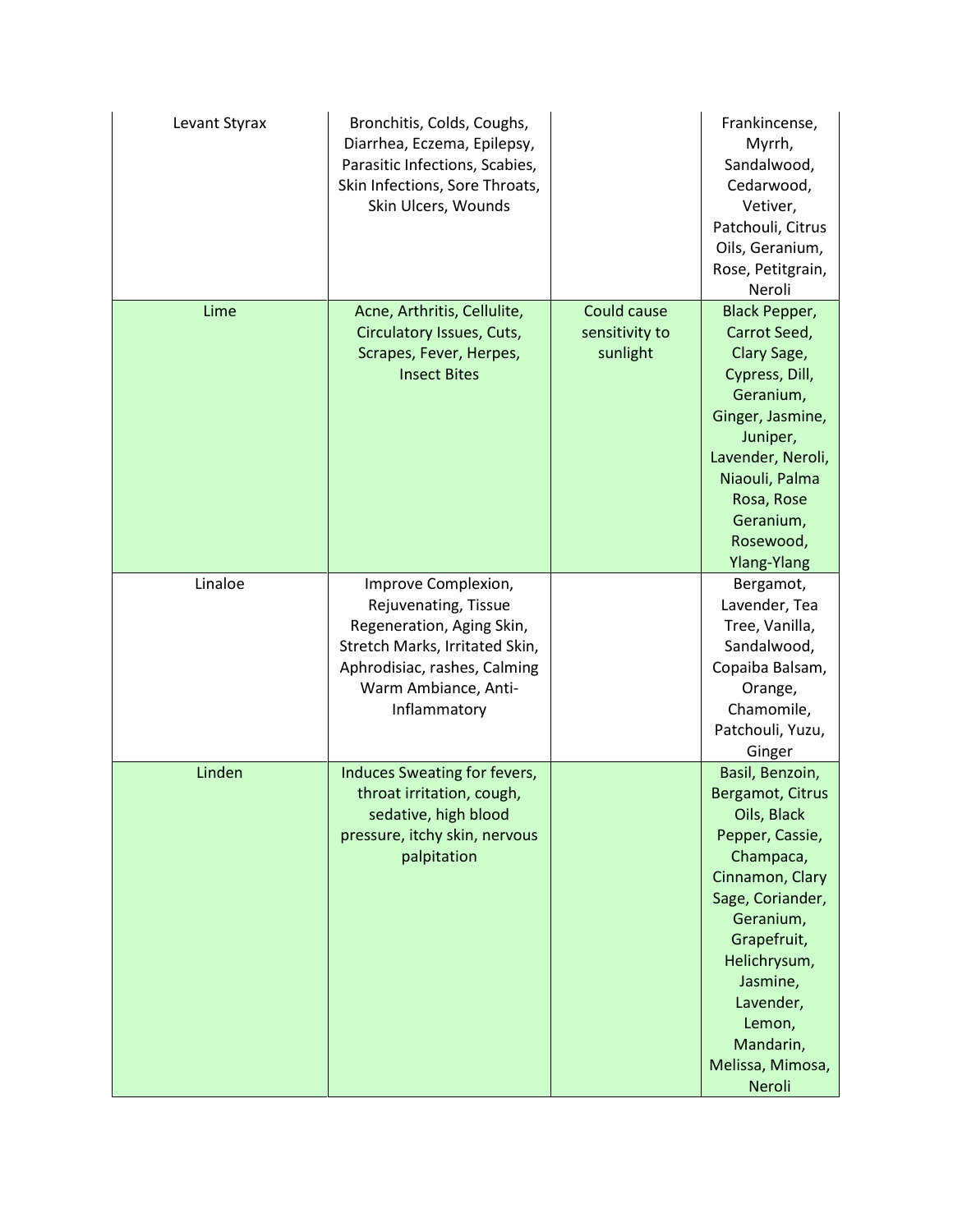| | | | |
|---|---|---|---|
| Levant Styrax | Bronchitis, Colds, Coughs, Diarrhea, Eczema, Epilepsy, Parasitic Infections, Scabies, Skin Infections, Sore Throats, Skin Ulcers, Wounds | | Frankincense, Myrrh, Sandalwood, Cedarwood, Vetiver, Patchouli, Citrus Oils, Geranium, Rose, Petitgrain, Neroli |
| Lime | Acne, Arthritis, Cellulite, Circulatory Issues, Cuts, Scrapes, Fever, Herpes, Insect Bites | Could cause sensitivity to sunlight | Black Pepper, Carrot Seed, Clary Sage, Cypress, Dill, Geranium, Ginger, Jasmine, Juniper, Lavender, Neroli, Niaouli, Palma Rosa, Rose Geranium, Rosewood, Ylang-Ylang |
| Linaloe | Improve Complexion, Rejuvenating, Tissue Regeneration, Aging Skin, Stretch Marks, Irritated Skin, Aphrodisiac, rashes, Calming Warm Ambiance, Anti-Inflammatory | | Bergamot, Lavender, Tea Tree, Vanilla, Sandalwood, Copaiba Balsam, Orange, Chamomile, Patchouli, Yuzu, Ginger |
| Linden | Induces Sweating for fevers, throat irritation, cough, sedative, high blood pressure, itchy skin, nervous palpitation | | Basil, Benzoin, Bergamot, Citrus Oils, Black Pepper, Cassie, Champaca, Cinnamon, Clary Sage, Coriander, Geranium, Grapefruit, Helichrysum, Jasmine, Lavender, Lemon, Mandarin, Melissa, Mimosa, Neroli |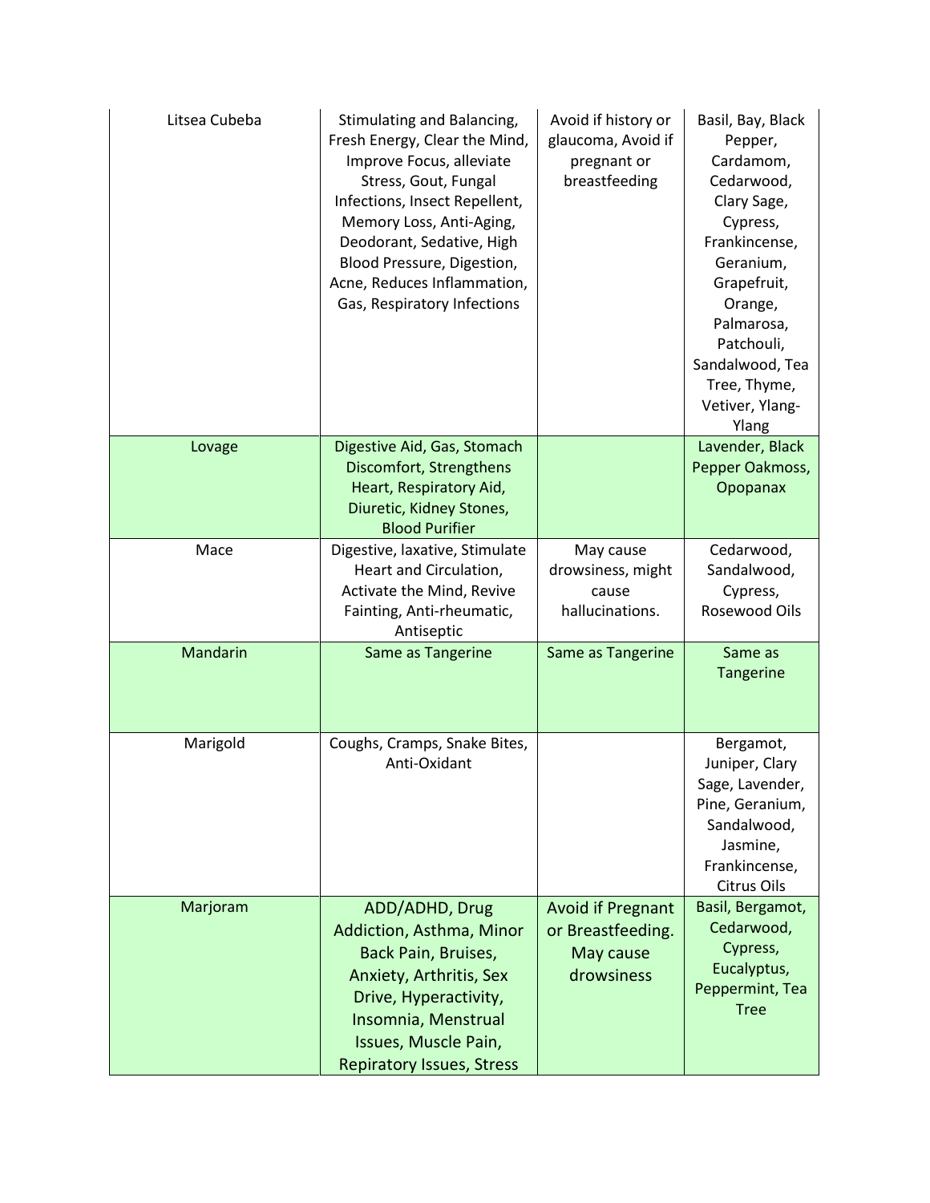| | | | |
|---|---|---|---|
| Litsea Cubeba | Stimulating and Balancing, Fresh Energy, Clear the Mind, Improve Focus, alleviate Stress, Gout, Fungal Infections, Insect Repellent, Memory Loss, Anti-Aging, Deodorant, Sedative, High Blood Pressure, Digestion, Acne, Reduces Inflammation, Gas, Respiratory Infections | Avoid if history or glaucoma, Avoid if pregnant or breastfeeding | Basil, Bay, Black Pepper, Cardamom, Cedarwood, Clary Sage, Cypress, Frankincense, Geranium, Grapefruit, Orange, Palmarosa, Patchouli, Sandalwood, Tea Tree, Thyme, Vetiver, Ylang-Ylang |
| Lovage | Digestive Aid, Gas, Stomach Discomfort, Strengthens Heart, Respiratory Aid, Diuretic, Kidney Stones, Blood Purifier | | Lavender, Black Pepper Oakmoss, Opopanax |
| Mace | Digestive, laxative, Stimulate Heart and Circulation, Activate the Mind, Revive Fainting, Anti-rheumatic, Antiseptic | May cause drowsiness, might cause hallucinations. | Cedarwood, Sandalwood, Cypress, Rosewood Oils |
| Mandarin | Same as Tangerine | Same as Tangerine | Same as Tangerine |
| Marigold | Coughs, Cramps, Snake Bites, Anti-Oxidant | | Bergamot, Juniper, Clary Sage, Lavender, Pine, Geranium, Sandalwood, Jasmine, Frankincense, Citrus Oils |
| Marjoram | ADD/ADHD, Drug Addiction, Asthma, Minor Back Pain, Bruises, Anxiety, Arthritis, Sex Drive, Hyperactivity, Insomnia, Menstrual Issues, Muscle Pain, Repiratory Issues, Stress | Avoid if Pregnant or Breastfeeding. May cause drowsiness | Basil, Bergamot, Cedarwood, Cypress, Eucalyptus, Peppermint, Tea Tree |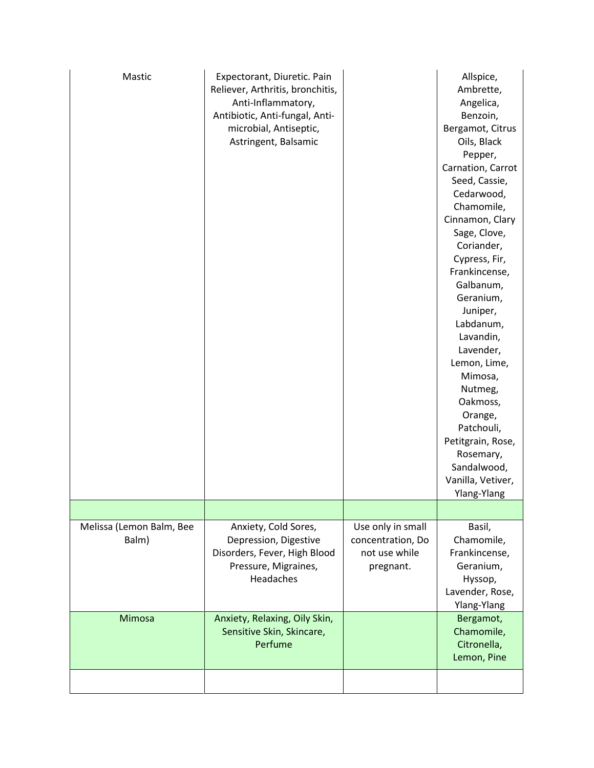| | | | |
|---|---|---|---|
| Mastic | Expectorant, Diuretic. Pain Reliever, Arthritis, bronchitis, Anti-Inflammatory, Antibiotic, Anti-fungal, Anti-microbial, Antiseptic, Astringent, Balsamic | | Allspice, Ambrette, Angelica, Benzoin, Bergamot, Citrus Oils, Black Pepper, Carnation, Carrot Seed, Cassie, Cedarwood, Chamomile, Cinnamon, Clary Sage, Clove, Coriander, Cypress, Fir, Frankincense, Galbanum, Geranium, Juniper, Labdanum, Lavandin, Lavender, Lemon, Lime, Mimosa, Nutmeg, Oakmoss, Orange, Patchouli, Petitgrain, Rose, Rosemary, Sandalwood, Vanilla, Vetiver, Ylang-Ylang |
| | | | |
| Melissa (Lemon Balm, Bee Balm) | Anxiety, Cold Sores, Depression, Digestive Disorders, Fever, High Blood Pressure, Migraines, Headaches | Use only in small concentration, Do not use while pregnant. | Basil, Chamomile, Frankincense, Geranium, Hyssop, Lavender, Rose, Ylang-Ylang |
| Mimosa | Anxiety, Relaxing, Oily Skin, Sensitive Skin, Skincare, Perfume | | Bergamot, Chamomile, Citronella, Lemon, Pine |
| | | | |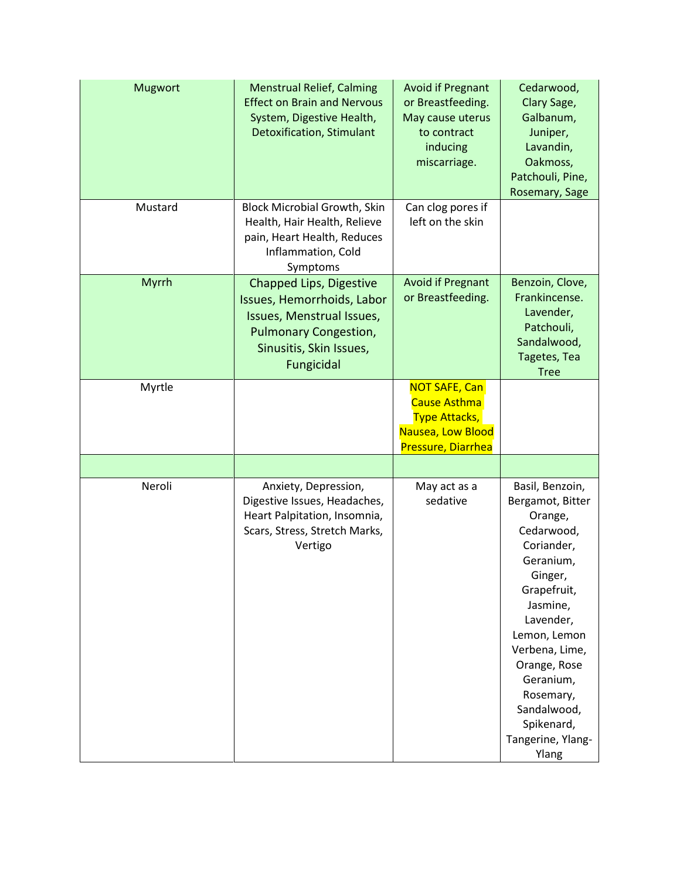| | | | |
|---|---|---|---|
| Mugwort | Menstrual Relief, Calming Effect on Brain and Nervous System, Digestive Health, Detoxification, Stimulant | Avoid if Pregnant or Breastfeeding. May cause uterus to contract inducing miscarriage. | Cedarwood, Clary Sage, Galbanum, Juniper, Lavandin, Oakmoss, Patchouli, Pine, Rosemary, Sage |
| Mustard | Block Microbial Growth, Skin Health, Hair Health, Relieve pain, Heart Health, Reduces Inflammation, Cold Symptoms | Can clog pores if left on the skin | |
| Myrrh | Chapped Lips, Digestive Issues, Hemorrhoids, Labor Issues, Menstrual Issues, Pulmonary Congestion, Sinusitis, Skin Issues, Fungicidal | Avoid if Pregnant or Breastfeeding. | Benzoin, Clove, Frankincense. Lavender, Patchouli, Sandalwood, Tagetes, Tea Tree |
| Myrtle | | NOT SAFE, Can Cause Asthma Type Attacks, Nausea, Low Blood Pressure, Diarrhea | |
| | | | |
| Neroli | Anxiety, Depression, Digestive Issues, Headaches, Heart Palpitation, Insomnia, Scars, Stress, Stretch Marks, Vertigo | May act as a sedative | Basil, Benzoin, Bergamot, Bitter Orange, Cedarwood, Coriander, Geranium, Ginger, Grapefruit, Jasmine, Lavender, Lemon, Lemon Verbena, Lime, Orange, Rose Geranium, Rosemary, Sandalwood, Spikenard, Tangerine, Ylang-Ylang |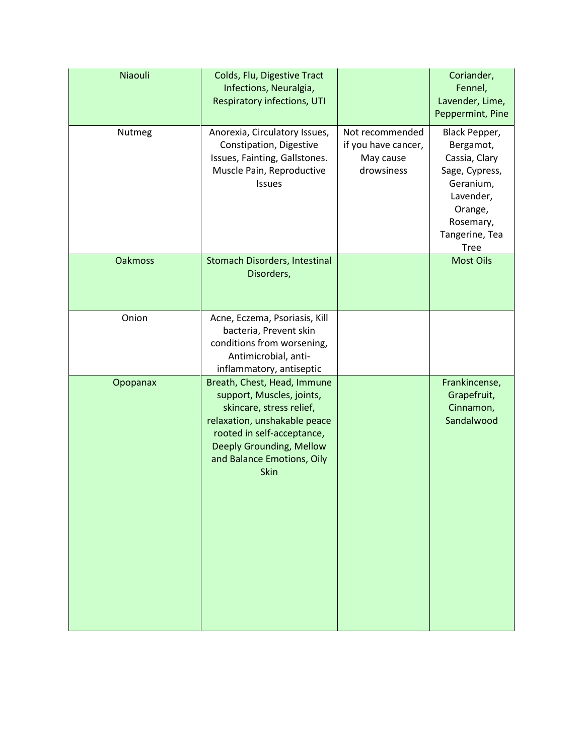| | | | |
|---|---|---|---|
| Niaouli | Colds, Flu, Digestive Tract Infections, Neuralgia, Respiratory infections, UTI | | Coriander, Fennel, Lavender, Lime, Peppermint, Pine |
| Nutmeg | Anorexia, Circulatory Issues, Constipation, Digestive Issues, Fainting, Gallstones. Muscle Pain, Reproductive Issues | Not recommended if you have cancer, May cause drowsiness | Black Pepper, Bergamot, Cassia, Clary Sage, Cypress, Geranium, Lavender, Orange, Rosemary, Tangerine, Tea Tree |
| Oakmoss | Stomach Disorders, Intestinal Disorders, | | Most Oils |
| Onion | Acne, Eczema, Psoriasis, Kill bacteria, Prevent skin conditions from worsening, Antimicrobial, anti-inflammatory, antiseptic | | |
| Opopanax | Breath, Chest, Head, Immune support, Muscles, joints, skincare, stress relief, relaxation, unshakable peace rooted in self-acceptance, Deeply Grounding, Mellow and Balance Emotions, Oily Skin | | Frankincense, Grapefruit, Cinnamon, Sandalwood |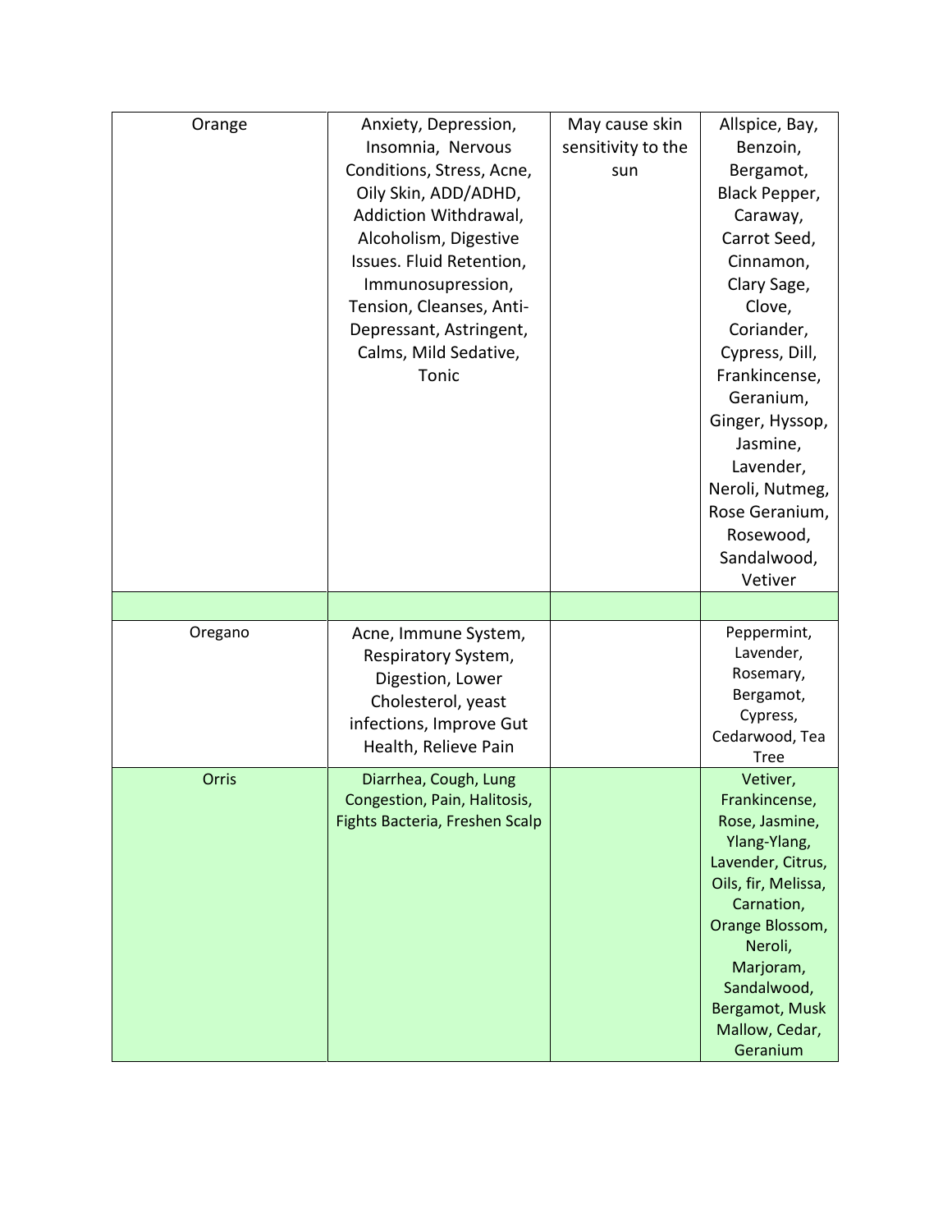| | | | |
|---|---|---|---|
| Orange | Anxiety, Depression, Insomnia, Nervous Conditions, Stress, Acne, Oily Skin, ADD/ADHD, Addiction Withdrawal, Alcoholism, Digestive Issues. Fluid Retention, Immunosupression, Tension, Cleanses, Anti-Depressant, Astringent, Calms, Mild Sedative, Tonic | May cause skin sensitivity to the sun | Allspice, Bay, Benzoin, Bergamot, Black Pepper, Caraway, Carrot Seed, Cinnamon, Clary Sage, Clove, Coriander, Cypress, Dill, Frankincense, Geranium, Ginger, Hyssop, Jasmine, Lavender, Neroli, Nutmeg, Rose Geranium, Rosewood, Sandalwood, Vetiver |
| | | | |
| Oregano | Acne, Immune System, Respiratory System, Digestion, Lower Cholesterol, yeast infections, Improve Gut Health, Relieve Pain | | Peppermint, Lavender, Rosemary, Bergamot, Cypress, Cedarwood, Tea Tree |
| Orris | Diarrhea, Cough, Lung Congestion, Pain, Halitosis, Fights Bacteria, Freshen Scalp | | Vetiver, Frankincense, Rose, Jasmine, Ylang-Ylang, Lavender, Citrus, Oils, fir, Melissa, Carnation, Orange Blossom, Neroli, Marjoram, Sandalwood, Bergamot, Musk Mallow, Cedar, Geranium |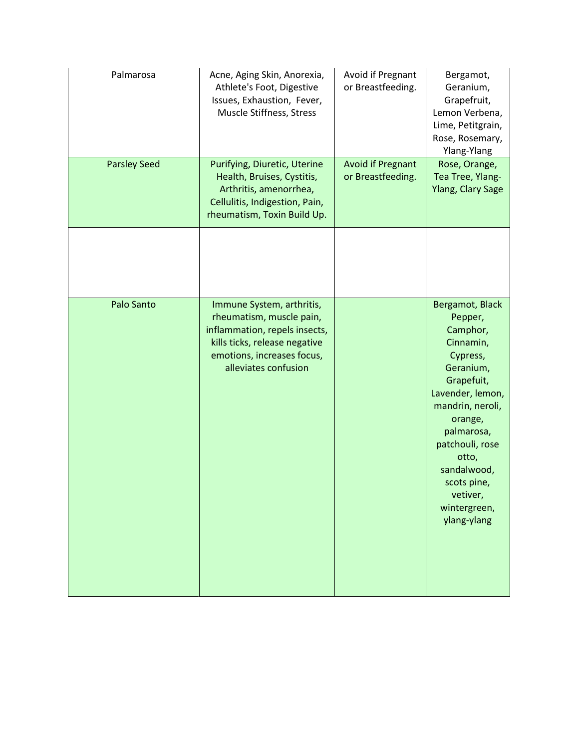| | | | |
|---|---|---|---|
| Palmarosa | Acne, Aging Skin, Anorexia, Athlete's Foot, Digestive Issues, Exhaustion, Fever, Muscle Stiffness, Stress | Avoid if Pregnant or Breastfeeding. | Bergamot, Geranium, Grapefruit, Lemon Verbena, Lime, Petitgrain, Rose, Rosemary, Ylang-Ylang |
| Parsley Seed | Purifying, Diuretic, Uterine Health, Bruises, Cystitis, Arthritis, amenorrhea, Cellulitis, Indigestion, Pain, rheumatism, Toxin Build Up. | Avoid if Pregnant or Breastfeeding. | Rose, Orange, Tea Tree, Ylang-Ylang, Clary Sage |
| | | | |
| Palo Santo | Immune System, arthritis, rheumatism, muscle pain, inflammation, repels insects, kills ticks, release negative emotions, increases focus, alleviates confusion | | Bergamot, Black Pepper, Camphor, Cinnamin, Cypress, Geranium, Grapefuit, Lavender, lemon, mandrin, neroli, orange, palmarosa, patchouli, rose otto, sandalwood, scots pine, vetiver, wintergreen, ylang-ylang |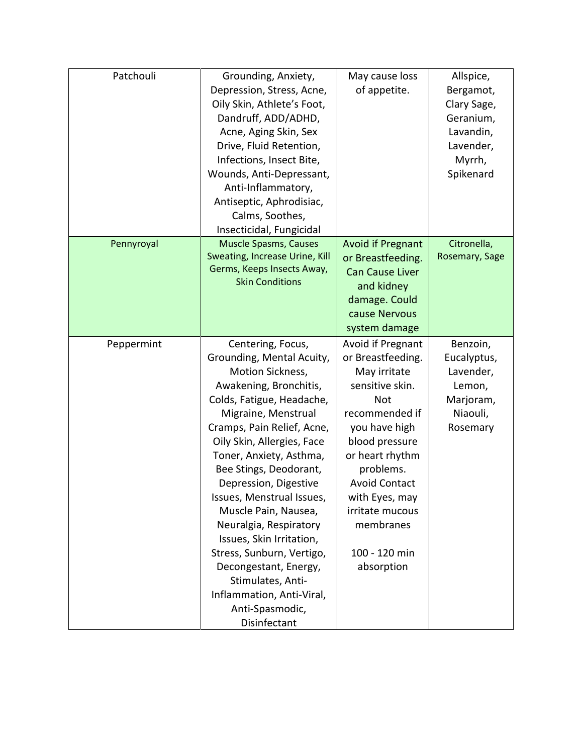| Patchouli | Grounding, Anxiety, Depression, Stress, Acne, Oily Skin, Athlete's Foot, Dandruff, ADD/ADHD, Acne, Aging Skin, Sex Drive, Fluid Retention, Infections, Insect Bite, Wounds, Anti-Depressant, Anti-Inflammatory, Antiseptic, Aphrodisiac, Calms, Soothes, Insecticidal, Fungicidal | May cause loss of appetite. | Allspice, Bergamot, Clary Sage, Geranium, Lavandin, Lavender, Myrrh, Spikenard |
|---|---|---|---|
| Pennyroyal | Muscle Spasms, Causes Sweating, Increase Urine, Kill Germs, Keeps Insects Away, Skin Conditions | Avoid if Pregnant or Breastfeeding. Can Cause Liver and kidney damage. Could cause Nervous system damage | Citronella, Rosemary, Sage |
| Peppermint | Centering, Focus, Grounding, Mental Acuity, Motion Sickness, Awakening, Bronchitis, Colds, Fatigue, Headache, Migraine, Menstrual Cramps, Pain Relief, Acne, Oily Skin, Allergies, Face Toner, Anxiety, Asthma, Bee Stings, Deodorant, Depression, Digestive Issues, Menstrual Issues, Muscle Pain, Nausea, Neuralgia, Respiratory Issues, Skin Irritation, Stress, Sunburn, Vertigo, Decongestant, Energy, Stimulates, Anti-Inflammation, Anti-Viral, Anti-Spasmodic, Disinfectant | Avoid if Pregnant or Breastfeeding. May irritate sensitive skin. Not recommended if you have high blood pressure or heart rhythm problems. Avoid Contact with Eyes, may irritate mucous membranes<br><br>100 - 120 min absorption | Benzoin, Eucalyptus, Lavender, Lemon, Marjoram, Niaouli, Rosemary |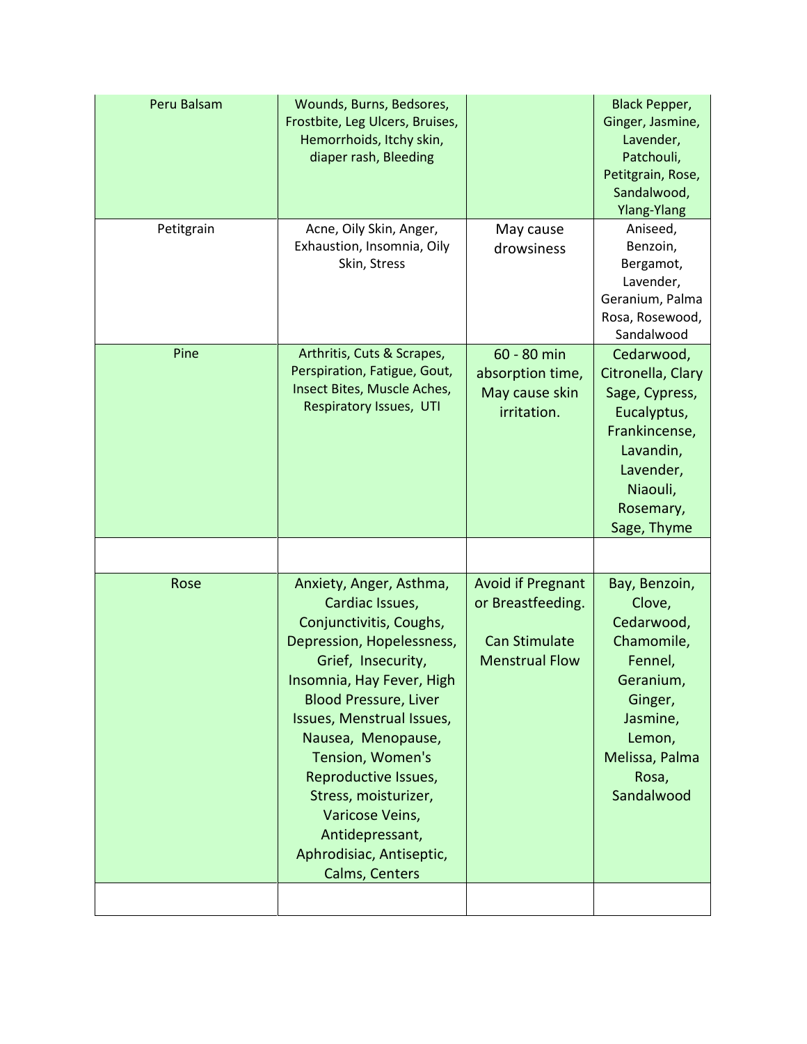| | | | |
|---|---|---|---|
| Peru Balsam | Wounds, Burns, Bedsores, Frostbite, Leg Ulcers, Bruises, Hemorrhoids, Itchy skin, diaper rash, Bleeding | | Black Pepper, Ginger, Jasmine, Lavender, Patchouli, Petitgrain, Rose, Sandalwood, Ylang-Ylang |
| Petitgrain | Acne, Oily Skin, Anger, Exhaustion, Insomnia, Oily Skin, Stress | May cause drowsiness | Aniseed, Benzoin, Bergamot, Lavender, Geranium, Palma Rosa, Rosewood, Sandalwood |
| Pine | Arthritis, Cuts & Scrapes, Perspiration, Fatigue, Gout, Insect Bites, Muscle Aches, Respiratory Issues, UTI | 60 - 80 min absorption time, May cause skin irritation. | Cedarwood, Citronella, Clary Sage, Cypress, Eucalyptus, Frankincense, Lavandin, Lavender, Niaouli, Rosemary, Sage, Thyme |
| | | | |
| Rose | Anxiety, Anger, Asthma, Cardiac Issues, Conjunctivitis, Coughs, Depression, Hopelessness, Grief, Insecurity, Insomnia, Hay Fever, High Blood Pressure, Liver Issues, Menstrual Issues, Nausea, Menopause, Tension, Women's Reproductive Issues, Stress, moisturizer, Varicose Veins, Antidepressant, Aphrodisiac, Antiseptic, Calms, Centers | Avoid if Pregnant or Breastfeeding.<br><br>Can Stimulate Menstrual Flow | Bay, Benzoin, Clove, Cedarwood, Chamomile, Fennel, Geranium, Ginger, Jasmine, Lemon, Melissa, Palma Rosa, Sandalwood |
| | | | |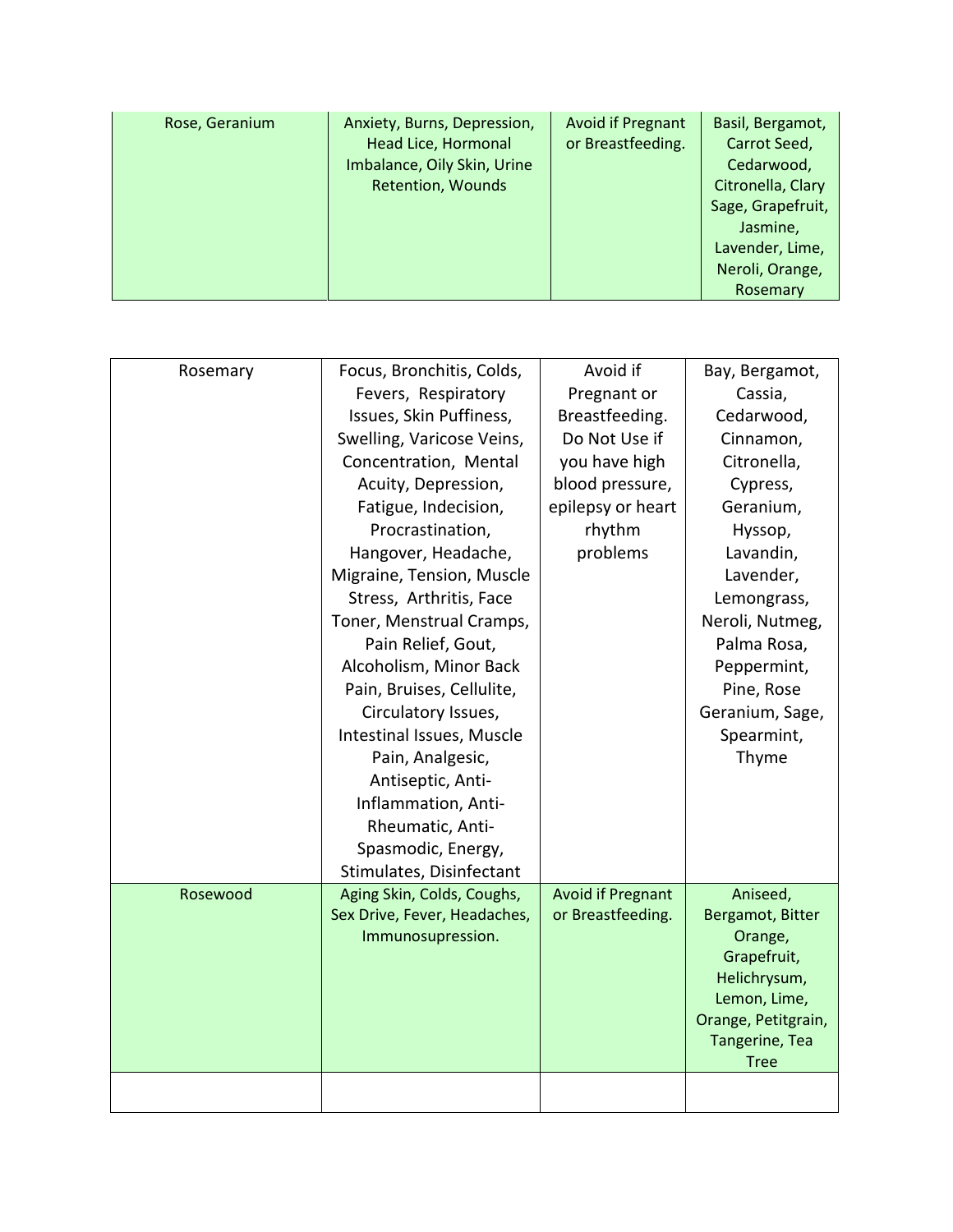| | | | |
|---|---|---|---|
| Rose, Geranium | Anxiety, Burns, Depression, Head Lice, Hormonal Imbalance, Oily Skin, Urine Retention, Wounds | Avoid if Pregnant or Breastfeeding. | Basil, Bergamot, Carrot Seed, Cedarwood, Citronella, Clary Sage, Grapefruit, Jasmine, Lavender, Lime, Neroli, Orange, Rosemary |

| | | | |
|---|---|---|---|
| Rosemary | Focus, Bronchitis, Colds, Fevers, Respiratory Issues, Skin Puffiness, Swelling, Varicose Veins, Concentration, Mental Acuity, Depression, Fatigue, Indecision, Procrastination, Hangover, Headache, Migraine, Tension, Muscle Stress, Arthritis, Face Toner, Menstrual Cramps, Pain Relief, Gout, Alcoholism, Minor Back Pain, Bruises, Cellulite, Circulatory Issues, Intestinal Issues, Muscle Pain, Analgesic, Antiseptic, Anti-Inflammation, Anti-Rheumatic, Anti-Spasmodic, Energy, Stimulates, Disinfectant | Avoid if Pregnant or Breastfeeding. Do Not Use if you have high blood pressure, epilepsy or heart rhythm problems | Bay, Bergamot, Cassia, Cedarwood, Cinnamon, Citronella, Cypress, Geranium, Hyssop, Lavandin, Lavender, Lemongrass, Neroli, Nutmeg, Palma Rosa, Peppermint, Pine, Rose Geranium, Sage, Spearmint, Thyme |
| Rosewood | Aging Skin, Colds, Coughs, Sex Drive, Fever, Headaches, Immunosupression. | Avoid if Pregnant or Breastfeeding. | Aniseed, Bergamot, Bitter Orange, Grapefruit, Helichrysum, Lemon, Lime, Orange, Petitgrain, Tangerine, Tea Tree |
| | | | |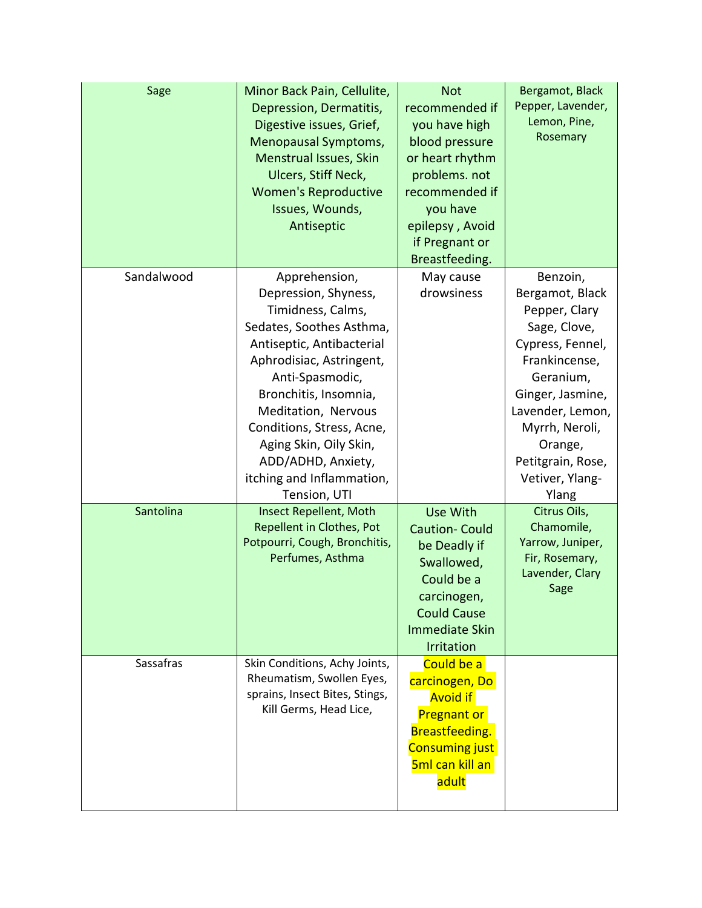| Sage | Minor Back Pain, Cellulite, Depression, Dermatitis, Digestive issues, Grief, Menopausal Symptoms, Menstrual Issues, Skin Ulcers, Stiff Neck, Women's Reproductive Issues, Wounds, Antiseptic | Not recommended if you have high blood pressure or heart rhythm problems. not recommended if you have epilepsy , Avoid if Pregnant or Breastfeeding. | Bergamot, Black Pepper, Lavender, Lemon, Pine, Rosemary |
|---|---|---|---|
| Sandalwood | Apprehension, Depression, Shyness, Timidness, Calms, Sedates, Soothes Asthma, Antiseptic, Antibacterial Aphrodisiac, Astringent, Anti-Spasmodic, Bronchitis, Insomnia, Meditation, Nervous Conditions, Stress, Acne, Aging Skin, Oily Skin, ADD/ADHD, Anxiety, itching and Inflammation, Tension, UTI | May cause drowsiness | Benzoin, Bergamot, Black Pepper, Clary Sage, Clove, Cypress, Fennel, Frankincense, Geranium, Ginger, Jasmine, Lavender, Lemon, Myrrh, Neroli, Orange, Petitgrain, Rose, Vetiver, Ylang-Ylang |
| Santolina | Insect Repellent, Moth Repellent in Clothes, Pot Potpourri, Cough, Bronchitis, Perfumes, Asthma | Use With Caution- Could be Deadly if Swallowed, Could be a carcinogen, Could Cause Immediate Skin Irritation | Citrus Oils, Chamomile, Yarrow, Juniper, Fir, Rosemary, Lavender, Clary Sage |
| Sassafras | Skin Conditions, Achy Joints, Rheumatism, Swollen Eyes, sprains, Insect Bites, Stings, Kill Germs, Head Lice, | Could be a carcinogen, Do Avoid if Pregnant or Breastfeeding. Consuming just 5ml can kill an adult | |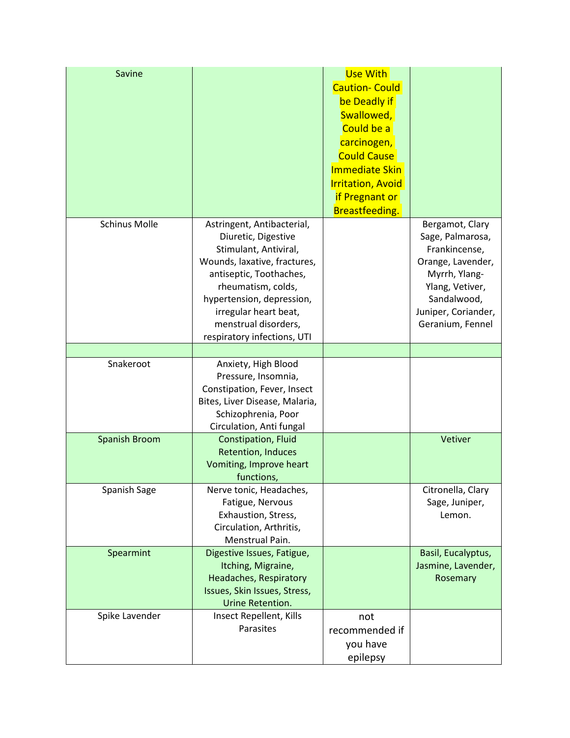| Savine | | Use With Caution- Could be Deadly if Swallowed, Could be a carcinogen, Could Cause Immediate Skin Irritation, Avoid if Pregnant or Breastfeeding. | |
|---|---|---|---|
| Schinus Molle | Astringent, Antibacterial, Diuretic, Digestive Stimulant, Antiviral, Wounds, laxative, fractures, antiseptic, Toothaches, rheumatism, colds, hypertension, depression, irregular heart beat, menstrual disorders, respiratory infections, UTI | | Bergamot, Clary Sage, Palmarosa, Frankincense, Orange, Lavender, Myrrh, Ylang-Ylang, Vetiver, Sandalwood, Juniper, Coriander, Geranium, Fennel |
| | | | |
| Snakeroot | Anxiety, High Blood Pressure, Insomnia, Constipation, Fever, Insect Bites, Liver Disease, Malaria, Schizophrenia, Poor Circulation, Anti fungal | | |
| Spanish Broom | Constipation, Fluid Retention, Induces Vomiting, Improve heart functions, | | Vetiver |
| Spanish Sage | Nerve tonic, Headaches, Fatigue, Nervous Exhaustion, Stress, Circulation, Arthritis, Menstrual Pain. | | Citronella, Clary Sage, Juniper, Lemon. |
| Spearmint | Digestive Issues, Fatigue, Itching, Migraine, Headaches, Respiratory Issues, Skin Issues, Stress, Urine Retention. | | Basil, Eucalyptus, Jasmine, Lavender, Rosemary |
| Spike Lavender | Insect Repellent, Kills Parasites | not recommended if you have epilepsy | |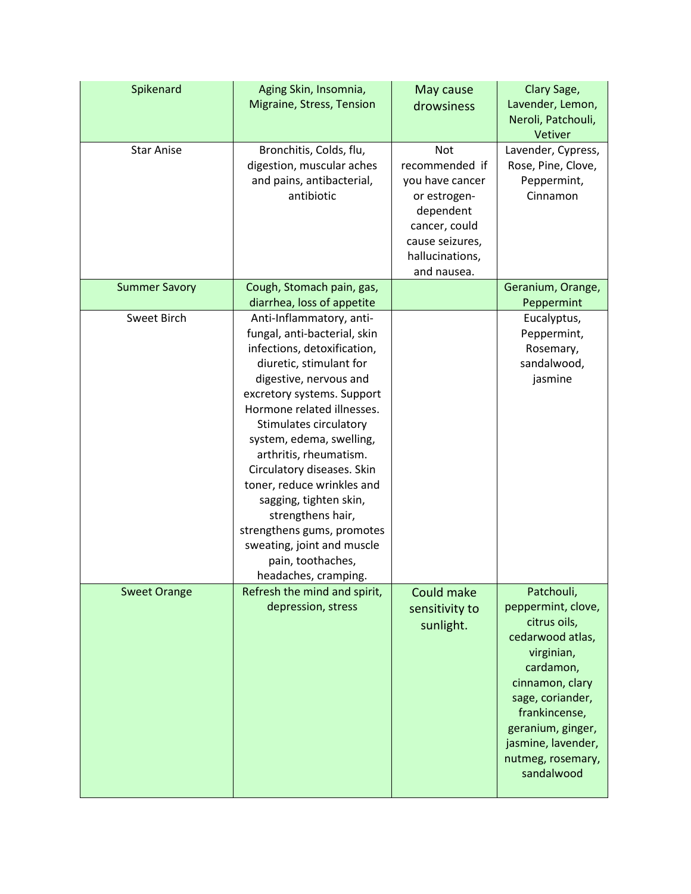| Spikenard | Aging Skin, Insomnia, Migraine, Stress, Tension | May cause drowsiness | Clary Sage, Lavender, Lemon, Neroli, Patchouli, Vetiver |
|---|---|---|---|
| Star Anise | Bronchitis, Colds, flu, digestion, muscular aches and pains, antibacterial, antibiotic | Not recommended if you have cancer or estrogen-dependent cancer, could cause seizures, hallucinations, and nausea. | Lavender, Cypress, Rose, Pine, Clove, Peppermint, Cinnamon |
| Summer Savory | Cough, Stomach pain, gas, diarrhea, loss of appetite | | Geranium, Orange, Peppermint |
| Sweet Birch | Anti-Inflammatory, anti-fungal, anti-bacterial, skin infections, detoxification, diuretic, stimulant for digestive, nervous and excretory systems. Support Hormone related illnesses. Stimulates circulatory system, edema, swelling, arthritis, rheumatism. Circulatory diseases. Skin toner, reduce wrinkles and sagging, tighten skin, strengthens hair, strengthens gums, promotes sweating, joint and muscle pain, toothaches, headaches, cramping. | | Eucalyptus, Peppermint, Rosemary, sandalwood, jasmine |
| Sweet Orange | Refresh the mind and spirit, depression, stress | Could make sensitivity to sunlight. | Patchouli, peppermint, clove, citrus oils, cedarwood atlas, virginian, cardamon, cinnamon, clary sage, coriander, frankincense, geranium, ginger, jasmine, lavender, nutmeg, rosemary, sandalwood |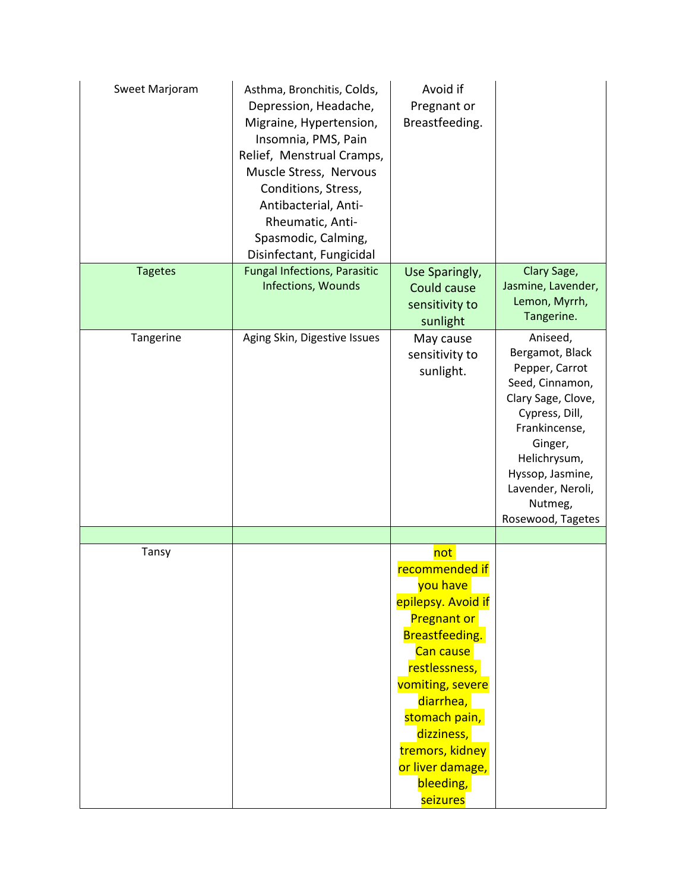| Sweet Marjoram | Asthma, Bronchitis, Colds, Depression, Headache, Migraine, Hypertension, Insomnia, PMS, Pain Relief, Menstrual Cramps, Muscle Stress, Nervous Conditions, Stress, Antibacterial, Anti-Rheumatic, Anti-Spasmodic, Calming, Disinfectant, Fungicidal | Avoid if Pregnant or Breastfeeding. | |
|---|---|---|---|
| Tagetes | Fungal Infections, Parasitic Infections, Wounds | Use Sparingly, Could cause sensitivity to sunlight | Clary Sage, Jasmine, Lavender, Lemon, Myrrh, Tangerine. |
| Tangerine | Aging Skin, Digestive Issues | May cause sensitivity to sunlight. | Aniseed, Bergamot, Black Pepper, Carrot Seed, Cinnamon, Clary Sage, Clove, Cypress, Dill, Frankincense, Ginger, Helichrysum, Hyssop, Jasmine, Lavender, Neroli, Nutmeg, Rosewood, Tagetes |
| | | | |
| Tansy | | not recommended if you have epilepsy. Avoid if Pregnant or Breastfeeding. Can cause restlessness, vomiting, severe diarrhea, stomach pain, dizziness, tremors, kidney or liver damage, bleeding, seizures | |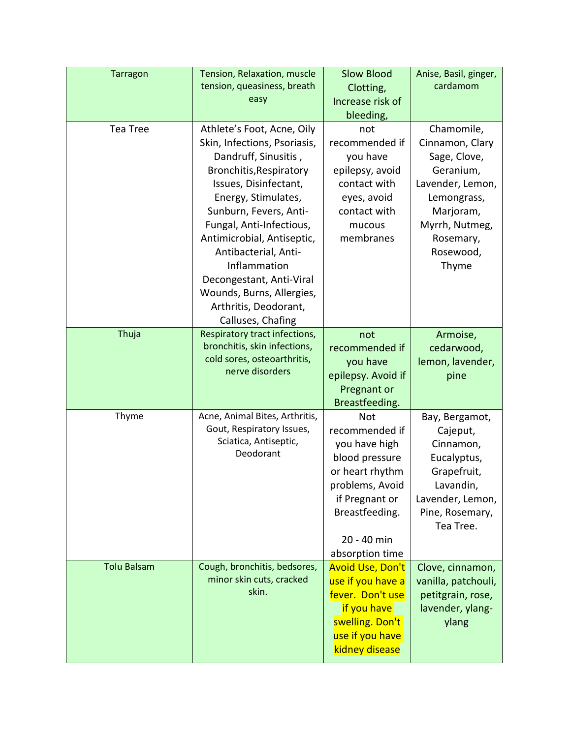| Tarragon | Tension, Relaxation, muscle tension, queasiness, breath easy | Slow Blood Clotting, Increase risk of bleeding, | Anise, Basil, ginger, cardamom |
|---|---|---|---|
| Tea Tree | Athlete's Foot, Acne, Oily Skin, Infections, Psoriasis, Dandruff, Sinusitis , Bronchitis,Respiratory Issues, Disinfectant, Energy, Stimulates, Sunburn, Fevers, Anti-Fungal, Anti-Infectious, Antimicrobial, Antiseptic, Antibacterial, Anti-Inflammation Decongestant, Anti-Viral Wounds, Burns, Allergies, Arthritis, Deodorant, Calluses, Chafing | not recommended if you have epilepsy, avoid contact with eyes, avoid contact with mucous membranes | Chamomile, Cinnamon, Clary Sage, Clove, Geranium, Lavender, Lemon, Lemongrass, Marjoram, Myrrh, Nutmeg, Rosemary, Rosewood, Thyme |
| Thuja | Respiratory tract infections, bronchitis, skin infections, cold sores, osteoarthritis, nerve disorders | not recommended if you have epilepsy. Avoid if Pregnant or Breastfeeding. | Armoise, cedarwood, lemon, lavender, pine |
| Thyme | Acne, Animal Bites, Arthritis, Gout, Respiratory Issues, Sciatica, Antiseptic, Deodorant | Not recommended if you have high blood pressure or heart rhythm problems, Avoid if Pregnant or Breastfeeding.<br><br>20 - 40 min absorption time | Bay, Bergamot, Cajeput, Cinnamon, Eucalyptus, Grapefruit, Lavandin, Lavender, Lemon, Pine, Rosemary, Tea Tree. |
| Tolu Balsam | Cough, bronchitis, bedsores, minor skin cuts, cracked skin. | Avoid Use, Don't use if you have a fever. Don't use if you have swelling. Don't use if you have kidney disease | Clove, cinnamon, vanilla, patchouli, petitgrain, rose, lavender, ylang-ylang |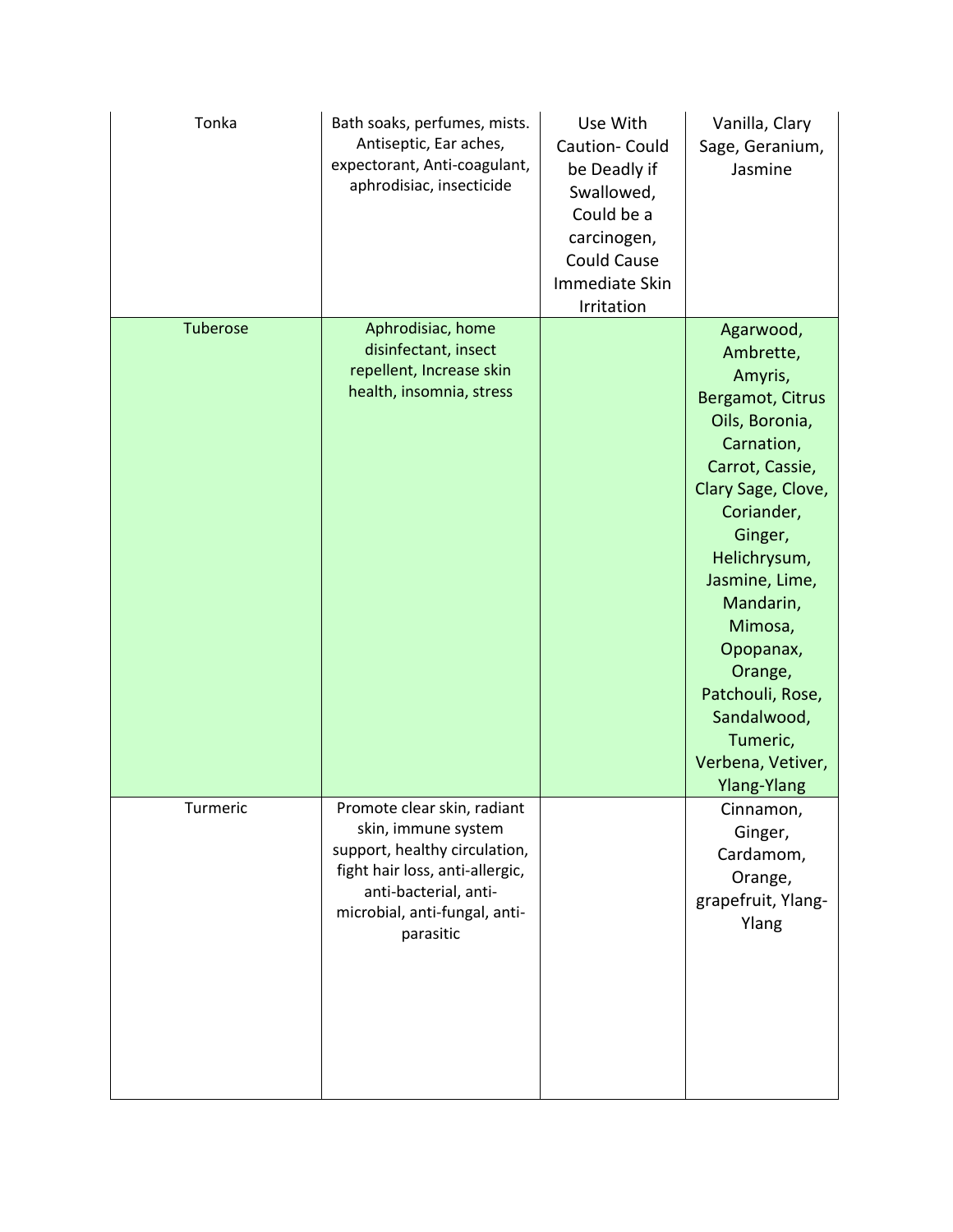| | | | |
|---|---|---|---|
| Tonka | Bath soaks, perfumes, mists. Antiseptic, Ear aches, expectorant, Anti-coagulant, aphrodisiac, insecticide | Use With Caution- Could be Deadly if Swallowed, Could be a carcinogen, Could Cause Immediate Skin Irritation | Vanilla, Clary Sage, Geranium, Jasmine |
| Tuberose | Aphrodisiac, home disinfectant, insect repellent, Increase skin health, insomnia, stress | | Agarwood, Ambrette, Amyris, Bergamot, Citrus Oils, Boronia, Carnation, Carrot, Cassie, Clary Sage, Clove, Coriander, Ginger, Helichrysum, Jasmine, Lime, Mandarin, Mimosa, Opopanax, Orange, Patchouli, Rose, Sandalwood, Tumeric, Verbena, Vetiver, Ylang-Ylang |
| Turmeric | Promote clear skin, radiant skin, immune system support, healthy circulation, fight hair loss, anti-allergic, anti-bacterial, anti-microbial, anti-fungal, anti-parasitic | | Cinnamon, Ginger, Cardamom, Orange, grapefruit, Ylang-Ylang |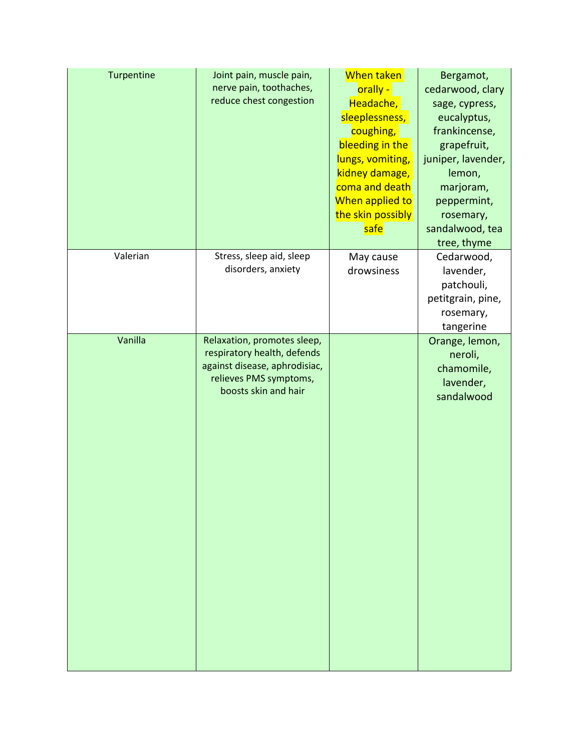| | | | |
|---|---|---|---|
| Turpentine | Joint pain, muscle pain, nerve pain, toothaches, reduce chest congestion | When taken orally - Headache, sleeplessness, coughing, bleeding in the lungs, vomiting, kidney damage, coma and death When applied to the skin possibly safe | Bergamot, cedarwood, clary sage, cypress, eucalyptus, frankincense, grapefruit, juniper, lavender, lemon, marjoram, peppermint, rosemary, sandalwood, tea tree, thyme |
| Valerian | Stress, sleep aid, sleep disorders, anxiety | May cause drowsiness | Cedarwood, lavender, patchouli, petitgrain, pine, rosemary, tangerine |
| Vanilla | Relaxation, promotes sleep, respiratory health, defends against disease, aphrodisiac, relieves PMS symptoms, boosts skin and hair | | Orange, lemon, neroli, chamomile, lavender, sandalwood |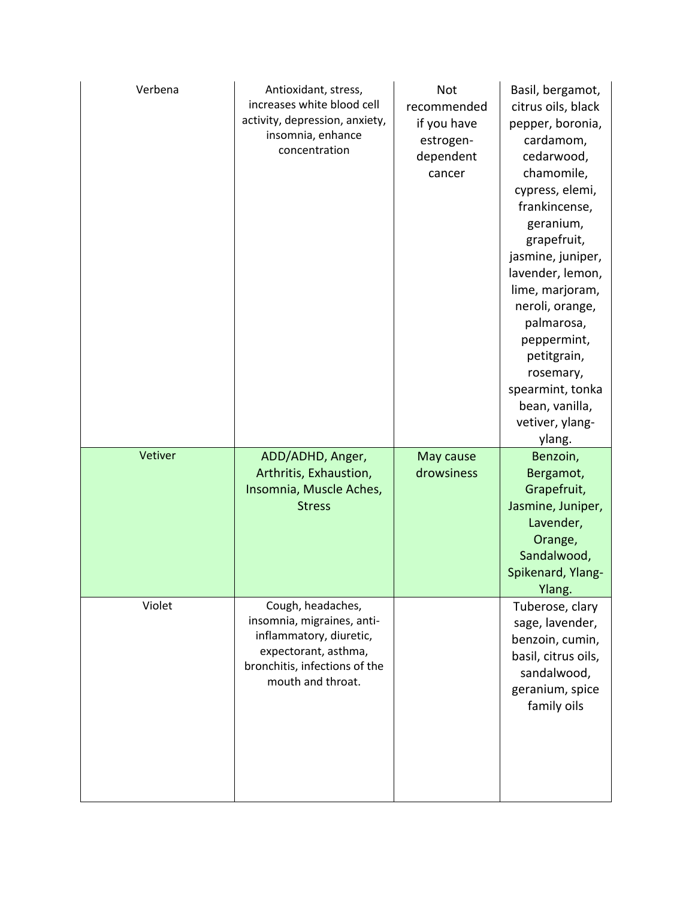| Verbena | Antioxidant, stress, increases white blood cell activity, depression, anxiety, insomnia, enhance concentration | Not recommended if you have estrogen-dependent cancer | Basil, bergamot, citrus oils, black pepper, boronia, cardamom, cedarwood, chamomile, cypress, elemi, frankincense, geranium, grapefruit, jasmine, juniper, lavender, lemon, lime, marjoram, neroli, orange, palmarosa, peppermint, petitgrain, rosemary, spearmint, tonka bean, vanilla, vetiver, ylang-ylang. |
|---|---|---|---|
| Vetiver | ADD/ADHD, Anger, Arthritis, Exhaustion, Insomnia, Muscle Aches, Stress | May cause drowsiness | Benzoin, Bergamot, Grapefruit, Jasmine, Juniper, Lavender, Orange, Sandalwood, Spikenard, Ylang-Ylang. |
| Violet | Cough, headaches, insomnia, migraines, anti-inflammatory, diuretic, expectorant, asthma, bronchitis, infections of the mouth and throat. | | Tuberose, clary sage, lavender, benzoin, cumin, basil, citrus oils, sandalwood, geranium, spice family oils |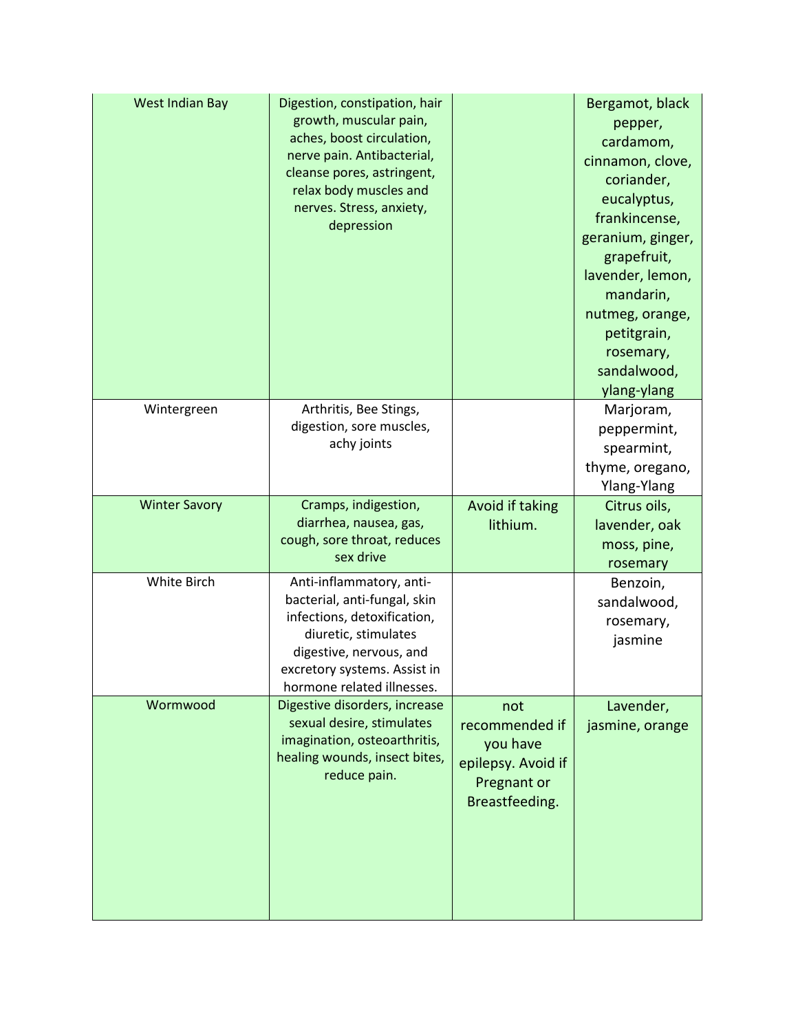| | | | |
|---|---|---|---|
| West Indian Bay | Digestion, constipation, hair growth, muscular pain, aches, boost circulation, nerve pain. Antibacterial, cleanse pores, astringent, relax body muscles and nerves. Stress, anxiety, depression | | Bergamot, black pepper, cardamom, cinnamon, clove, coriander, eucalyptus, frankincense, geranium, ginger, grapefruit, lavender, lemon, mandarin, nutmeg, orange, petitgrain, rosemary, sandalwood, ylang-ylang |
| Wintergreen | Arthritis, Bee Stings, digestion, sore muscles, achy joints | | Marjoram, peppermint, spearmint, thyme, oregano, Ylang-Ylang |
| Winter Savory | Cramps, indigestion, diarrhea, nausea, gas, cough, sore throat, reduces sex drive | Avoid if taking lithium. | Citrus oils, lavender, oak moss, pine, rosemary |
| White Birch | Anti-inflammatory, anti-bacterial, anti-fungal, skin infections, detoxification, diuretic, stimulates digestive, nervous, and excretory systems. Assist in hormone related illnesses. | | Benzoin, sandalwood, rosemary, jasmine |
| Wormwood | Digestive disorders, increase sexual desire, stimulates imagination, osteoarthritis, healing wounds, insect bites, reduce pain. | not recommended if you have epilepsy. Avoid if Pregnant or Breastfeeding. | Lavender, jasmine, orange |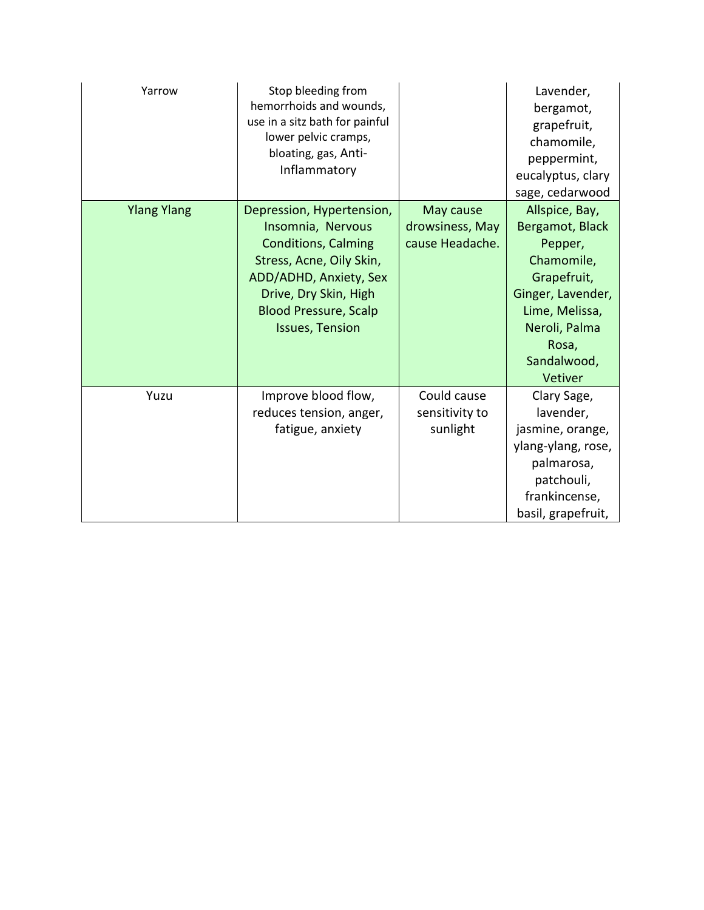| | | | |
|---|---|---|---|
| Yarrow | Stop bleeding from hemorrhoids and wounds, use in a sitz bath for painful lower pelvic cramps, bloating, gas, Anti-Inflammatory | | Lavender, bergamot, grapefruit, chamomile, peppermint, eucalyptus, clary sage, cedarwood |
| Ylang Ylang | Depression, Hypertension, Insomnia, Nervous Conditions, Calming Stress, Acne, Oily Skin, ADD/ADHD, Anxiety, Sex Drive, Dry Skin, High Blood Pressure, Scalp Issues, Tension | May cause drowsiness, May cause Headache. | Allspice, Bay, Bergamot, Black Pepper, Chamomile, Grapefruit, Ginger, Lavender, Lime, Melissa, Neroli, Palma Rosa, Sandalwood, Vetiver |
| Yuzu | Improve blood flow, reduces tension, anger, fatigue, anxiety | Could cause sensitivity to sunlight | Clary Sage, lavender, jasmine, orange, ylang-ylang, rose, palmarosa, patchouli, frankincense, basil, grapefruit, |